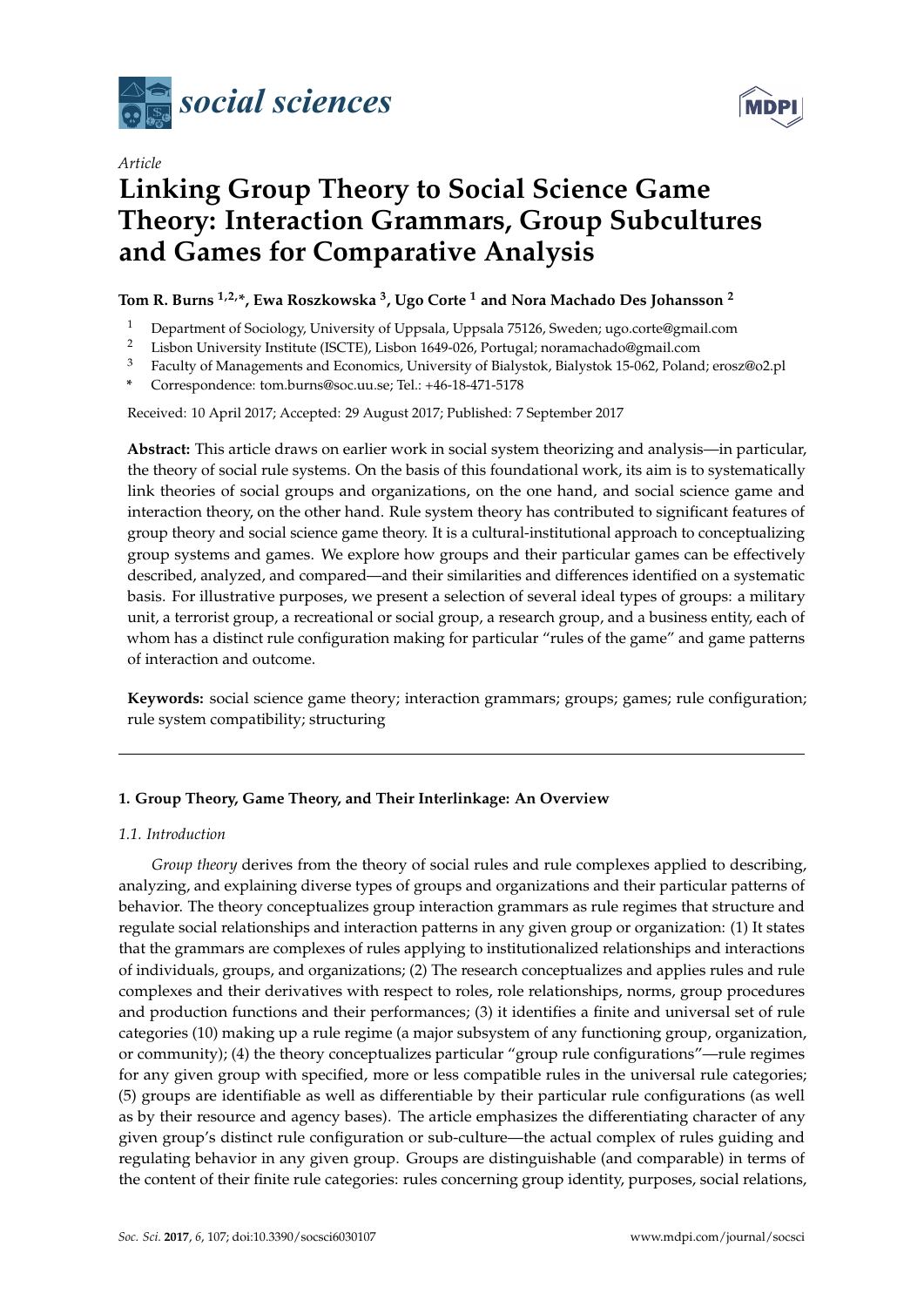*Article*

# Linking Group Theory to Social Science Game Theory: Interaction Grammars, Group Subcultures and Games for Comparative Analysis

**Tom R. Burns [1,2,*], Ewa Roszkowska [3], Ugo Corte [1] and Nora Machado Des Johansson [2]**

[1] Department of Sociology, University of Uppsala, Uppsala 75126, Sweden; ugo.corte@gmail.com
[2] Lisbon University Institute (ISCTE), Lisbon 1649-026, Portugal; noramachado@gmail.com
[3] Faculty of Managements and Economics, University of Bialystok, Bialystok 15-062, Poland; erosz@o2.pl
* Correspondence: tom.burns@soc.uu.se; Tel.: +46-18-471-5178

Received: 10 April 2017; Accepted: 29 August 2017; Published: 7 September 2017

**Abstract:** This article draws on earlier work in social system theorizing and analysis—in particular, the theory of social rule systems. On the basis of this foundational work, its aim is to systematically link theories of social groups and organizations, on the one hand, and social science game and interaction theory, on the other hand. Rule system theory has contributed to significant features of group theory and social science game theory. It is a cultural-institutional approach to conceptualizing group systems and games. We explore how groups and their particular games can be effectively described, analyzed, and compared—and their similarities and differences identified on a systematic basis. For illustrative purposes, we present a selection of several ideal types of groups: a military unit, a terrorist group, a recreational or social group, a research group, and a business entity, each of whom has a distinct rule configuration making for particular "rules of the game" and game patterns of interaction and outcome.

**Keywords:** social science game theory; interaction grammars; groups; games; rule configuration; rule system compatibility; structuring

## 1. Group Theory, Game Theory, and Their Interlinkage: An Overview

### 1.1. Introduction

*Group theory* derives from the theory of social rules and rule complexes applied to describing, analyzing, and explaining diverse types of groups and organizations and their particular patterns of behavior. The theory conceptualizes group interaction grammars as rule regimes that structure and regulate social relationships and interaction patterns in any given group or organization: (1) It states that the grammars are complexes of rules applying to institutionalized relationships and interactions of individuals, groups, and organizations; (2) The research conceptualizes and applies rules and rule complexes and their derivatives with respect to roles, role relationships, norms, group procedures and production functions and their performances; (3) it identifies a finite and universal set of rule categories (10) making up a rule regime (a major subsystem of any functioning group, organization, or community); (4) the theory conceptualizes particular "group rule configurations"—rule regimes for any given group with specified, more or less compatible rules in the universal rule categories; (5) groups are identifiable as well as differentiable by their particular rule configurations (as well as by their resource and agency bases). The article emphasizes the differentiating character of any given group's distinct rule configuration or sub-culture—the actual complex of rules guiding and regulating behavior in any given group. Groups are distinguishable (and comparable) in terms of the content of their finite rule categories: rules concerning group identity, purposes, social relations,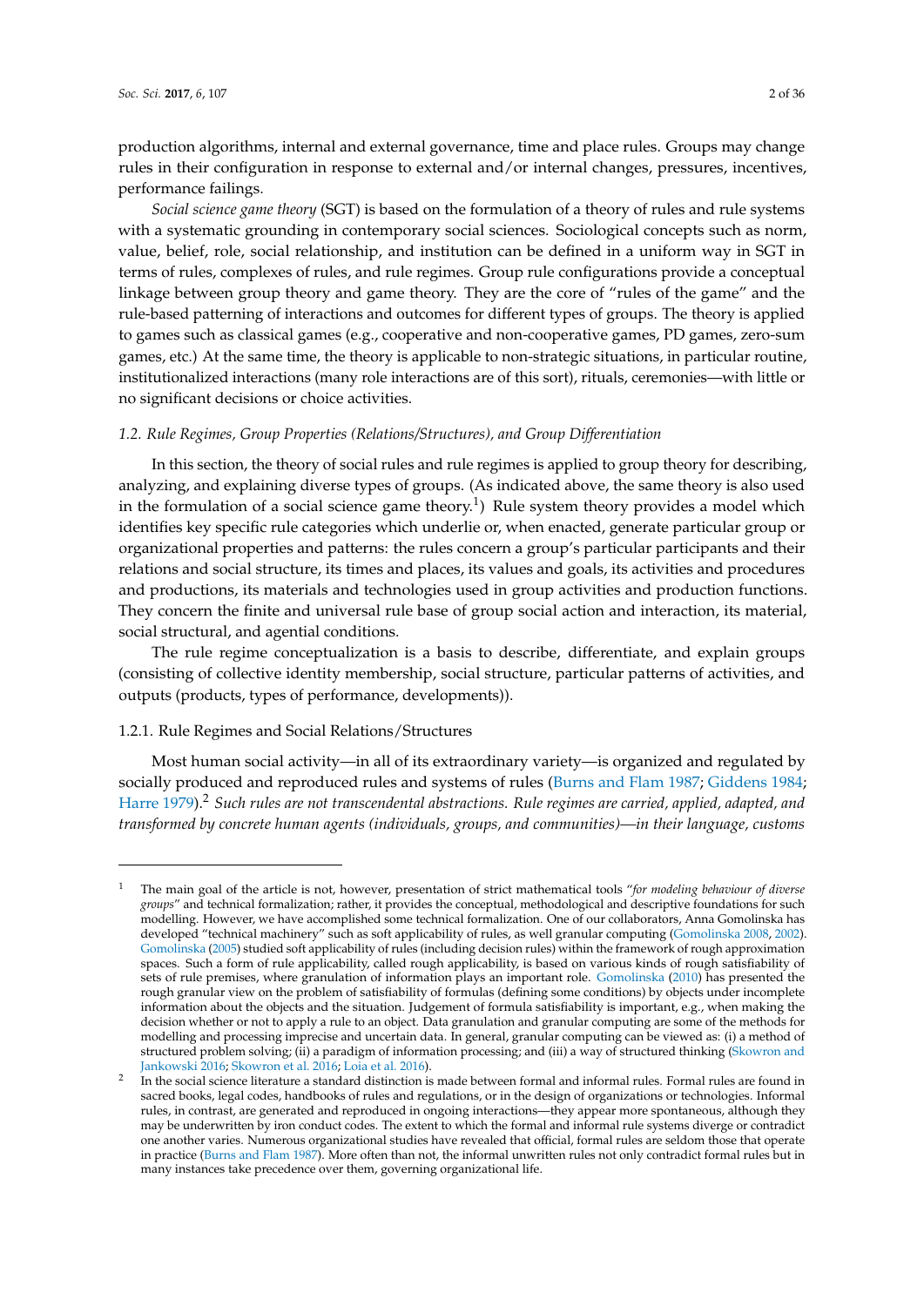production algorithms, internal and external governance, time and place rules. Groups may change rules in their configuration in response to external and/or internal changes, pressures, incentives, performance failings.

*Social science game theory* (SGT) is based on the formulation of a theory of rules and rule systems with a systematic grounding in contemporary social sciences. Sociological concepts such as norm, value, belief, role, social relationship, and institution can be defined in a uniform way in SGT in terms of rules, complexes of rules, and rule regimes. Group rule configurations provide a conceptual linkage between group theory and game theory. They are the core of "rules of the game" and the rule-based patterning of interactions and outcomes for different types of groups. The theory is applied to games such as classical games (e.g., cooperative and non-cooperative games, PD games, zero-sum games, etc.) At the same time, the theory is applicable to non-strategic situations, in particular routine, institutionalized interactions (many role interactions are of this sort), rituals, ceremonies—with little or no significant decisions or choice activities.

### *1.2. Rule Regimes, Group Properties (Relations/Structures), and Group Differentiation*

In this section, the theory of social rules and rule regimes is applied to group theory for describing, analyzing, and explaining diverse types of groups. (As indicated above, the same theory is also used in the formulation of a social science game theory.[1]) Rule system theory provides a model which identifies key specific rule categories which underlie or, when enacted, generate particular group or organizational properties and patterns: the rules concern a group's particular participants and their relations and social structure, its times and places, its values and goals, its activities and procedures and productions, its materials and technologies used in group activities and production functions. They concern the finite and universal rule base of group social action and interaction, its material, social structural, and agential conditions.

The rule regime conceptualization is a basis to describe, differentiate, and explain groups (consisting of collective identity membership, social structure, particular patterns of activities, and outputs (products, types of performance, developments)).

#### 1.2.1. Rule Regimes and Social Relations/Structures

Most human social activity—in all of its extraordinary variety—is organized and regulated by socially produced and reproduced rules and systems of rules (Burns and Flam 1987; Giddens 1984; Harre 1979).[2] *Such rules are not transcendental abstractions. Rule regimes are carried, applied, adapted, and transformed by concrete human agents (individuals, groups, and communities)—in their language, customs*

---

[1] The main goal of the article is not, however, presentation of strict mathematical tools "*for modeling behaviour of diverse groups*" and technical formalization; rather, it provides the conceptual, methodological and descriptive foundations for such modelling. However, we have accomplished some technical formalization. One of our collaborators, Anna Gomolinska has developed "technical machinery" such as soft applicability of rules, as well granular computing (Gomolinska 2008, 2002). Gomolinska (2005) studied soft applicability of rules (including decision rules) within the framework of rough approximation spaces. Such a form of rule applicability, called rough applicability, is based on various kinds of rough satisfiability of sets of rule premises, where granulation of information plays an important role. Gomolinska (2010) has presented the rough granular view on the problem of satisfiability of formulas (defining some conditions) by objects under incomplete information about the objects and the situation. Judgement of formula satisfiability is important, e.g., when making the decision whether or not to apply a rule to an object. Data granulation and granular computing are some of the methods for modelling and processing imprecise and uncertain data. In general, granular computing can be viewed as: (i) a method of structured problem solving; (ii) a paradigm of information processing; and (iii) a way of structured thinking (Skowron and Jankowski 2016; Skowron et al. 2016; Loia et al. 2016).

[2] In the social science literature a standard distinction is made between formal and informal rules. Formal rules are found in sacred books, legal codes, handbooks of rules and regulations, or in the design of organizations or technologies. Informal rules, in contrast, are generated and reproduced in ongoing interactions—they appear more spontaneous, although they may be underwritten by iron conduct codes. The extent to which the formal and informal rule systems diverge or contradict one another varies. Numerous organizational studies have revealed that official, formal rules are seldom those that operate in practice (Burns and Flam 1987). More often than not, the informal unwritten rules not only contradict formal rules but in many instances take precedence over them, governing organizational life.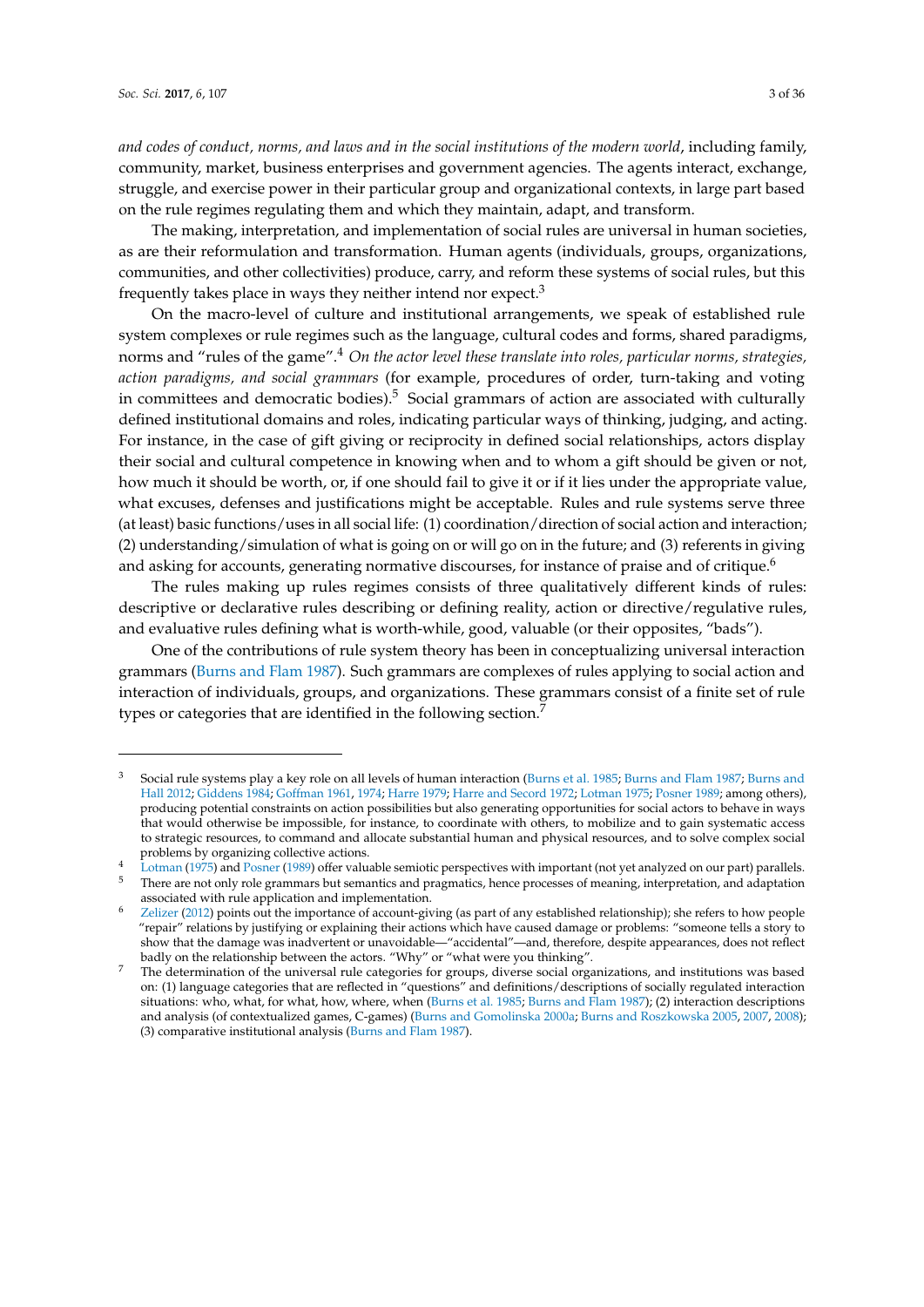*and codes of conduct, norms, and laws and in the social institutions of the modern world*, including family, community, market, business enterprises and government agencies. The agents interact, exchange, struggle, and exercise power in their particular group and organizational contexts, in large part based on the rule regimes regulating them and which they maintain, adapt, and transform.

The making, interpretation, and implementation of social rules are universal in human societies, as are their reformulation and transformation. Human agents (individuals, groups, organizations, communities, and other collectivities) produce, carry, and reform these systems of social rules, but this frequently takes place in ways they neither intend nor expect.[3]

On the macro-level of culture and institutional arrangements, we speak of established rule system complexes or rule regimes such as the language, cultural codes and forms, shared paradigms, norms and "rules of the game".[4] *On the actor level these translate into roles, particular norms, strategies, action paradigms, and social grammars* (for example, procedures of order, turn-taking and voting in committees and democratic bodies).[5] Social grammars of action are associated with culturally defined institutional domains and roles, indicating particular ways of thinking, judging, and acting. For instance, in the case of gift giving or reciprocity in defined social relationships, actors display their social and cultural competence in knowing when and to whom a gift should be given or not, how much it should be worth, or, if one should fail to give it or if it lies under the appropriate value, what excuses, defenses and justifications might be acceptable. Rules and rule systems serve three (at least) basic functions/uses in all social life: (1) coordination/direction of social action and interaction; (2) understanding/simulation of what is going on or will go on in the future; and (3) referents in giving and asking for accounts, generating normative discourses, for instance of praise and of critique.[6]

The rules making up rules regimes consists of three qualitatively different kinds of rules: descriptive or declarative rules describing or defining reality, action or directive/regulative rules, and evaluative rules defining what is worth-while, good, valuable (or their opposites, "bads").

One of the contributions of rule system theory has been in conceptualizing universal interaction grammars (Burns and Flam 1987). Such grammars are complexes of rules applying to social action and interaction of individuals, groups, and organizations. These grammars consist of a finite set of rule types or categories that are identified in the following section.[7]

---

[3] Social rule systems play a key role on all levels of human interaction (Burns et al. 1985; Burns and Flam 1987; Burns and Hall 2012; Giddens 1984; Goffman 1961, 1974; Harre 1979; Harre and Secord 1972; Lotman 1975; Posner 1989; among others), producing potential constraints on action possibilities but also generating opportunities for social actors to behave in ways that would otherwise be impossible, for instance, to coordinate with others, to mobilize and to gain systematic access to strategic resources, to command and allocate substantial human and physical resources, and to solve complex social problems by organizing collective actions.

[4] Lotman (1975) and Posner (1989) offer valuable semiotic perspectives with important (not yet analyzed on our part) parallels.

[5] There are not only role grammars but semantics and pragmatics, hence processes of meaning, interpretation, and adaptation associated with rule application and implementation.

[6] Zelizer (2012) points out the importance of account-giving (as part of any established relationship); she refers to how people "repair" relations by justifying or explaining their actions which have caused damage or problems: "someone tells a story to show that the damage was inadvertent or unavoidable—"accidental"—and, therefore, despite appearances, does not reflect badly on the relationship between the actors. "Why" or "what were you thinking".

[7] The determination of the universal rule categories for groups, diverse social organizations, and institutions was based on: (1) language categories that are reflected in "questions" and definitions/descriptions of socially regulated interaction situations: who, what, for what, how, where, when (Burns et al. 1985; Burns and Flam 1987); (2) interaction descriptions and analysis (of contextualized games, C-games) (Burns and Gomolinska 2000a; Burns and Roszkowska 2005, 2007, 2008); (3) comparative institutional analysis (Burns and Flam 1987).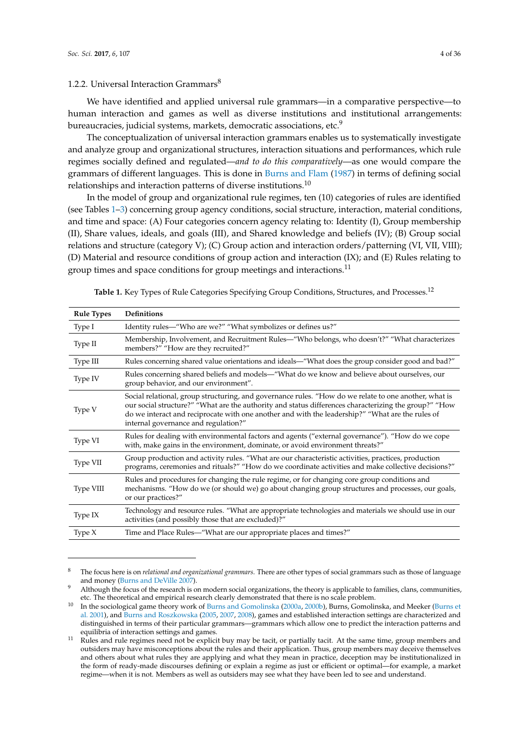#### 1.2.2. Universal Interaction Grammars[8]

We have identified and applied universal rule grammars—in a comparative perspective—to human interaction and games as well as diverse institutions and institutional arrangements: bureaucracies, judicial systems, markets, democratic associations, etc.[9]

The conceptualization of universal interaction grammars enables us to systematically investigate and analyze group and organizational structures, interaction situations and performances, which rule regimes socially defined and regulated—*and to do this comparatively*—as one would compare the grammars of different languages. This is done in Burns and Flam (1987) in terms of defining social relationships and interaction patterns of diverse institutions.[10]

In the model of group and organizational rule regimes, ten (10) categories of rules are identified (see Tables 1–3) concerning group agency conditions, social structure, interaction, material conditions, and time and space: (A) Four categories concern agency relating to: Identity (I), Group membership (II), Share values, ideals, and goals (III), and Shared knowledge and beliefs (IV); (B) Group social relations and structure (category V); (C) Group action and interaction orders/patterning (VI, VII, VIII); (D) Material and resource conditions of group action and interaction (IX); and (E) Rules relating to group times and space conditions for group meetings and interactions.[11]

**Table 1.** Key Types of Rule Categories Specifying Group Conditions, Structures, and Processes.[12]

| Rule Types | Definitions |
|---|---|
| Type I | Identity rules—"Who are we?" "What symbolizes or defines us?" |
| Type II | Membership, Involvement, and Recruitment Rules—"Who belongs, who doesn't?" "What characterizes members?" "How are they recruited?" |
| Type III | Rules concerning shared value orientations and ideals—"What does the group consider good and bad?" |
| Type IV | Rules concerning shared beliefs and models—"What do we know and believe about ourselves, our group behavior, and our environment". |
| Type V | Social relational, group structuring, and governance rules. "How do we relate to one another, what is our social structure?" "What are the authority and status differences characterizing the group?" "How do we interact and reciprocate with one another and with the leadership?" "What are the rules of internal governance and regulation?" |
| Type VI | Rules for dealing with environmental factors and agents ("external governance"). "How do we cope with, make gains in the environment, dominate, or avoid environment threats?" |
| Type VII | Group production and activity rules. "What are our characteristic activities, practices, production programs, ceremonies and rituals?" "How do we coordinate activities and make collective decisions?" |
| Type VIII | Rules and procedures for changing the rule regime, or for changing core group conditions and mechanisms. "How do we (or should we) go about changing group structures and processes, our goals, or our practices?" |
| Type IX | Technology and resource rules. "What are appropriate technologies and materials we should use in our activities (and possibly those that are excluded)?" |
| Type X | Time and Place Rules—"What are our appropriate places and times?" |

---

[8] The focus here is on *relational and organizational grammars.* There are other types of social grammars such as those of language and money (Burns and DeVille 2007).

[9] Although the focus of the research is on modern social organizations, the theory is applicable to families, clans, communities, etc. The theoretical and empirical research clearly demonstrated that there is no scale problem.

[10] In the sociological game theory work of Burns and Gomolinska (2000a, 2000b), Burns, Gomolinska, and Meeker (Burns et al. 2001), and Burns and Roszkowska (2005, 2007, 2008), games and established interaction settings are characterized and distinguished in terms of their particular grammars—grammars which allow one to predict the interaction patterns and equilibria of interaction settings and games.

[11] Rules and rule regimes need not be explicit buy may be tacit, or partially tacit. At the same time, group members and outsiders may have misconceptions about the rules and their application. Thus, group members may deceive themselves and others about what rules they are applying and what they mean in practice, deception may be institutionalized in the form of ready-made discourses defining or explain a regime as just or efficient or optimal—for example, a market regime—when it is not. Members as well as outsiders may see what they have been led to see and understand.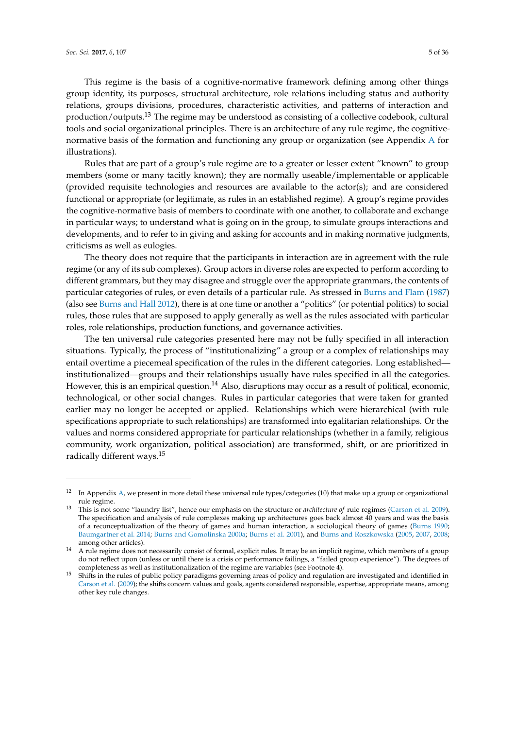This regime is the basis of a cognitive-normative framework defining among other things group identity, its purposes, structural architecture, role relations including status and authority relations, groups divisions, procedures, characteristic activities, and patterns of interaction and production/outputs.[13] The regime may be understood as consisting of a collective codebook, cultural tools and social organizational principles. There is an architecture of any rule regime, the cognitive-normative basis of the formation and functioning any group or organization (see Appendix A for illustrations).

Rules that are part of a group's rule regime are to a greater or lesser extent "known" to group members (some or many tacitly known); they are normally useable/implementable or applicable (provided requisite technologies and resources are available to the actor(s); and are considered functional or appropriate (or legitimate, as rules in an established regime). A group's regime provides the cognitive-normative basis of members to coordinate with one another, to collaborate and exchange in particular ways; to understand what is going on in the group, to simulate groups interactions and developments, and to refer to in giving and asking for accounts and in making normative judgments, criticisms as well as eulogies.

The theory does not require that the participants in interaction are in agreement with the rule regime (or any of its sub complexes). Group actors in diverse roles are expected to perform according to different grammars, but they may disagree and struggle over the appropriate grammars, the contents of particular categories of rules, or even details of a particular rule. As stressed in Burns and Flam (1987) (also see Burns and Hall 2012), there is at one time or another a "politics" (or potential politics) to social rules, those rules that are supposed to apply generally as well as the rules associated with particular roles, role relationships, production functions, and governance activities.

The ten universal rule categories presented here may not be fully specified in all interaction situations. Typically, the process of "institutionalizing" a group or a complex of relationships may entail overtime a piecemeal specification of the rules in the different categories. Long established—institutionalized—groups and their relationships usually have rules specified in all the categories. However, this is an empirical question.[14] Also, disruptions may occur as a result of political, economic, technological, or other social changes. Rules in particular categories that were taken for granted earlier may no longer be accepted or applied. Relationships which were hierarchical (with rule specifications appropriate to such relationships) are transformed into egalitarian relationships. Or the values and norms considered appropriate for particular relationships (whether in a family, religious community, work organization, political association) are transformed, shift, or are prioritized in radically different ways.[15]

---

[12] In Appendix A, we present in more detail these universal rule types/categories (10) that make up a group or organizational rule regime.

[13] This is not some "laundry list", hence our emphasis on the structure or *architecture of* rule regimes (Carson et al. 2009). The specification and analysis of rule complexes making up architectures goes back almost 40 years and was the basis of a reconceptualization of the theory of games and human interaction, a sociological theory of games (Burns 1990; Baumgartner et al. 2014; Burns and Gomolinska 2000a; Burns et al. 2001), and Burns and Roszkowska (2005, 2007, 2008; among other articles).

[14] A rule regime does not necessarily consist of formal, explicit rules. It may be an implicit regime, which members of a group do not reflect upon (unless or until there is a crisis or performance failings, a "failed group experience"). The degrees of completeness as well as institutionalization of the regime are variables (see Footnote 4).

[15] Shifts in the rules of public policy paradigms governing areas of policy and regulation are investigated and identified in Carson et al. (2009); the shifts concern values and goals, agents considered responsible, expertise, appropriate means, among other key rule changes.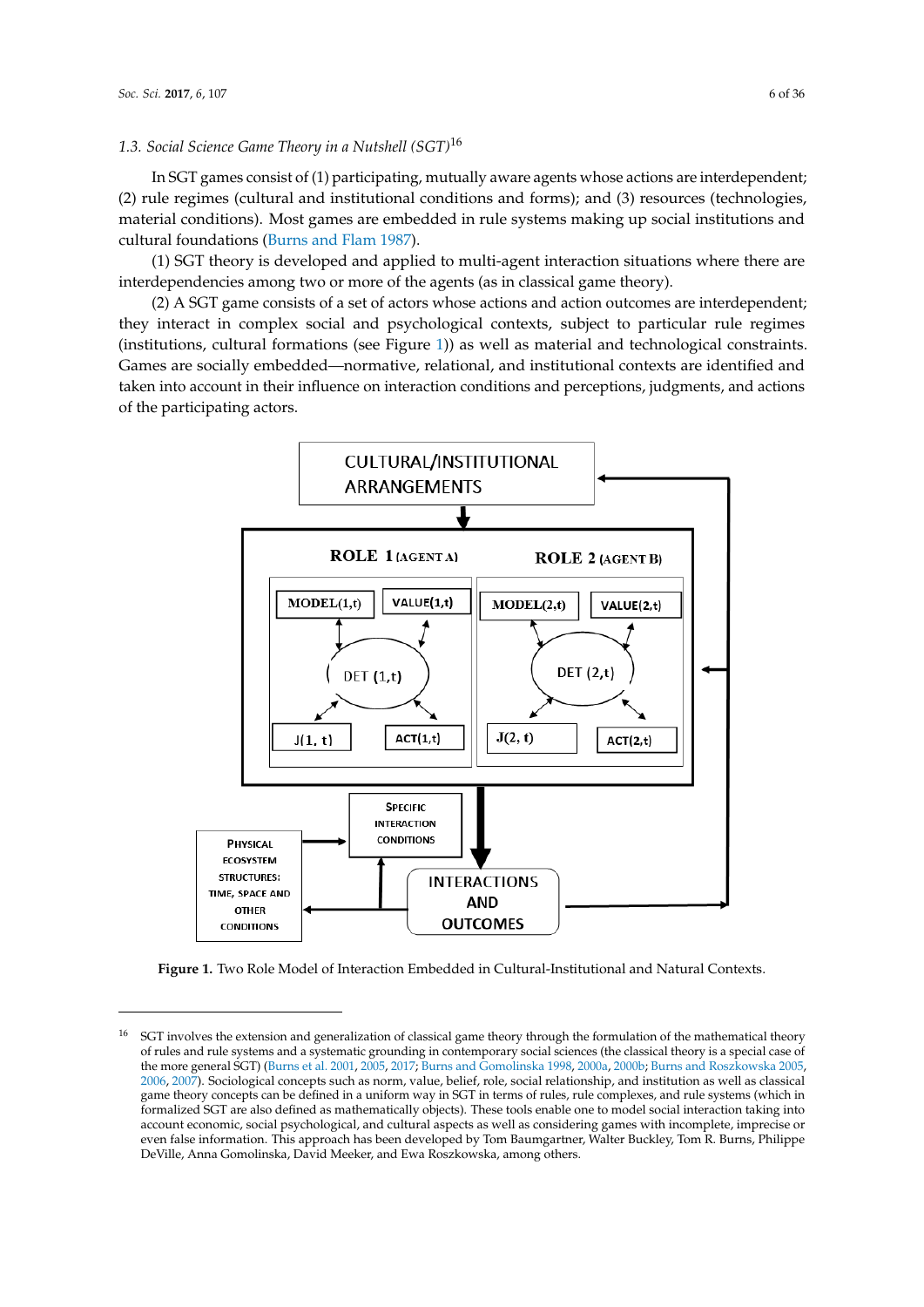### 1.3. Social Science Game Theory in a Nutshell (SGT)[16]

In SGT games consist of (1) participating, mutually aware agents whose actions are interdependent; (2) rule regimes (cultural and institutional conditions and forms); and (3) resources (technologies, material conditions). Most games are embedded in rule systems making up social institutions and cultural foundations (Burns and Flam 1987).

(1) SGT theory is developed and applied to multi-agent interaction situations where there are interdependencies among two or more of the agents (as in classical game theory).

(2) A SGT game consists of a set of actors whose actions and action outcomes are interdependent; they interact in complex social and psychological contexts, subject to particular rule regimes (institutions, cultural formations (see Figure 1)) as well as material and technological constraints. Games are socially embedded—normative, relational, and institutional contexts are identified and taken into account in their influence on interaction conditions and perceptions, judgments, and actions of the participating actors.

**Figure 1.** Two Role Model of Interaction Embedded in Cultural-Institutional and Natural Contexts.

[16] SGT involves the extension and generalization of classical game theory through the formulation of the mathematical theory of rules and rule systems and a systematic grounding in contemporary social sciences (the classical theory is a special case of the more general SGT) (Burns et al. 2001, 2005, 2017; Burns and Gomolinska 1998, 2000a, 2000b; Burns and Roszkowska 2005, 2006, 2007). Sociological concepts such as norm, value, belief, role, social relationship, and institution as well as classical game theory concepts can be defined in a uniform way in SGT in terms of rules, rule complexes, and rule systems (which in formalized SGT are also defined as mathematically objects). These tools enable one to model social interaction taking into account economic, social psychological, and cultural aspects as well as considering games with incomplete, imprecise or even false information. This approach has been developed by Tom Baumgartner, Walter Buckley, Tom R. Burns, Philippe DeVille, Anna Gomolinska, David Meeker, and Ewa Roszkowska, among others.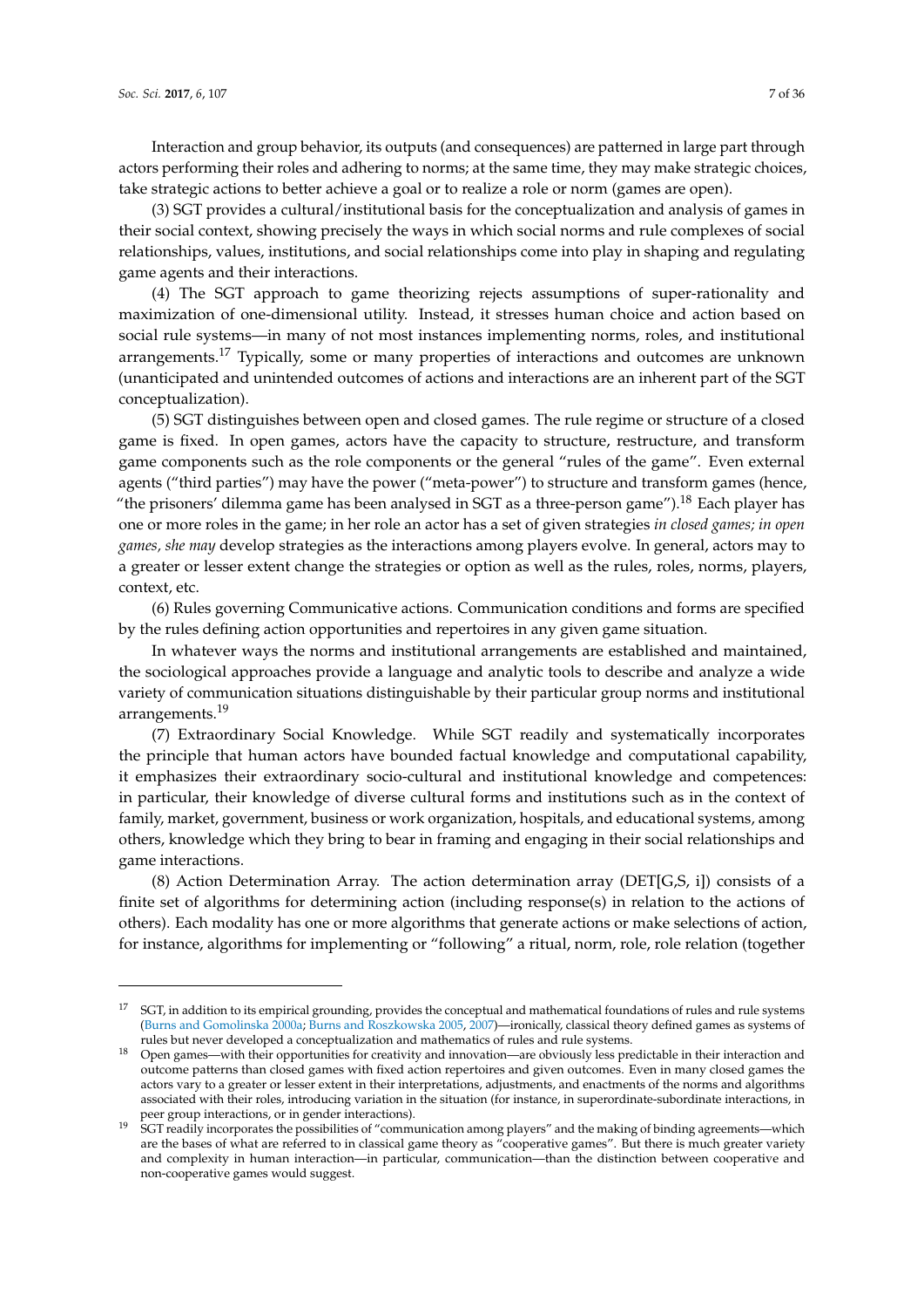Interaction and group behavior, its outputs (and consequences) are patterned in large part through actors performing their roles and adhering to norms; at the same time, they may make strategic choices, take strategic actions to better achieve a goal or to realize a role or norm (games are open).

(3) SGT provides a cultural/institutional basis for the conceptualization and analysis of games in their social context, showing precisely the ways in which social norms and rule complexes of social relationships, values, institutions, and social relationships come into play in shaping and regulating game agents and their interactions.

(4) The SGT approach to game theorizing rejects assumptions of super-rationality and maximization of one-dimensional utility. Instead, it stresses human choice and action based on social rule systems—in many of not most instances implementing norms, roles, and institutional arrangements.[17] Typically, some or many properties of interactions and outcomes are unknown (unanticipated and unintended outcomes of actions and interactions are an inherent part of the SGT conceptualization).

(5) SGT distinguishes between open and closed games. The rule regime or structure of a closed game is fixed. In open games, actors have the capacity to structure, restructure, and transform game components such as the role components or the general "rules of the game". Even external agents ("third parties") may have the power ("meta-power") to structure and transform games (hence, "the prisoners' dilemma game has been analysed in SGT as a three-person game").[18] Each player has one or more roles in the game; in her role an actor has a set of given strategies *in closed games; in open games, she may* develop strategies as the interactions among players evolve. In general, actors may to a greater or lesser extent change the strategies or option as well as the rules, roles, norms, players, context, etc.

(6) Rules governing Communicative actions. Communication conditions and forms are specified by the rules defining action opportunities and repertoires in any given game situation.

In whatever ways the norms and institutional arrangements are established and maintained, the sociological approaches provide a language and analytic tools to describe and analyze a wide variety of communication situations distinguishable by their particular group norms and institutional arrangements.[19]

(7) Extraordinary Social Knowledge. While SGT readily and systematically incorporates the principle that human actors have bounded factual knowledge and computational capability, it emphasizes their extraordinary socio-cultural and institutional knowledge and competences: in particular, their knowledge of diverse cultural forms and institutions such as in the context of family, market, government, business or work organization, hospitals, and educational systems, among others, knowledge which they bring to bear in framing and engaging in their social relationships and game interactions.

(8) Action Determination Array. The action determination array (DET[G,S, i]) consists of a finite set of algorithms for determining action (including response(s) in relation to the actions of others). Each modality has one or more algorithms that generate actions or make selections of action, for instance, algorithms for implementing or "following" a ritual, norm, role, role relation (together

---

[17] SGT, in addition to its empirical grounding, provides the conceptual and mathematical foundations of rules and rule systems (Burns and Gomolinska 2000a; Burns and Roszkowska 2005, 2007)—ironically, classical theory defined games as systems of rules but never developed a conceptualization and mathematics of rules and rule systems.

[18] Open games—with their opportunities for creativity and innovation—are obviously less predictable in their interaction and outcome patterns than closed games with fixed action repertoires and given outcomes. Even in many closed games the actors vary to a greater or lesser extent in their interpretations, adjustments, and enactments of the norms and algorithms associated with their roles, introducing variation in the situation (for instance, in superordinate-subordinate interactions, in peer group interactions, or in gender interactions).

[19] SGT readily incorporates the possibilities of "communication among players" and the making of binding agreements—which are the bases of what are referred to in classical game theory as "cooperative games". But there is much greater variety and complexity in human interaction—in particular, communication—than the distinction between cooperative and non-cooperative games would suggest.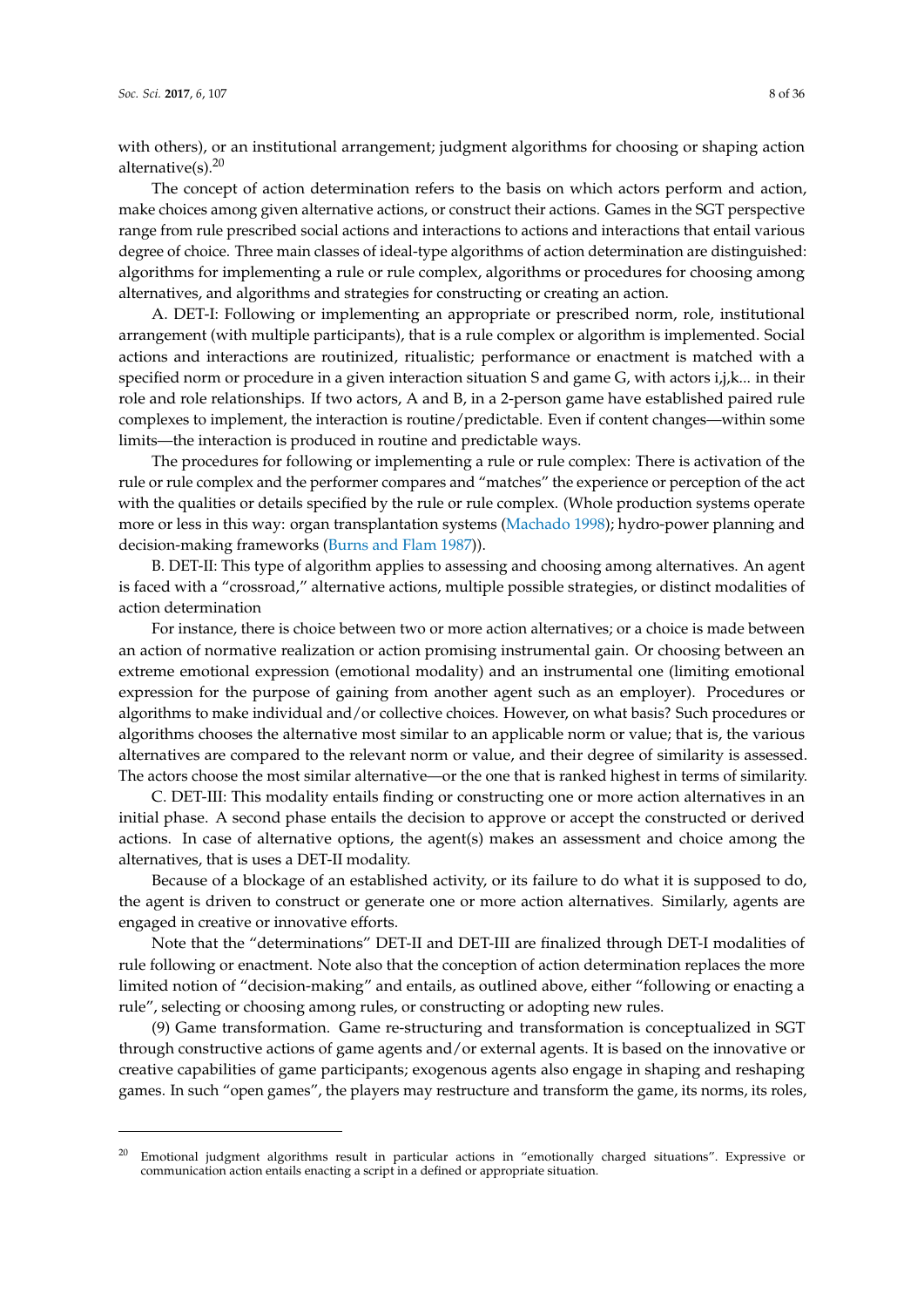with others), or an institutional arrangement; judgment algorithms for choosing or shaping action alternative(s).[20]

The concept of action determination refers to the basis on which actors perform and action, make choices among given alternative actions, or construct their actions. Games in the SGT perspective range from rule prescribed social actions and interactions to actions and interactions that entail various degree of choice. Three main classes of ideal-type algorithms of action determination are distinguished: algorithms for implementing a rule or rule complex, algorithms or procedures for choosing among alternatives, and algorithms and strategies for constructing or creating an action.

A. DET-I: Following or implementing an appropriate or prescribed norm, role, institutional arrangement (with multiple participants), that is a rule complex or algorithm is implemented. Social actions and interactions are routinized, ritualistic; performance or enactment is matched with a specified norm or procedure in a given interaction situation S and game G, with actors i,j,k... in their role and role relationships. If two actors, A and B, in a 2-person game have established paired rule complexes to implement, the interaction is routine/predictable. Even if content changes—within some limits—the interaction is produced in routine and predictable ways.

The procedures for following or implementing a rule or rule complex: There is activation of the rule or rule complex and the performer compares and "matches" the experience or perception of the act with the qualities or details specified by the rule or rule complex. (Whole production systems operate more or less in this way: organ transplantation systems (Machado 1998); hydro-power planning and decision-making frameworks (Burns and Flam 1987)).

B. DET-II: This type of algorithm applies to assessing and choosing among alternatives. An agent is faced with a "crossroad," alternative actions, multiple possible strategies, or distinct modalities of action determination

For instance, there is choice between two or more action alternatives; or a choice is made between an action of normative realization or action promising instrumental gain. Or choosing between an extreme emotional expression (emotional modality) and an instrumental one (limiting emotional expression for the purpose of gaining from another agent such as an employer). Procedures or algorithms to make individual and/or collective choices. However, on what basis? Such procedures or algorithms chooses the alternative most similar to an applicable norm or value; that is, the various alternatives are compared to the relevant norm or value, and their degree of similarity is assessed. The actors choose the most similar alternative—or the one that is ranked highest in terms of similarity.

C. DET-III: This modality entails finding or constructing one or more action alternatives in an initial phase. A second phase entails the decision to approve or accept the constructed or derived actions. In case of alternative options, the agent(s) makes an assessment and choice among the alternatives, that is uses a DET-II modality.

Because of a blockage of an established activity, or its failure to do what it is supposed to do, the agent is driven to construct or generate one or more action alternatives. Similarly, agents are engaged in creative or innovative efforts.

Note that the "determinations" DET-II and DET-III are finalized through DET-I modalities of rule following or enactment. Note also that the conception of action determination replaces the more limited notion of "decision-making" and entails, as outlined above, either "following or enacting a rule", selecting or choosing among rules, or constructing or adopting new rules.

(9) Game transformation. Game re-structuring and transformation is conceptualized in SGT through constructive actions of game agents and/or external agents. It is based on the innovative or creative capabilities of game participants; exogenous agents also engage in shaping and reshaping games. In such "open games", the players may restructure and transform the game, its norms, its roles,

---

[20] Emotional judgment algorithms result in particular actions in "emotionally charged situations". Expressive or communication action entails enacting a script in a defined or appropriate situation.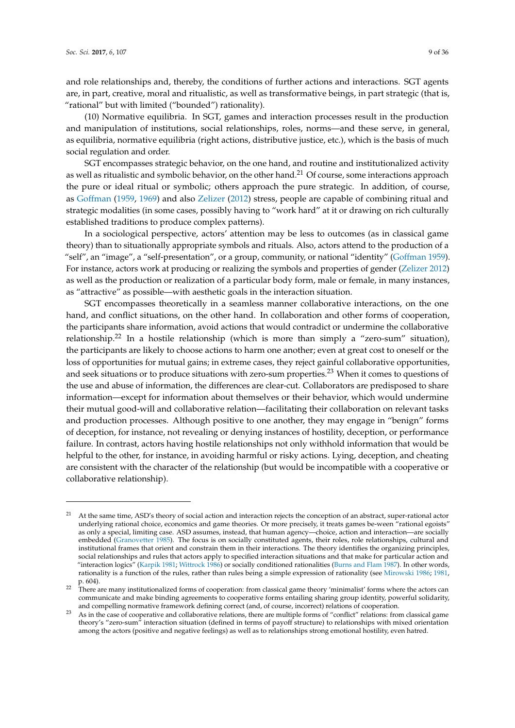and role relationships and, thereby, the conditions of further actions and interactions. SGT agents are, in part, creative, moral and ritualistic, as well as transformative beings, in part strategic (that is, "rational" but with limited ("bounded") rationality).

(10) Normative equilibria. In SGT, games and interaction processes result in the production and manipulation of institutions, social relationships, roles, norms—and these serve, in general, as equilibria, normative equilibria (right actions, distributive justice, etc.), which is the basis of much social regulation and order.

SGT encompasses strategic behavior, on the one hand, and routine and institutionalized activity as well as ritualistic and symbolic behavior, on the other hand.[21] Of course, some interactions approach the pure or ideal ritual or symbolic; others approach the pure strategic. In addition, of course, as Goffman (1959, 1969) and also Zelizer (2012) stress, people are capable of combining ritual and strategic modalities (in some cases, possibly having to "work hard" at it or drawing on rich culturally established traditions to produce complex patterns).

In a sociological perspective, actors' attention may be less to outcomes (as in classical game theory) than to situationally appropriate symbols and rituals. Also, actors attend to the production of a "self", an "image", a "self-presentation", or a group, community, or national "identity" (Goffman 1959). For instance, actors work at producing or realizing the symbols and properties of gender (Zelizer 2012) as well as the production or realization of a particular body form, male or female, in many instances, as "attractive" as possible—with aesthetic goals in the interaction situation.

SGT encompasses theoretically in a seamless manner collaborative interactions, on the one hand, and conflict situations, on the other hand. In collaboration and other forms of cooperation, the participants share information, avoid actions that would contradict or undermine the collaborative relationship.[22] In a hostile relationship (which is more than simply a "zero-sum" situation), the participants are likely to choose actions to harm one another; even at great cost to oneself or the loss of opportunities for mutual gains; in extreme cases, they reject gainful collaborative opportunities, and seek situations or to produce situations with zero-sum properties.[23] When it comes to questions of the use and abuse of information, the differences are clear-cut. Collaborators are predisposed to share information—except for information about themselves or their behavior, which would undermine their mutual good-will and collaborative relation—facilitating their collaboration on relevant tasks and production processes. Although positive to one another, they may engage in "benign" forms of deception, for instance, not revealing or denying instances of hostility, deception, or performance failure. In contrast, actors having hostile relationships not only withhold information that would be helpful to the other, for instance, in avoiding harmful or risky actions. Lying, deception, and cheating are consistent with the character of the relationship (but would be incompatible with a cooperative or collaborative relationship).

---

[21] At the same time, ASD's theory of social action and interaction rejects the conception of an abstract, super-rational actor underlying rational choice, economics and game theories. Or more precisely, it treats games be-ween "rational egoists" as only a special, limiting case. ASD assumes, instead, that human agency—choice, action and interaction—are socially embedded (Granovetter 1985). The focus is on socially constituted agents, their roles, role relationships, cultural and institutional frames that orient and constrain them in their interactions. The theory identifies the organizing principles, social relationships and rules that actors apply to specified interaction situations and that make for particular action and "interaction logics" (Karpik 1981; Wittrock 1986) or socially conditioned rationalities (Burns and Flam 1987). In other words, rationality is a function of the rules, rather than rules being a simple expression of rationality (see Mirowski 1986; 1981, p. 604).

[22] There are many institutionalized forms of cooperation: from classical game theory 'minimalist' forms where the actors can communicate and make binding agreements to cooperative forms entailing sharing group identity, powerful solidarity, and compelling normative framework defining correct (and, of course, incorrect) relations of cooperation.

[23] As in the case of cooperative and collaborative relations, there are multiple forms of "conflict" relations: from classical game theory's "zero-sum" interaction situation (defined in terms of payoff structure) to relationships with mixed orientation among the actors (positive and negative feelings) as well as to relationships strong emotional hostility, even hatred.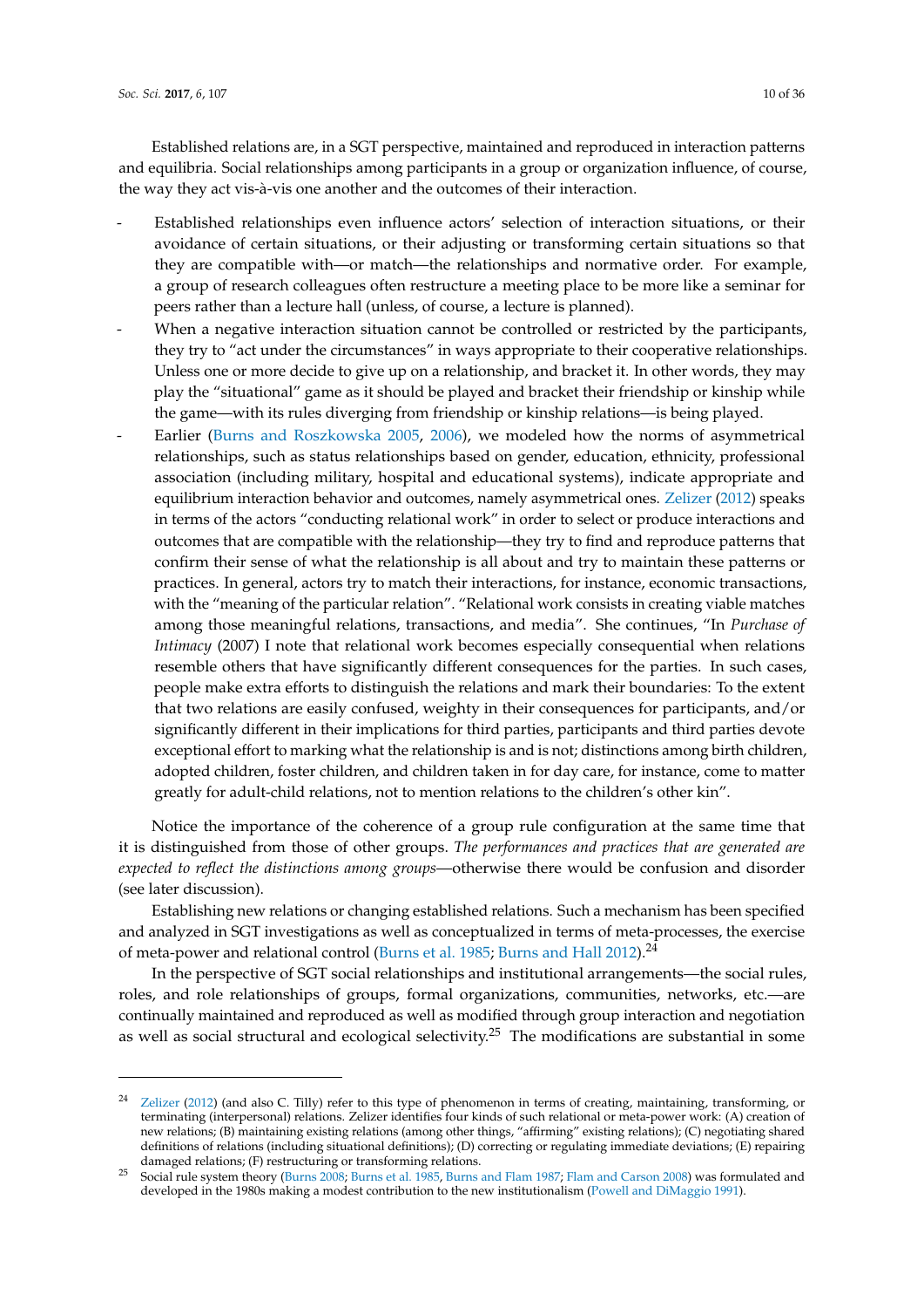Established relations are, in a SGT perspective, maintained and reproduced in interaction patterns and equilibria. Social relationships among participants in a group or organization influence, of course, the way they act vis-à-vis one another and the outcomes of their interaction.

- Established relationships even influence actors' selection of interaction situations, or their avoidance of certain situations, or their adjusting or transforming certain situations so that they are compatible with—or match—the relationships and normative order. For example, a group of research colleagues often restructure a meeting place to be more like a seminar for peers rather than a lecture hall (unless, of course, a lecture is planned).
- When a negative interaction situation cannot be controlled or restricted by the participants, they try to "act under the circumstances" in ways appropriate to their cooperative relationships. Unless one or more decide to give up on a relationship, and bracket it. In other words, they may play the "situational" game as it should be played and bracket their friendship or kinship while the game—with its rules diverging from friendship or kinship relations—is being played.
- Earlier (Burns and Roszkowska 2005, 2006), we modeled how the norms of asymmetrical relationships, such as status relationships based on gender, education, ethnicity, professional association (including military, hospital and educational systems), indicate appropriate and equilibrium interaction behavior and outcomes, namely asymmetrical ones. Zelizer (2012) speaks in terms of the actors "conducting relational work" in order to select or produce interactions and outcomes that are compatible with the relationship—they try to find and reproduce patterns that confirm their sense of what the relationship is all about and try to maintain these patterns or practices. In general, actors try to match their interactions, for instance, economic transactions, with the "meaning of the particular relation". "Relational work consists in creating viable matches among those meaningful relations, transactions, and media". She continues, "In *Purchase of Intimacy* (2007) I note that relational work becomes especially consequential when relations resemble others that have significantly different consequences for the parties. In such cases, people make extra efforts to distinguish the relations and mark their boundaries: To the extent that two relations are easily confused, weighty in their consequences for participants, and/or significantly different in their implications for third parties, participants and third parties devote exceptional effort to marking what the relationship is and is not; distinctions among birth children, adopted children, foster children, and children taken in for day care, for instance, come to matter greatly for adult-child relations, not to mention relations to the children's other kin".

Notice the importance of the coherence of a group rule configuration at the same time that it is distinguished from those of other groups. *The performances and practices that are generated are expected to reflect the distinctions among groups*—otherwise there would be confusion and disorder (see later discussion).

Establishing new relations or changing established relations. Such a mechanism has been specified and analyzed in SGT investigations as well as conceptualized in terms of meta-processes, the exercise of meta-power and relational control (Burns et al. 1985; Burns and Hall 2012).[24]

In the perspective of SGT social relationships and institutional arrangements—the social rules, roles, and role relationships of groups, formal organizations, communities, networks, etc.—are continually maintained and reproduced as well as modified through group interaction and negotiation as well as social structural and ecological selectivity.[25] The modifications are substantial in some

---

[24] Zelizer (2012) (and also C. Tilly) refer to this type of phenomenon in terms of creating, maintaining, transforming, or terminating (interpersonal) relations. Zelizer identifies four kinds of such relational or meta-power work: (A) creation of new relations; (B) maintaining existing relations (among other things, "affirming" existing relations); (C) negotiating shared definitions of relations (including situational definitions); (D) correcting or regulating immediate deviations; (E) repairing damaged relations; (F) restructuring or transforming relations.

[25] Social rule system theory (Burns 2008; Burns et al. 1985, Burns and Flam 1987; Flam and Carson 2008) was formulated and developed in the 1980s making a modest contribution to the new institutionalism (Powell and DiMaggio 1991).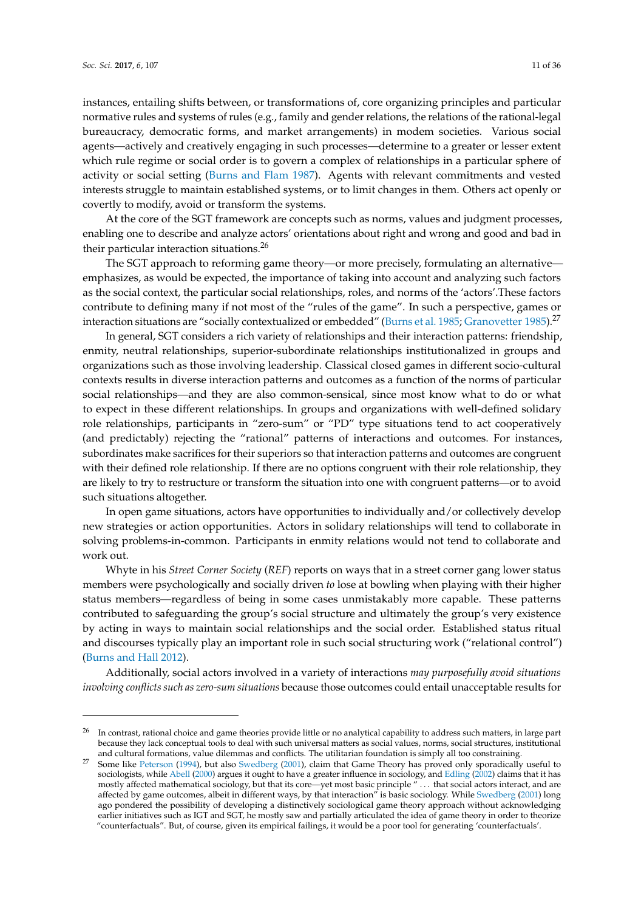instances, entailing shifts between, or transformations of, core organizing principles and particular normative rules and systems of rules (e.g., family and gender relations, the relations of the rational-legal bureaucracy, democratic forms, and market arrangements) in modem societies. Various social agents—actively and creatively engaging in such processes—determine to a greater or lesser extent which rule regime or social order is to govern a complex of relationships in a particular sphere of activity or social setting (Burns and Flam 1987). Agents with relevant commitments and vested interests struggle to maintain established systems, or to limit changes in them. Others act openly or covertly to modify, avoid or transform the systems.

At the core of the SGT framework are concepts such as norms, values and judgment processes, enabling one to describe and analyze actors' orientations about right and wrong and good and bad in their particular interaction situations.[26]

The SGT approach to reforming game theory—or more precisely, formulating an alternative—emphasizes, as would be expected, the importance of taking into account and analyzing such factors as the social context, the particular social relationships, roles, and norms of the 'actors'.These factors contribute to defining many if not most of the "rules of the game". In such a perspective, games or interaction situations are "socially contextualized or embedded" (Burns et al. 1985; Granovetter 1985).[27]

In general, SGT considers a rich variety of relationships and their interaction patterns: friendship, enmity, neutral relationships, superior-subordinate relationships institutionalized in groups and organizations such as those involving leadership. Classical closed games in different socio-cultural contexts results in diverse interaction patterns and outcomes as a function of the norms of particular social relationships—and they are also common-sensical, since most know what to do or what to expect in these different relationships. In groups and organizations with well-defined solidary role relationships, participants in "zero-sum" or "PD" type situations tend to act cooperatively (and predictably) rejecting the "rational" patterns of interactions and outcomes. For instances, subordinates make sacrifices for their superiors so that interaction patterns and outcomes are congruent with their defined role relationship. If there are no options congruent with their role relationship, they are likely to try to restructure or transform the situation into one with congruent patterns—or to avoid such situations altogether.

In open game situations, actors have opportunities to individually and/or collectively develop new strategies or action opportunities. Actors in solidary relationships will tend to collaborate in solving problems-in-common. Participants in enmity relations would not tend to collaborate and work out.

Whyte in his *Street Corner Society* (*REF*) reports on ways that in a street corner gang lower status members were psychologically and socially driven *to* lose at bowling when playing with their higher status members—regardless of being in some cases unmistakably more capable. These patterns contributed to safeguarding the group's social structure and ultimately the group's very existence by acting in ways to maintain social relationships and the social order. Established status ritual and discourses typically play an important role in such social structuring work ("relational control") (Burns and Hall 2012).

Additionally, social actors involved in a variety of interactions *may purposefully avoid situations involving conflicts such as zero-sum situations* because those outcomes could entail unacceptable results for

---

[26] In contrast, rational choice and game theories provide little or no analytical capability to address such matters, in large part because they lack conceptual tools to deal with such universal matters as social values, norms, social structures, institutional and cultural formations, value dilemmas and conflicts. The utilitarian foundation is simply all too constraining.

[27] Some like Peterson (1994), but also Swedberg (2001), claim that Game Theory has proved only sporadically useful to sociologists, while Abell (2000) argues it ought to have a greater influence in sociology, and Edling (2002) claims that it has mostly affected mathematical sociology, but that its core—yet most basic principle " ... that social actors interact, and are affected by game outcomes, albeit in different ways, by that interaction" is basic sociology. While Swedberg (2001) long ago pondered the possibility of developing a distinctively sociological game theory approach without acknowledging earlier initiatives such as IGT and SGT, he mostly saw and partially articulated the idea of game theory in order to theorize "counterfactuals". But, of course, given its empirical failings, it would be a poor tool for generating 'counterfactuals'.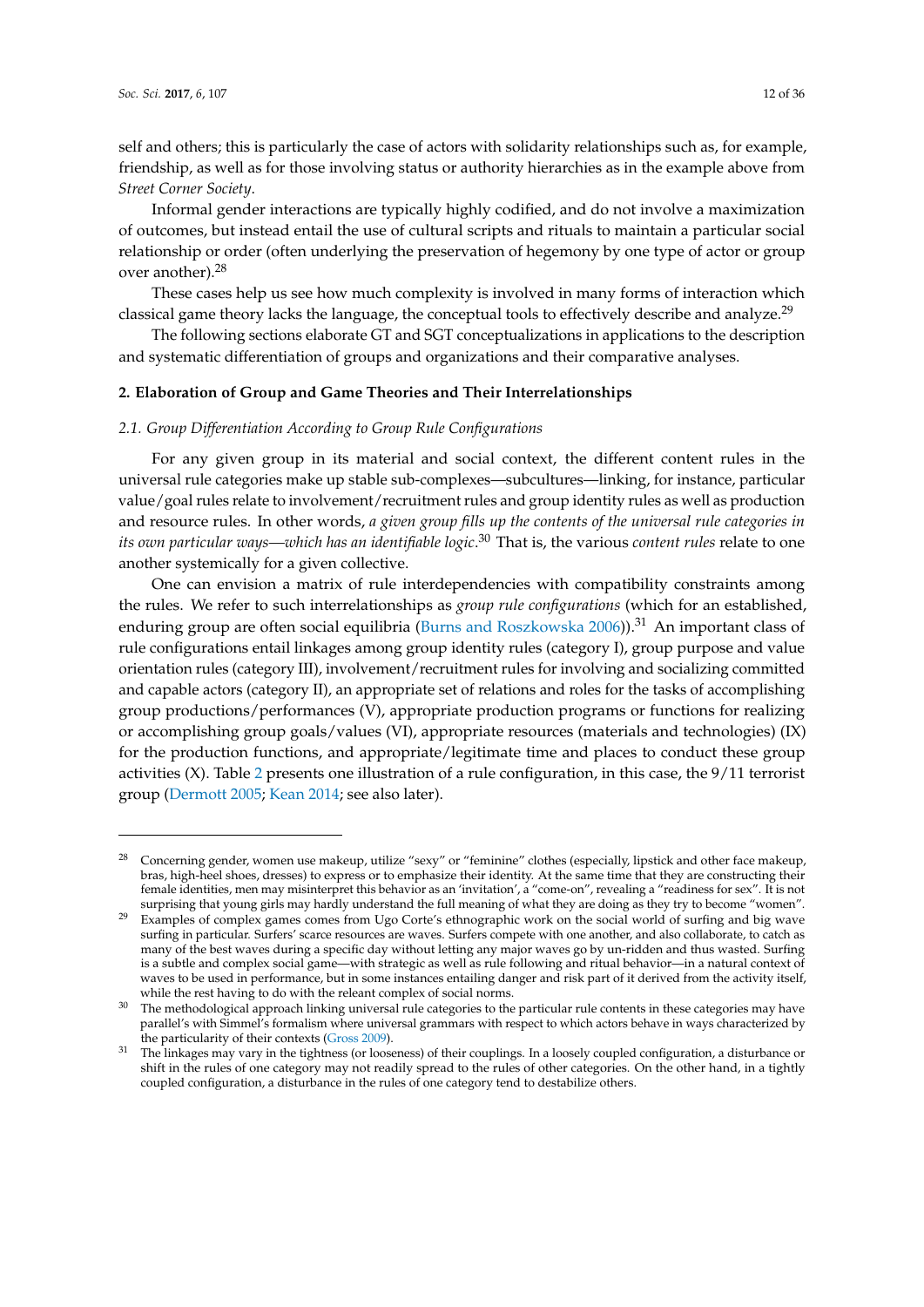self and others; this is particularly the case of actors with solidarity relationships such as, for example, friendship, as well as for those involving status or authority hierarchies as in the example above from *Street Corner Society*.

Informal gender interactions are typically highly codified, and do not involve a maximization of outcomes, but instead entail the use of cultural scripts and rituals to maintain a particular social relationship or order (often underlying the preservation of hegemony by one type of actor or group over another).[28]

These cases help us see how much complexity is involved in many forms of interaction which classical game theory lacks the language, the conceptual tools to effectively describe and analyze.[29]

The following sections elaborate GT and SGT conceptualizations in applications to the description and systematic differentiation of groups and organizations and their comparative analyses.

## 2. Elaboration of Group and Game Theories and Their Interrelationships

### *2.1. Group Differentiation According to Group Rule Configurations*

For any given group in its material and social context, the different content rules in the universal rule categories make up stable sub-complexes—subcultures—linking, for instance, particular value/goal rules relate to involvement/recruitment rules and group identity rules as well as production and resource rules. In other words, *a given group fills up the contents of the universal rule categories in its own particular ways—which has an identifiable logic*.[30] That is, the various *content rules* relate to one another systemically for a given collective.

One can envision a matrix of rule interdependencies with compatibility constraints among the rules. We refer to such interrelationships as *group rule configurations* (which for an established, enduring group are often social equilibria (Burns and Roszkowska 2006)).[31] An important class of rule configurations entail linkages among group identity rules (category I), group purpose and value orientation rules (category III), involvement/recruitment rules for involving and socializing committed and capable actors (category II), an appropriate set of relations and roles for the tasks of accomplishing group productions/performances (V), appropriate production programs or functions for realizing or accomplishing group goals/values (VI), appropriate resources (materials and technologies) (IX) for the production functions, and appropriate/legitimate time and places to conduct these group activities (X). Table 2 presents one illustration of a rule configuration, in this case, the 9/11 terrorist group (Dermott 2005; Kean 2014; see also later).

---

[28] Concerning gender, women use makeup, utilize "sexy" or "feminine" clothes (especially, lipstick and other face makeup, bras, high-heel shoes, dresses) to express or to emphasize their identity. At the same time that they are constructing their female identities, men may misinterpret this behavior as an 'invitation', a "come-on", revealing a "readiness for sex". It is not surprising that young girls may hardly understand the full meaning of what they are doing as they try to become "women".

[29] Examples of complex games comes from Ugo Corte's ethnographic work on the social world of surfing and big wave surfing in particular. Surfers' scarce resources are waves. Surfers compete with one another, and also collaborate, to catch as many of the best waves during a specific day without letting any major waves go by un-ridden and thus wasted. Surfing is a subtle and complex social game—with strategic as well as rule following and ritual behavior—in a natural context of waves to be used in performance, but in some instances entailing danger and risk part of it derived from the activity itself, while the rest having to do with the releant complex of social norms.

[30] The methodological approach linking universal rule categories to the particular rule contents in these categories may have parallel's with Simmel's formalism where universal grammars with respect to which actors behave in ways characterized by the particularity of their contexts (Gross 2009).

[31] The linkages may vary in the tightness (or looseness) of their couplings. In a loosely coupled configuration, a disturbance or shift in the rules of one category may not readily spread to the rules of other categories. On the other hand, in a tightly coupled configuration, a disturbance in the rules of one category tend to destabilize others.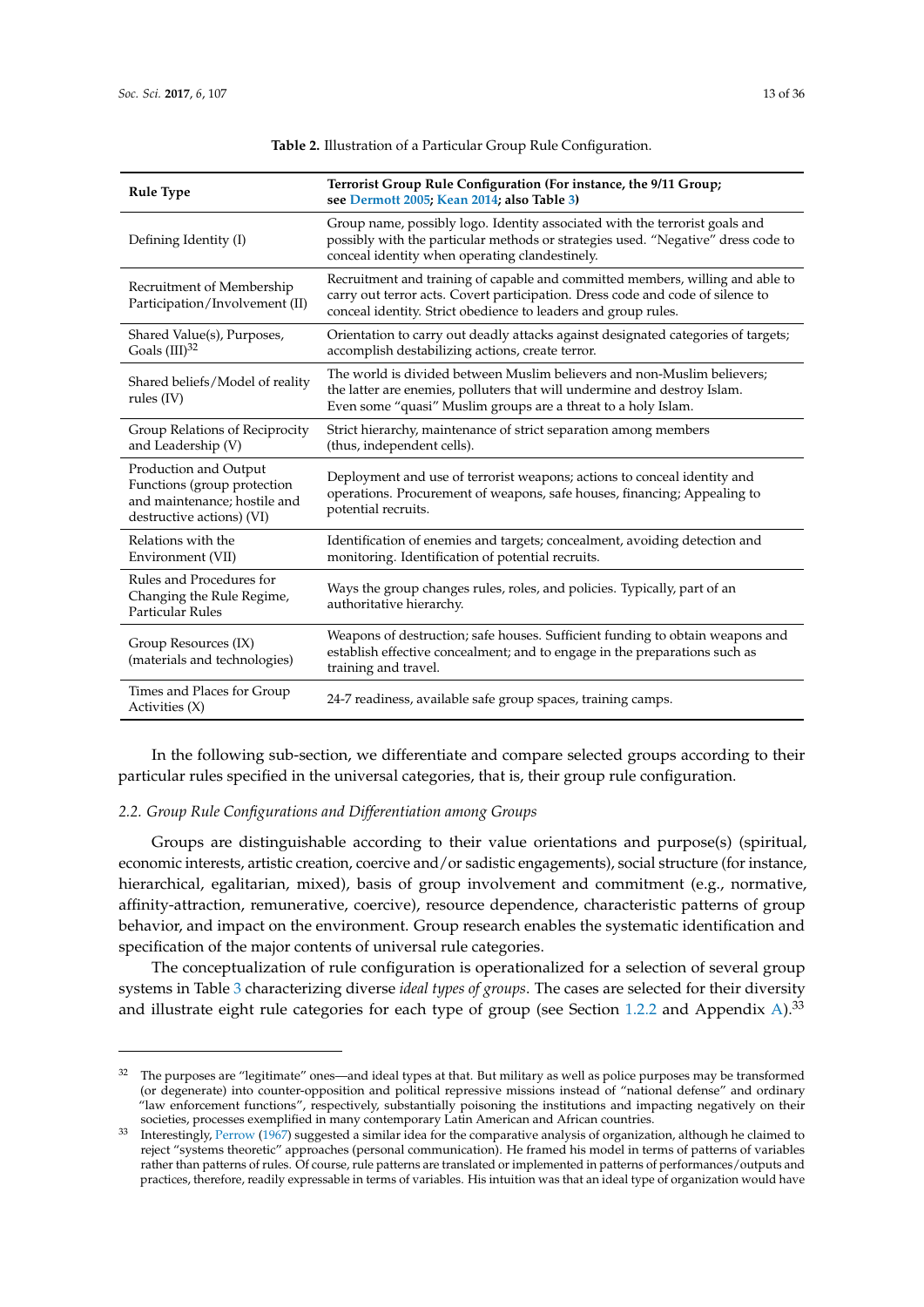**Table 2.** Illustration of a Particular Group Rule Configuration.

| Rule Type | Terrorist Group Rule Configuration (For instance, the 9/11 Group; see Dermott 2005; Kean 2014; also Table 3) |
| --- | --- |
| Defining Identity (I) | Group name, possibly logo. Identity associated with the terrorist goals and possibly with the particular methods or strategies used. "Negative" dress code to conceal identity when operating clandestinely. |
| Recruitment of Membership Participation/Involvement (II) | Recruitment and training of capable and committed members, willing and able to carry out terror acts. Covert participation. Dress code and code of silence to conceal identity. Strict obedience to leaders and group rules. |
| Shared Value(s), Purposes, Goals (III)[32] | Orientation to carry out deadly attacks against designated categories of targets; accomplish destabilizing actions, create terror. |
| Shared beliefs/Model of reality rules (IV) | The world is divided between Muslim believers and non-Muslim believers; the latter are enemies, polluters that will undermine and destroy Islam. Even some "quasi" Muslim groups are a threat to a holy Islam. |
| Group Relations of Reciprocity and Leadership (V) | Strict hierarchy, maintenance of strict separation among members (thus, independent cells). |
| Production and Output Functions (group protection and maintenance; hostile and destructive actions) (VI) | Deployment and use of terrorist weapons; actions to conceal identity and operations. Procurement of weapons, safe houses, financing; Appealing to potential recruits. |
| Relations with the Environment (VII) | Identification of enemies and targets; concealment, avoiding detection and monitoring. Identification of potential recruits. |
| Rules and Procedures for Changing the Rule Regime, Particular Rules | Ways the group changes rules, roles, and policies. Typically, part of an authoritative hierarchy. |
| Group Resources (IX) (materials and technologies) | Weapons of destruction; safe houses. Sufficient funding to obtain weapons and establish effective concealment; and to engage in the preparations such as training and travel. |
| Times and Places for Group Activities (X) | 24-7 readiness, available safe group spaces, training camps. |

In the following sub-section, we differentiate and compare selected groups according to their particular rules specified in the universal categories, that is, their group rule configuration.

### *2.2. Group Rule Configurations and Differentiation among Groups*

Groups are distinguishable according to their value orientations and purpose(s) (spiritual, economic interests, artistic creation, coercive and/or sadistic engagements), social structure (for instance, hierarchical, egalitarian, mixed), basis of group involvement and commitment (e.g., normative, affinity-attraction, remunerative, coercive), resource dependence, characteristic patterns of group behavior, and impact on the environment. Group research enables the systematic identification and specification of the major contents of universal rule categories.

The conceptualization of rule configuration is operationalized for a selection of several group systems in Table 3 characterizing diverse *ideal types of groups*. The cases are selected for their diversity and illustrate eight rule categories for each type of group (see Section 1.2.2 and Appendix A).[33]

---

[32] The purposes are "legitimate" ones—and ideal types at that. But military as well as police purposes may be transformed (or degenerate) into counter-opposition and political repressive missions instead of "national defense" and ordinary "law enforcement functions", respectively, substantially poisoning the institutions and impacting negatively on their societies, processes exemplified in many contemporary Latin American and African countries.

[33] Interestingly, Perrow (1967) suggested a similar idea for the comparative analysis of organization, although he claimed to reject "systems theoretic" approaches (personal communication). He framed his model in terms of patterns of variables rather than patterns of rules. Of course, rule patterns are translated or implemented in patterns of performances/outputs and practices, therefore, readily expressable in terms of variables. His intuition was that an ideal type of organization would have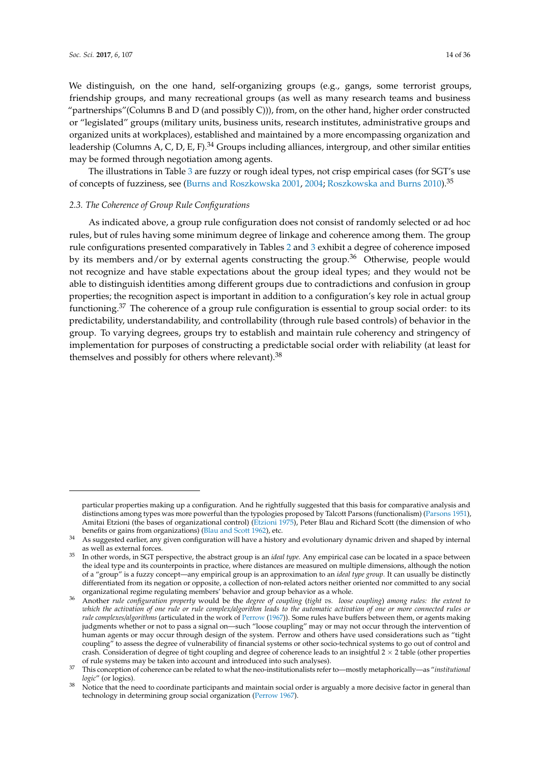We distinguish, on the one hand, self-organizing groups (e.g., gangs, some terrorist groups, friendship groups, and many recreational groups (as well as many research teams and business "partnerships"(Columns B and D (and possibly C))), from, on the other hand, higher order constructed or "legislated" groups (military units, business units, research institutes, administrative groups and organized units at workplaces), established and maintained by a more encompassing organization and leadership (Columns A, C, D, E, F).[34] Groups including alliances, intergroup, and other similar entities may be formed through negotiation among agents.

The illustrations in Table 3 are fuzzy or rough ideal types, not crisp empirical cases (for SGT's use of concepts of fuzziness, see (Burns and Roszkowska 2001, 2004; Roszkowska and Burns 2010).[35]

### 2.3. The Coherence of Group Rule Configurations

As indicated above, a group rule configuration does not consist of randomly selected or ad hoc rules, but of rules having some minimum degree of linkage and coherence among them. The group rule configurations presented comparatively in Tables 2 and 3 exhibit a degree of coherence imposed by its members and/or by external agents constructing the group.[36] Otherwise, people would not recognize and have stable expectations about the group ideal types; and they would not be able to distinguish identities among different groups due to contradictions and confusion in group properties; the recognition aspect is important in addition to a configuration's key role in actual group functioning.[37] The coherence of a group rule configuration is essential to group social order: to its predictability, understandability, and controllability (through rule based controls) of behavior in the group. To varying degrees, groups try to establish and maintain rule coherency and stringency of implementation for purposes of constructing a predictable social order with reliability (at least for themselves and possibly for others where relevant).[38]

---

particular properties making up a configuration. And he rightfully suggested that this basis for comparative analysis and distinctions among types was more powerful than the typologies proposed by Talcott Parsons (functionalism) (Parsons 1951), Amitai Etzioni (the bases of organizational control) (Etzioni 1975), Peter Blau and Richard Scott (the dimension of who benefits or gains from organizations) (Blau and Scott 1962), etc.

[34] As suggested earlier, any given configuration will have a history and evolutionary dynamic driven and shaped by internal as well as external forces.

[35] In other words, in SGT perspective, the abstract group is an *ideal type*. Any empirical case can be located in a space between the ideal type and its counterpoints in practice, where distances are measured on multiple dimensions, although the notion of a "group" is a fuzzy concept—any empirical group is an approximation to an *ideal type group*. It can usually be distinctly differentiated from its negation or opposite, a collection of non-related actors neither oriented nor committed to any social organizational regime regulating members' behavior and group behavior as a whole.

[36] Another *rule configuration property* would be the *degree of coupling* (*tight vs. loose coupling*) *among rules: the extent to which the activation of one rule or rule complex/algorithm leads to the automatic activation of one or more connected rules or rule complexes/algorithms* (articulated in the work of Perrow (1967)). Some rules have buffers between them, or agents making judgments whether or not to pass a signal on—such "loose coupling" may or may not occur through the intervention of human agents or may occur through design of the system. Perrow and others have used considerations such as "tight coupling" to assess the degree of vulnerability of financial systems or other socio-technical systems to go out of control and crash. Consideration of degree of tight coupling and degree of coherence leads to an insightful $2 \times 2$ table (other properties of rule systems may be taken into account and introduced into such analyses).

[37] This conception of coherence can be related to what the neo-institutionalists refer to—mostly metaphorically—as "*institutional logic*" (or logics).

[38] Notice that the need to coordinate participants and maintain social order is arguably a more decisive factor in general than technology in determining group social organization (Perrow 1967).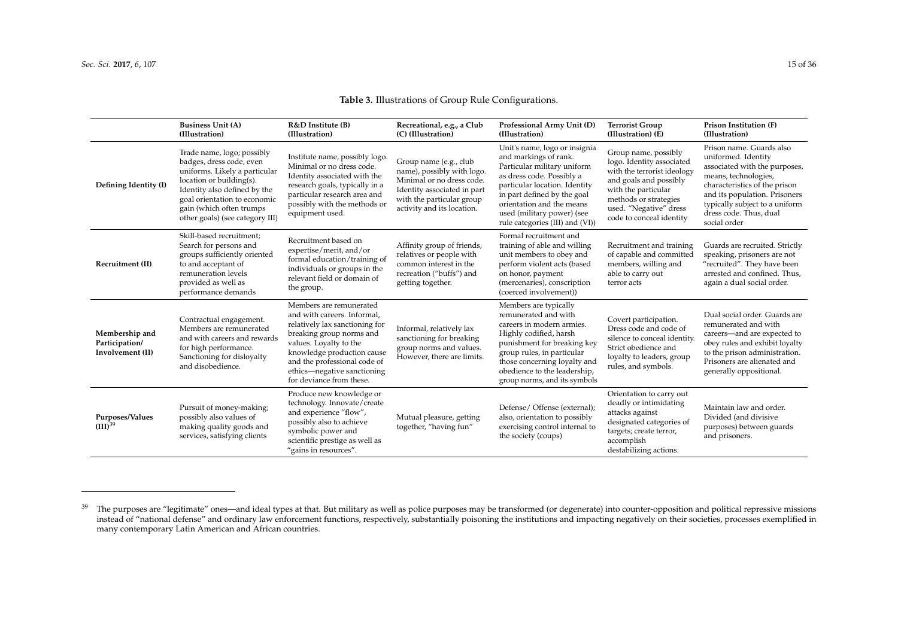**Table 3.** Illustrations of Group Rule Configurations.

| | Business Unit (A) (Illustration) | R&D Institute (B) (Illustration) | Recreational, e.g., a Club (C) (Illustration) | Professional Army Unit (D) (Illustration) | Terrorist Group (Illustration) (E) | Prison Institution (F) (Illustration) |
|---|---|---|---|---|---|---|
| **Defining Identity (I)** | Trade name, logo; possibly badges, dress code, even uniforms. Likely a particular location or building(s). Identity also defined by the goal orientation to economic gain (which often trumps other goals) (see category III) | Institute name, possibly logo. Minimal or no dress code. Identity associated with the research goals, typically in a particular research area and possibly with the methods or equipment used. | Group name (e.g., club name), possibly with logo. Minimal or no dress code. Identity associated in part with the particular group activity and its location. | Unit's name, logo or insignia and markings of rank. Particular military uniform as dress code. Possibly a particular location. Identity in part defined by the goal orientation and the means used (military power) (see rule categories (III) and (VI)) | Group name, possibly logo. Identity associated with the terrorist ideology and goals and possibly with the particular methods or strategies used. "Negative" dress code to conceal identity | Prison name. Guards also uniformed. Identity associated with the purposes, means, technologies, characteristics of the prison and its population. Prisoners typically subject to a uniform dress code. Thus, dual social order |
| **Recruitment (II)** | Skill-based recruitment; Search for persons and groups sufficiently oriented to and acceptant of remuneration levels provided as well as performance demands | Recruitment based on expertise/merit, and/or formal education/training of individuals or groups in the relevant field or domain of the group. | Affinity group of friends, relatives or people with common interest in the recreation ("buffs") and getting together. | Formal recruitment and training of able and willing unit members to obey and perform violent acts (based on honor, payment (mercenaries), conscription (coerced involvement)) | Recruitment and training of capable and committed members, willing and able to carry out terror acts | Guards are recruited. Strictly speaking, prisoners are not "recruited". They have been arrested and confined. Thus, again a dual social order. |
| **Membership and Participation/ Involvement (II)** | Contractual engagement. Members are remunerated and with careers and rewards for high performance. Sanctioning for disloyalty and disobedience. | Members are remunerated and with careers. Informal, relatively lax sanctioning for breaking group norms and values. Loyalty to the knowledge production cause and the professional code of ethics—negative sanctioning for deviance from these. | Informal, relatively lax sanctioning for breaking group norms and values. However, there are limits. | Members are typically remunerated and with careers in modern armies. Highly codified, harsh punishment for breaking key group rules, in particular those concerning loyalty and obedience to the leadership, group norms, and its symbols | Covert participation. Dress code and code of silence to conceal identity. Strict obedience and loyalty to leaders, group rules, and symbols. | Dual social order. Guards are remunerated and with careers—and are expected to obey rules and exhibit loyalty to the prison administration. Prisoners are alienated and generally oppositional. |
| **Purposes/Values (III)**[39] | Pursuit of money-making; possibly also values of making quality goods and services, satisfying clients | Produce new knowledge or technology. Innovate/create and experience "flow", possibly also to achieve symbolic power and scientific prestige as well as "gains in resources". | Mutual pleasure, getting together, "having fun" | Defense/ Offense (external); also, orientation to possibly exercising control internal to the society (coups) | Orientation to carry out deadly or intimidating attacks against designated categories of targets; create terror, accomplish destabilizing actions. | Maintain law and order. Divided (and divisive purposes) between guards and prisoners. |

[39] The purposes are "legitimate" ones—and ideal types at that. But military as well as police purposes may be transformed (or degenerate) into counter-opposition and political repressive missions instead of "national defense" and ordinary law enforcement functions, respectively, substantially poisoning the institutions and impacting negatively on their societies, processes exemplified in many contemporary Latin American and African countries.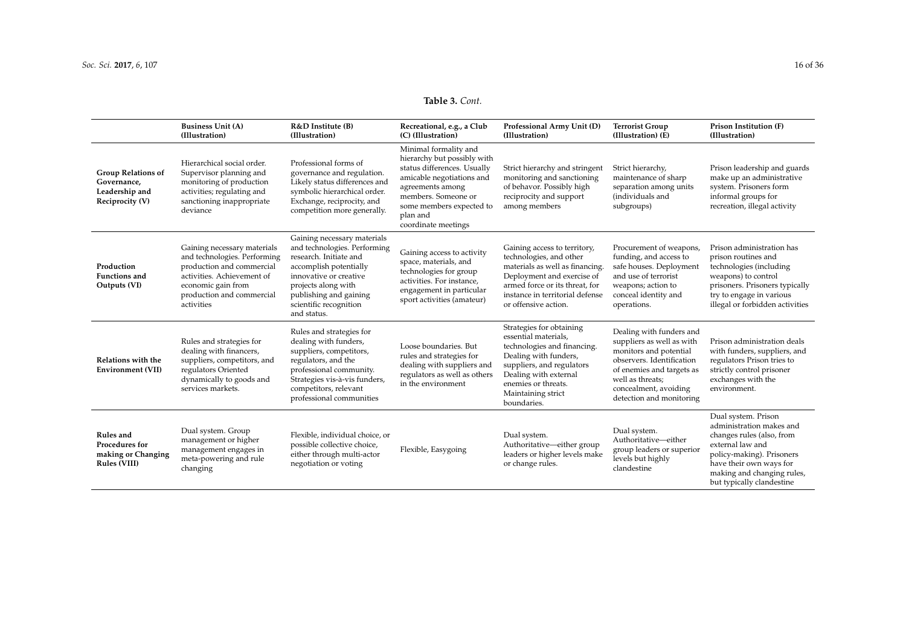**Table 3.** *Cont.*

| | Business Unit (A) (Illustration) | R&D Institute (B) (Illustration) | Recreational, e.g., a Club (C) (Illustration) | Professional Army Unit (D) (Illustration) | Terrorist Group (Illustration) (E) | Prison Institution (F) (Illustration) |
|---|---|---|---|---|---|---|
| **Group Relations of Governance, Leadership and Reciprocity (V)** | Hierarchical social order. Supervisor planning and monitoring of production activities; regulating and sanctioning inappropriate deviance | Professional forms of governance and regulation. Likely status differences and symbolic hierarchical order. Exchange, reciprocity, and competition more generally. | Minimal formality and hierarchy but possibly with status differences. Usually amicable negotiations and agreements among members. Someone or some members expected to plan and coordinate meetings | Strict hierarchy and stringent monitoring and sanctioning of behavor. Possibly high reciprocity and support among members | Strict hierarchy, maintenance of sharp separation among units (individuals and subgroups) | Prison leadership and guards make up an administrative system. Prisoners form informal groups for recreation, illegal activity |
| **Production Functions and Outputs (VI)** | Gaining necessary materials and technologies. Performing production and commercial activities. Achievement of economic gain from production and commercial activities | Gaining necessary materials and technologies. Performing research. Initiate and accomplish potentially innovative or creative projects along with publishing and gaining scientific recognition and status. | Gaining access to activity space, materials, and technologies for group activities. For instance, engagement in particular sport activities (amateur) | Gaining access to territory, technologies, and other materials as well as financing. Deployment and exercise of armed force or its threat, for instance in territorial defense or offensive action. | Procurement of weapons, funding, and access to safe houses. Deployment and use of terrorist weapons; action to conceal identity and operations. | Prison administration has prison routines and technologies (including weapons) to control prisoners. Prisoners typically try to engage in various illegal or forbidden activities |
| **Relations with the Environment (VII)** | Rules and strategies for dealing with financers, suppliers, competitors, and regulators Oriented dynamically to goods and services markets. | Rules and strategies for dealing with funders, suppliers, competitors, regulators, and the professional community. Strategies vis-à-vis funders, competitors, relevant professional communities | Loose boundaries. But rules and strategies for dealing with suppliers and regulators as well as others in the environment | Strategies for obtaining essential materials, technologies and financing. Dealing with funders, suppliers, and regulators Dealing with external enemies or threats. Maintaining strict boundaries. | Dealing with funders and suppliers as well as with monitors and potential observers. Identification of enemies and targets as well as threats; concealment, avoiding detection and monitoring | Prison administration deals with funders, suppliers, and regulators Prison tries to strictly control prisoner exchanges with the environment. |
| **Rules and Procedures for making or Changing Rules (VIII)** | Dual system. Group management or higher management engages in meta-powering and rule changing | Flexible, individual choice, or possible collective choice, either through multi-actor negotiation or voting | Flexible, Easygoing | Dual system. Authoritative—either group leaders or higher levels make or change rules. | Dual system. Authoritative—either group leaders or superior levels but highly clandestine | Dual system. Prison administration makes and changes rules (also, from external law and policy-making). Prisoners have their own ways for making and changing rules, but typically clandestine |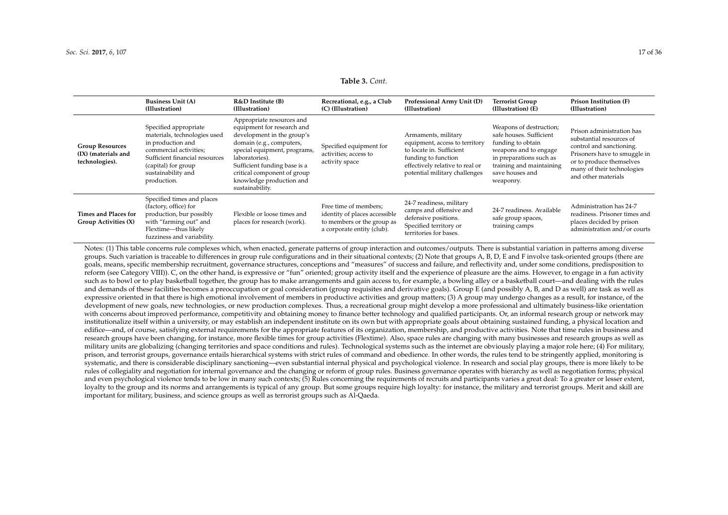**Table 3.** *Cont.*

| | Business Unit (A) (Illustration) | R&D Institute (B) (Illustration) | Recreational, e.g., a Club (C) (Illustration) | Professional Army Unit (D) (Illustration) | Terrorist Group (Illustration) (E) | Prison Institution (F) (Illustration) |
|---|---|---|---|---|---|---|
| **Group Resources (IX) (materials and technologies).** | Specified appropriate materials, technologies used in production and commercial activities; Sufficient financial resources (capital) for group sustainability and production. | Appropriate resources and equipment for research and development in the group's domain (e.g., computers, special equipment, programs, laboratories). Sufficient funding base is a critical component of group knowledge production and sustainability. | Specified equipment for activities; access to activity space | Armaments, military equipment, access to territory to locate in. Sufficient funding to function effectively relative to real or potential military challenges | Weapons of destruction; safe houses. Sufficient funding to obtain weapons and to engage in preparations such as training and maintaining save houses and weaponry. | Prison administration has substantial resources of control and sanctioning. Prisoners have to smuggle in or to produce themselves many of their technologies and other materials |
| **Times and Places for Group Activities (X)** | Specified times and places (factory, office) for production, bur possibly with "farming out" and Flextime—thus likely fuzziness and variability. | Flexible or loose times and places for research (work). | Free time of members; identity of places accessible to members or the group as a corporate entity (club). | 24-7 readiness, military camps and offensive and defensive positions. Specified territory or territories for bases. | 24-7 readiness. Available safe group spaces, training camps | Administration has 24-7 readiness. Prisoner times and places decided by prison administration and/or courts |

Notes: (1) This table concerns rule complexes which, when enacted, generate patterns of group interaction and outcomes/outputs. There is substantial variation in patterns among diverse groups. Such variation is traceable to differences in group rule configurations and in their situational contexts; (2) Note that groups A, B, D, E and F involve task-oriented groups (there are goals, means, specific membership recruitment, governance structures, conceptions and "measures" of success and failure, and reflectivity and, under some conditions, predisposition to reform (see Category VIII)). C, on the other hand, is expressive or "fun" oriented; group activity itself and the experience of pleasure are the aims. However, to engage in a fun activity such as to bowl or to play basketball together, the group has to make arrangements and gain access to, for example, a bowling alley or a basketball court—and dealing with the rules and demands of these facilities becomes a preoccupation or goal consideration (group requisites and derivative goals). Group E (and possibly A, B, and D as well) are task as well as expressive oriented in that there is high emotional involvement of members in productive activities and group matters; (3) A group may undergo changes as a result, for instance, of the development of new goals, new technologies, or new production complexes. Thus, a recreational group might develop a more professional and ultimately business-like orientation with concerns about improved performance, competitivity and obtaining money to finance better technology and qualified participants. Or, an informal research group or network may institutionalize itself within a university, or may establish an independent institute on its own but with appropriate goals about obtaining sustained funding, a physical location and edifice—and, of course, satisfying external requirements for the appropriate features of its organization, membership, and productive activities. Note that time rules in business and research groups have been changing, for instance, more flexible times for group activities (Flextime). Also, space rules are changing with many businesses and research groups as well as military units are globalizing (changing territories and space conditions and rules). Technological systems such as the internet are obviously playing a major role here; (4) For military, prison, and terrorist groups, governance entails hierarchical systems with strict rules of command and obedience. In other words, the rules tend to be stringently applied, monitoring is systematic, and there is considerable disciplinary sanctioning—even substantial internal physical and psychological violence. In research and social play groups, there is more likely to be rules of collegiality and negotiation for internal governance and the changing or reform of group rules. Business governance operates with hierarchy as well as negotiation forms; physical and even psychological violence tends to be low in many such contexts; (5) Rules concerning the requirements of recruits and participants varies a great deal: To a greater or lesser extent, loyalty to the group and its norms and arrangements is typical of any group. But some groups require high loyalty: for instance, the military and terrorist groups. Merit and skill are important for military, business, and science groups as well as terrorist groups such as Al-Qaeda.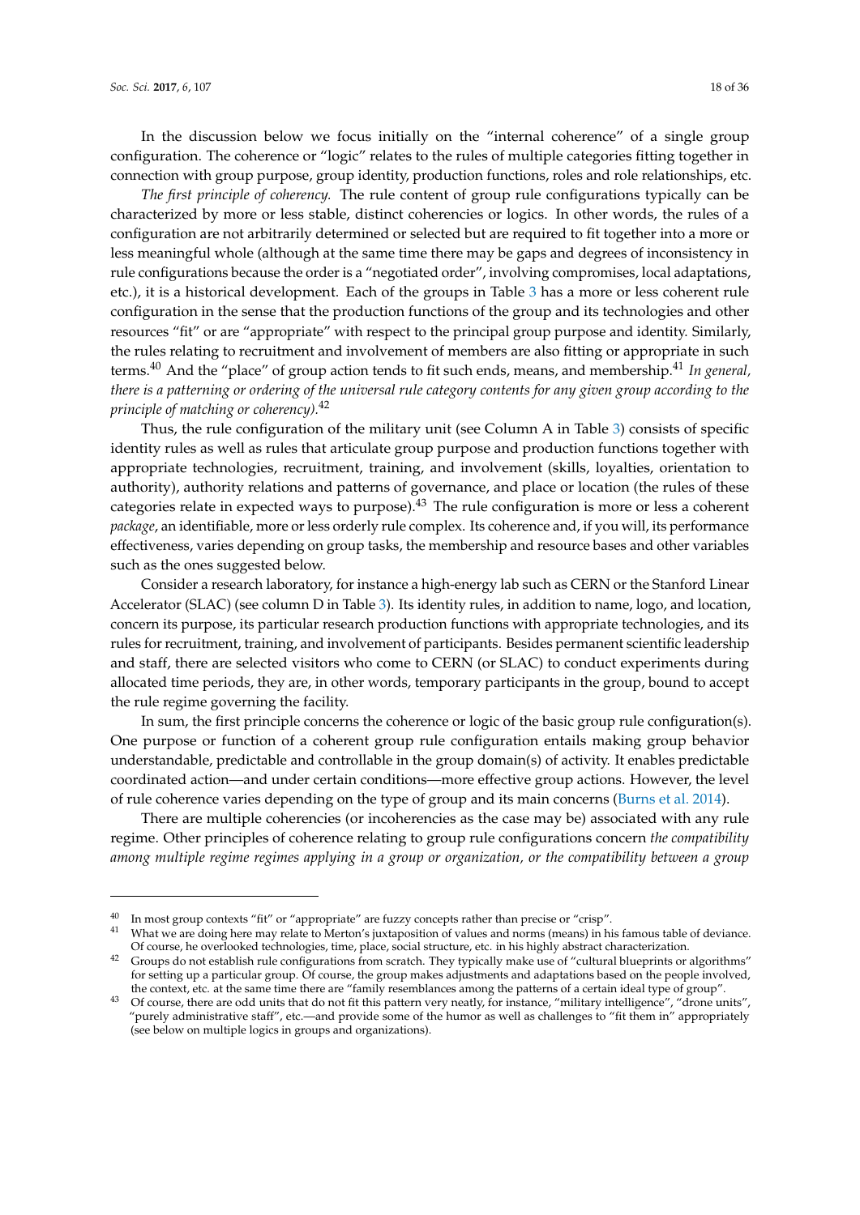In the discussion below we focus initially on the "internal coherence" of a single group configuration. The coherence or "logic" relates to the rules of multiple categories fitting together in connection with group purpose, group identity, production functions, roles and role relationships, etc.

*The first principle of coherency.* The rule content of group rule configurations typically can be characterized by more or less stable, distinct coherencies or logics. In other words, the rules of a configuration are not arbitrarily determined or selected but are required to fit together into a more or less meaningful whole (although at the same time there may be gaps and degrees of inconsistency in rule configurations because the order is a "negotiated order", involving compromises, local adaptations, etc.), it is a historical development. Each of the groups in Table 3 has a more or less coherent rule configuration in the sense that the production functions of the group and its technologies and other resources "fit" or are "appropriate" with respect to the principal group purpose and identity. Similarly, the rules relating to recruitment and involvement of members are also fitting or appropriate in such terms.[40] And the "place" of group action tends to fit such ends, means, and membership.[41] *In general, there is a patterning or ordering of the universal rule category contents for any given group according to the principle of matching or coherency).*[42]

Thus, the rule configuration of the military unit (see Column A in Table 3) consists of specific identity rules as well as rules that articulate group purpose and production functions together with appropriate technologies, recruitment, training, and involvement (skills, loyalties, orientation to authority), authority relations and patterns of governance, and place or location (the rules of these categories relate in expected ways to purpose).[43] The rule configuration is more or less a coherent *package*, an identifiable, more or less orderly rule complex. Its coherence and, if you will, its performance effectiveness, varies depending on group tasks, the membership and resource bases and other variables such as the ones suggested below.

Consider a research laboratory, for instance a high-energy lab such as CERN or the Stanford Linear Accelerator (SLAC) (see column D in Table 3). Its identity rules, in addition to name, logo, and location, concern its purpose, its particular research production functions with appropriate technologies, and its rules for recruitment, training, and involvement of participants. Besides permanent scientific leadership and staff, there are selected visitors who come to CERN (or SLAC) to conduct experiments during allocated time periods, they are, in other words, temporary participants in the group, bound to accept the rule regime governing the facility.

In sum, the first principle concerns the coherence or logic of the basic group rule configuration(s). One purpose or function of a coherent group rule configuration entails making group behavior understandable, predictable and controllable in the group domain(s) of activity. It enables predictable coordinated action—and under certain conditions—more effective group actions. However, the level of rule coherence varies depending on the type of group and its main concerns (Burns et al. 2014).

There are multiple coherencies (or incoherencies as the case may be) associated with any rule regime. Other principles of coherence relating to group rule configurations concern *the compatibility among multiple regime regimes applying in a group or organization, or the compatibility between a group*

---

[40] In most group contexts "fit" or "appropriate" are fuzzy concepts rather than precise or "crisp".

[41] What we are doing here may relate to Merton's juxtaposition of values and norms (means) in his famous table of deviance. Of course, he overlooked technologies, time, place, social structure, etc. in his highly abstract characterization.

[42] Groups do not establish rule configurations from scratch. They typically make use of "cultural blueprints or algorithms" for setting up a particular group. Of course, the group makes adjustments and adaptations based on the people involved, the context, etc. at the same time there are "family resemblances among the patterns of a certain ideal type of group".

[43] Of course, there are odd units that do not fit this pattern very neatly, for instance, "military intelligence", "drone units", "purely administrative staff", etc.—and provide some of the humor as well as challenges to "fit them in" appropriately (see below on multiple logics in groups and organizations).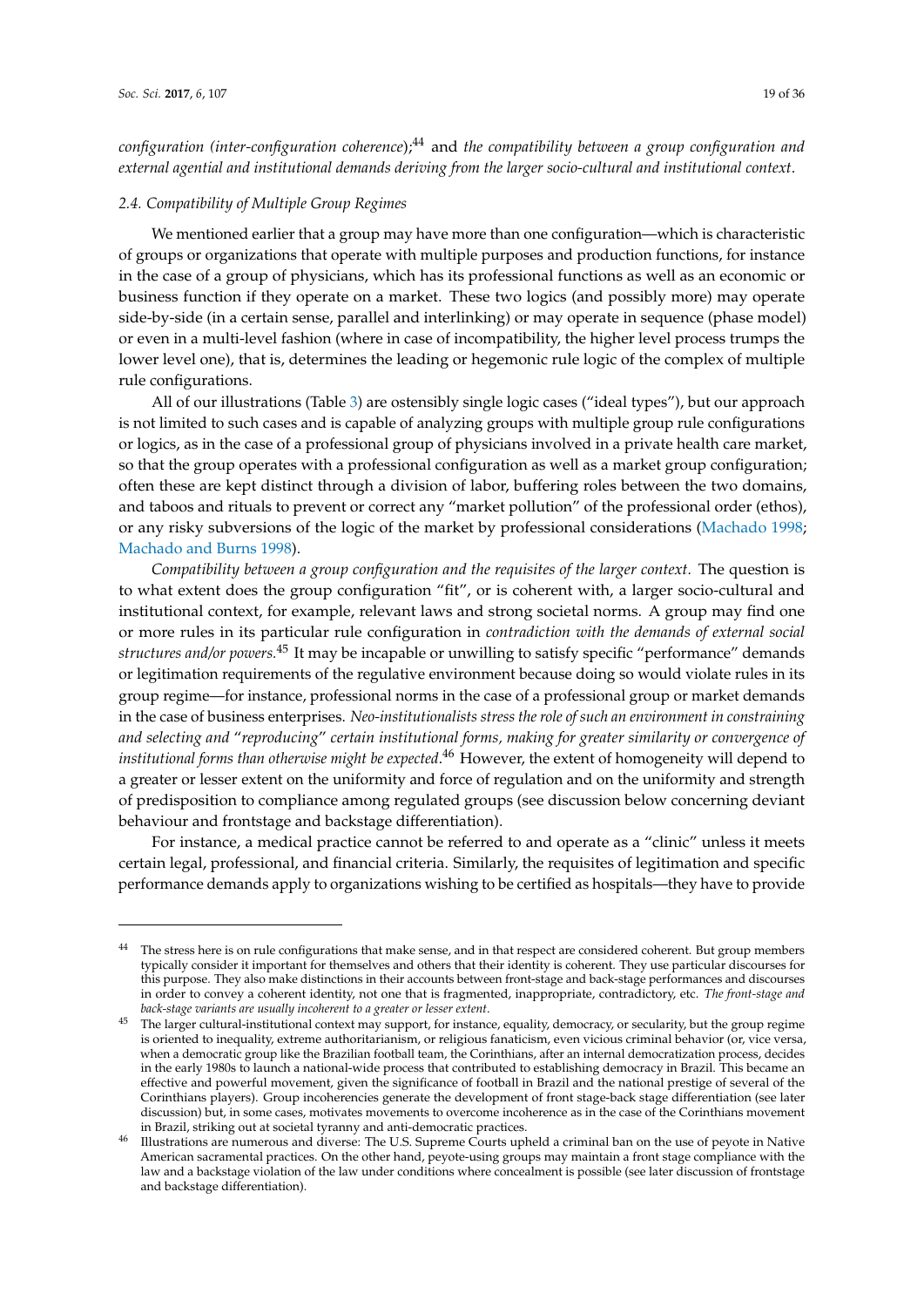*configuration (inter-configuration coherence)*;[44] and *the compatibility between a group configuration and external agential and institutional demands deriving from the larger socio-cultural and institutional context*.

### 2.4. Compatibility of Multiple Group Regimes

We mentioned earlier that a group may have more than one configuration—which is characteristic of groups or organizations that operate with multiple purposes and production functions, for instance in the case of a group of physicians, which has its professional functions as well as an economic or business function if they operate on a market. These two logics (and possibly more) may operate side-by-side (in a certain sense, parallel and interlinking) or may operate in sequence (phase model) or even in a multi-level fashion (where in case of incompatibility, the higher level process trumps the lower level one), that is, determines the leading or hegemonic rule logic of the complex of multiple rule configurations.

All of our illustrations (Table 3) are ostensibly single logic cases ("ideal types"), but our approach is not limited to such cases and is capable of analyzing groups with multiple group rule configurations or logics, as in the case of a professional group of physicians involved in a private health care market, so that the group operates with a professional configuration as well as a market group configuration; often these are kept distinct through a division of labor, buffering roles between the two domains, and taboos and rituals to prevent or correct any "market pollution" of the professional order (ethos), or any risky subversions of the logic of the market by professional considerations (Machado 1998; Machado and Burns 1998).

*Compatibility between a group configuration and the requisites of the larger context.* The question is to what extent does the group configuration "fit", or is coherent with, a larger socio-cultural and institutional context, for example, relevant laws and strong societal norms. A group may find one or more rules in its particular rule configuration in *contradiction with the demands of external social structures and/or powers.*[45] It may be incapable or unwilling to satisfy specific "performance" demands or legitimation requirements of the regulative environment because doing so would violate rules in its group regime—for instance, professional norms in the case of a professional group or market demands in the case of business enterprises. *Neo-institutionalists stress the role of such an environment in constraining and selecting and "reproducing" certain institutional forms, making for greater similarity or convergence of institutional forms than otherwise might be expected.*[46] However, the extent of homogeneity will depend to a greater or lesser extent on the uniformity and force of regulation and on the uniformity and strength of predisposition to compliance among regulated groups (see discussion below concerning deviant behaviour and frontstage and backstage differentiation).

For instance, a medical practice cannot be referred to and operate as a "clinic" unless it meets certain legal, professional, and financial criteria. Similarly, the requisites of legitimation and specific performance demands apply to organizations wishing to be certified as hospitals—they have to provide

---

[44] The stress here is on rule configurations that make sense, and in that respect are considered coherent. But group members typically consider it important for themselves and others that their identity is coherent. They use particular discourses for this purpose. They also make distinctions in their accounts between front-stage and back-stage performances and discourses in order to convey a coherent identity, not one that is fragmented, inappropriate, contradictory, etc. *The front-stage and back-stage variants are usually incoherent to a greater or lesser extent*.

[45] The larger cultural-institutional context may support, for instance, equality, democracy, or secularity, but the group regime is oriented to inequality, extreme authoritarianism, or religious fanaticism, even vicious criminal behavior (or, vice versa, when a democratic group like the Brazilian football team, the Corinthians, after an internal democratization process, decides in the early 1980s to launch a national-wide process that contributed to establishing democracy in Brazil. This became an effective and powerful movement, given the significance of football in Brazil and the national prestige of several of the Corinthians players). Group incoherencies generate the development of front stage-back stage differentiation (see later discussion) but, in some cases, motivates movements to overcome incoherence as in the case of the Corinthians movement in Brazil, striking out at societal tyranny and anti-democratic practices.

[46] Illustrations are numerous and diverse: The U.S. Supreme Courts upheld a criminal ban on the use of peyote in Native American sacramental practices. On the other hand, peyote-using groups may maintain a front stage compliance with the law and a backstage violation of the law under conditions where concealment is possible (see later discussion of frontstage and backstage differentiation).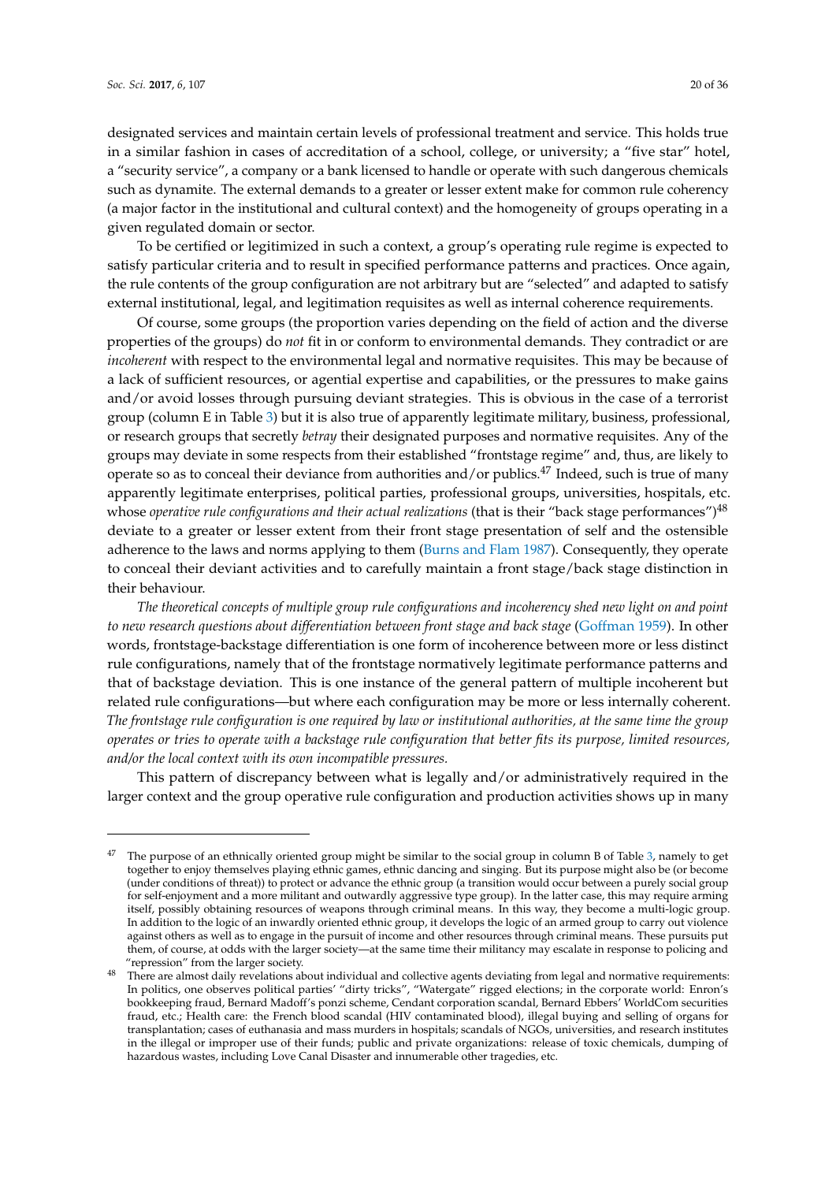designated services and maintain certain levels of professional treatment and service. This holds true in a similar fashion in cases of accreditation of a school, college, or university; a "five star" hotel, a "security service", a company or a bank licensed to handle or operate with such dangerous chemicals such as dynamite. The external demands to a greater or lesser extent make for common rule coherency (a major factor in the institutional and cultural context) and the homogeneity of groups operating in a given regulated domain or sector.

To be certified or legitimized in such a context, a group's operating rule regime is expected to satisfy particular criteria and to result in specified performance patterns and practices. Once again, the rule contents of the group configuration are not arbitrary but are "selected" and adapted to satisfy external institutional, legal, and legitimation requisites as well as internal coherence requirements.

Of course, some groups (the proportion varies depending on the field of action and the diverse properties of the groups) do *not* fit in or conform to environmental demands. They contradict or are *incoherent* with respect to the environmental legal and normative requisites. This may be because of a lack of sufficient resources, or agential expertise and capabilities, or the pressures to make gains and/or avoid losses through pursuing deviant strategies. This is obvious in the case of a terrorist group (column E in Table 3) but it is also true of apparently legitimate military, business, professional, or research groups that secretly *betray* their designated purposes and normative requisites. Any of the groups may deviate in some respects from their established "frontstage regime" and, thus, are likely to operate so as to conceal their deviance from authorities and/or publics.[47] Indeed, such is true of many apparently legitimate enterprises, political parties, professional groups, universities, hospitals, etc. whose *operative rule configurations and their actual realizations* (that is their "back stage performances")[48] deviate to a greater or lesser extent from their front stage presentation of self and the ostensible adherence to the laws and norms applying to them (Burns and Flam 1987). Consequently, they operate to conceal their deviant activities and to carefully maintain a front stage/back stage distinction in their behaviour.

*The theoretical concepts of multiple group rule configurations and incoherency shed new light on and point to new research questions about differentiation between front stage and back stage* (Goffman 1959). In other words, frontstage-backstage differentiation is one form of incoherence between more or less distinct rule configurations, namely that of the frontstage normatively legitimate performance patterns and that of backstage deviation. This is one instance of the general pattern of multiple incoherent but related rule configurations—but where each configuration may be more or less internally coherent. *The frontstage rule configuration is one required by law or institutional authorities, at the same time the group operates or tries to operate with a backstage rule configuration that better fits its purpose, limited resources, and/or the local context with its own incompatible pressures.*

This pattern of discrepancy between what is legally and/or administratively required in the larger context and the group operative rule configuration and production activities shows up in many

---

[47] The purpose of an ethnically oriented group might be similar to the social group in column B of Table 3, namely to get together to enjoy themselves playing ethnic games, ethnic dancing and singing. But its purpose might also be (or become (under conditions of threat)) to protect or advance the ethnic group (a transition would occur between a purely social group for self-enjoyment and a more militant and outwardly aggressive type group). In the latter case, this may require arming itself, possibly obtaining resources of weapons through criminal means. In this way, they become a multi-logic group. In addition to the logic of an inwardly oriented ethnic group, it develops the logic of an armed group to carry out violence against others as well as to engage in the pursuit of income and other resources through criminal means. These pursuits put them, of course, at odds with the larger society—at the same time their militancy may escalate in response to policing and "repression" from the larger society.

[48] There are almost daily revelations about individual and collective agents deviating from legal and normative requirements: In politics, one observes political parties' "dirty tricks", "Watergate" rigged elections; in the corporate world: Enron's bookkeeping fraud, Bernard Madoff's ponzi scheme, Cendant corporation scandal, Bernard Ebbers' WorldCom securities fraud, etc.; Health care: the French blood scandal (HIV contaminated blood), illegal buying and selling of organs for transplantation; cases of euthanasia and mass murders in hospitals; scandals of NGOs, universities, and research institutes in the illegal or improper use of their funds; public and private organizations: release of toxic chemicals, dumping of hazardous wastes, including Love Canal Disaster and innumerable other tragedies, etc.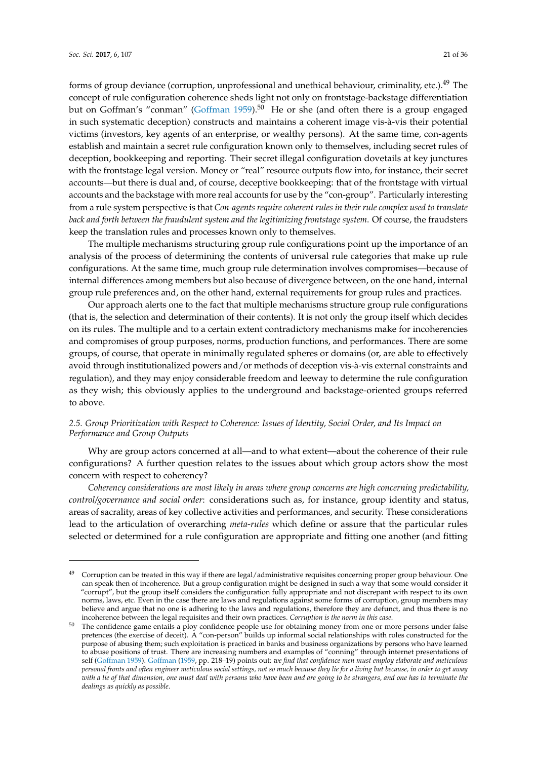forms of group deviance (corruption, unprofessional and unethical behaviour, criminality, etc.).[49] The concept of rule configuration coherence sheds light not only on frontstage-backstage differentiation but on Goffman's "conman" (Goffman 1959).[50] He or she (and often there is a group engaged in such systematic deception) constructs and maintains a coherent image vis-à-vis their potential victims (investors, key agents of an enterprise, or wealthy persons). At the same time, con-agents establish and maintain a secret rule configuration known only to themselves, including secret rules of deception, bookkeeping and reporting. Their secret illegal configuration dovetails at key junctures with the frontstage legal version. Money or "real" resource outputs flow into, for instance, their secret accounts—but there is dual and, of course, deceptive bookkeeping: that of the frontstage with virtual accounts and the backstage with more real accounts for use by the "con-group". Particularly interesting from a rule system perspective is that *Con-agents require coherent rules in their rule complex used to translate back and forth between the fraudulent system and the legitimizing frontstage system*. Of course, the fraudsters keep the translation rules and processes known only to themselves.

The multiple mechanisms structuring group rule configurations point up the importance of an analysis of the process of determining the contents of universal rule categories that make up rule configurations. At the same time, much group rule determination involves compromises—because of internal differences among members but also because of divergence between, on the one hand, internal group rule preferences and, on the other hand, external requirements for group rules and practices.

Our approach alerts one to the fact that multiple mechanisms structure group rule configurations (that is, the selection and determination of their contents). It is not only the group itself which decides on its rules. The multiple and to a certain extent contradictory mechanisms make for incoherencies and compromises of group purposes, norms, production functions, and performances. There are some groups, of course, that operate in minimally regulated spheres or domains (or, are able to effectively avoid through institutionalized powers and/or methods of deception vis-à-vis external constraints and regulation), and they may enjoy considerable freedom and leeway to determine the rule configuration as they wish; this obviously applies to the underground and backstage-oriented groups referred to above.

### *2.5. Group Prioritization with Respect to Coherence: Issues of Identity, Social Order, and Its Impact on Performance and Group Outputs*

Why are group actors concerned at all—and to what extent—about the coherence of their rule configurations? A further question relates to the issues about which group actors show the most concern with respect to coherency?

*Coherency considerations are most likely in areas where group concerns are high concerning predictability, control/governance and social order*: considerations such as, for instance, group identity and status, areas of sacrality, areas of key collective activities and performances, and security. These considerations lead to the articulation of overarching *meta-rules* which define or assure that the particular rules selected or determined for a rule configuration are appropriate and fitting one another (and fitting

---

[49] Corruption can be treated in this way if there are legal/administrative requisites concerning proper group behaviour. One can speak then of incoherence. But a group configuration might be designed in such a way that some would consider it "corrupt", but the group itself considers the configuration fully appropriate and not discrepant with respect to its own norms, laws, etc. Even in the case there are laws and regulations against some forms of corruption, group members may believe and argue that no one is adhering to the laws and regulations, therefore they are defunct, and thus there is no incoherence between the legal requisites and their own practices. *Corruption is the norm in this case.*

[50] The confidence game entails a ploy confidence people use for obtaining money from one or more persons under false pretences (the exercise of deceit). A "con-person" builds up informal social relationships with roles constructed for the purpose of abusing them; such exploitation is practiced in banks and business organizations by persons who have learned to abuse positions of trust. There are increasing numbers and examples of "conning" through internet presentations of self (Goffman 1959). Goffman (1959, pp. 218–19) points out: *we find that confidence men must employ elaborate and meticulous personal fronts and often engineer meticulous social settings, not so much because they lie for a living but because, in order to get away with a lie of that dimension, one must deal with persons who have been and are going to be strangers, and one has to terminate the dealings as quickly as possible.*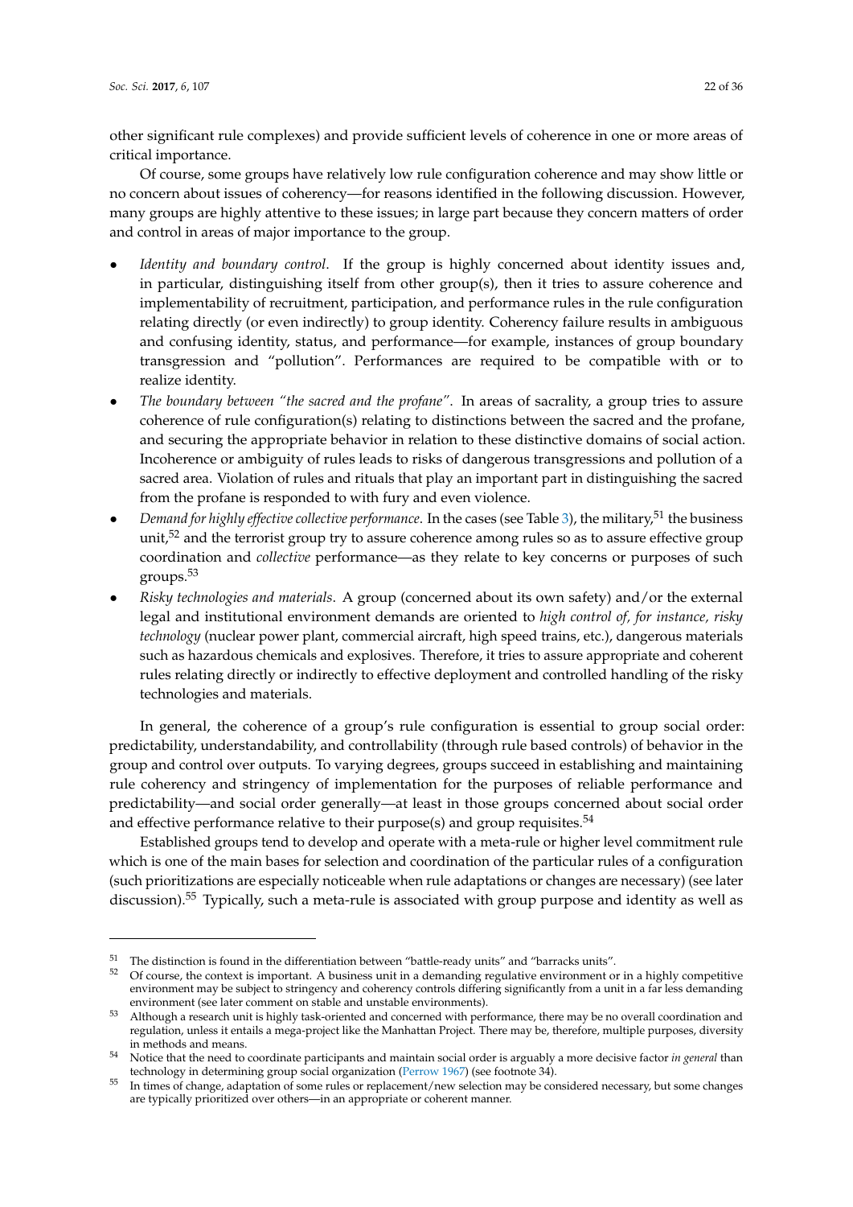other significant rule complexes) and provide sufficient levels of coherence in one or more areas of critical importance.

Of course, some groups have relatively low rule configuration coherence and may show little or no concern about issues of coherency—for reasons identified in the following discussion. However, many groups are highly attentive to these issues; in large part because they concern matters of order and control in areas of major importance to the group.

- *Identity and boundary control*. If the group is highly concerned about identity issues and, in particular, distinguishing itself from other group(s), then it tries to assure coherence and implementability of recruitment, participation, and performance rules in the rule configuration relating directly (or even indirectly) to group identity. Coherency failure results in ambiguous and confusing identity, status, and performance—for example, instances of group boundary transgression and "pollution". Performances are required to be compatible with or to realize identity.
- *The boundary between "the sacred and the profane"*. In areas of sacrality, a group tries to assure coherence of rule configuration(s) relating to distinctions between the sacred and the profane, and securing the appropriate behavior in relation to these distinctive domains of social action. Incoherence or ambiguity of rules leads to risks of dangerous transgressions and pollution of a sacred area. Violation of rules and rituals that play an important part in distinguishing the sacred from the profane is responded to with fury and even violence.
- *Demand for highly effective collective performance*. In the cases (see Table 3), the military,[51] the business unit,[52] and the terrorist group try to assure coherence among rules so as to assure effective group coordination and *collective* performance—as they relate to key concerns or purposes of such groups.[53]
- *Risky technologies and materials*. A group (concerned about its own safety) and/or the external legal and institutional environment demands are oriented to *high control of, for instance, risky technology* (nuclear power plant, commercial aircraft, high speed trains, etc.), dangerous materials such as hazardous chemicals and explosives. Therefore, it tries to assure appropriate and coherent rules relating directly or indirectly to effective deployment and controlled handling of the risky technologies and materials.

In general, the coherence of a group's rule configuration is essential to group social order: predictability, understandability, and controllability (through rule based controls) of behavior in the group and control over outputs. To varying degrees, groups succeed in establishing and maintaining rule coherency and stringency of implementation for the purposes of reliable performance and predictability—and social order generally—at least in those groups concerned about social order and effective performance relative to their purpose(s) and group requisites.[54]

Established groups tend to develop and operate with a meta-rule or higher level commitment rule which is one of the main bases for selection and coordination of the particular rules of a configuration (such prioritizations are especially noticeable when rule adaptations or changes are necessary) (see later discussion).[55] Typically, such a meta-rule is associated with group purpose and identity as well as

---

[51] The distinction is found in the differentiation between "battle-ready units" and "barracks units".

[52] Of course, the context is important. A business unit in a demanding regulative environment or in a highly competitive environment may be subject to stringency and coherency controls differing significantly from a unit in a far less demanding environment (see later comment on stable and unstable environments).

[53] Although a research unit is highly task-oriented and concerned with performance, there may be no overall coordination and regulation, unless it entails a mega-project like the Manhattan Project. There may be, therefore, multiple purposes, diversity in methods and means.

[54] Notice that the need to coordinate participants and maintain social order is arguably a more decisive factor *in general* than technology in determining group social organization (Perrow 1967) (see footnote 34).

[55] In times of change, adaptation of some rules or replacement/new selection may be considered necessary, but some changes are typically prioritized over others—in an appropriate or coherent manner.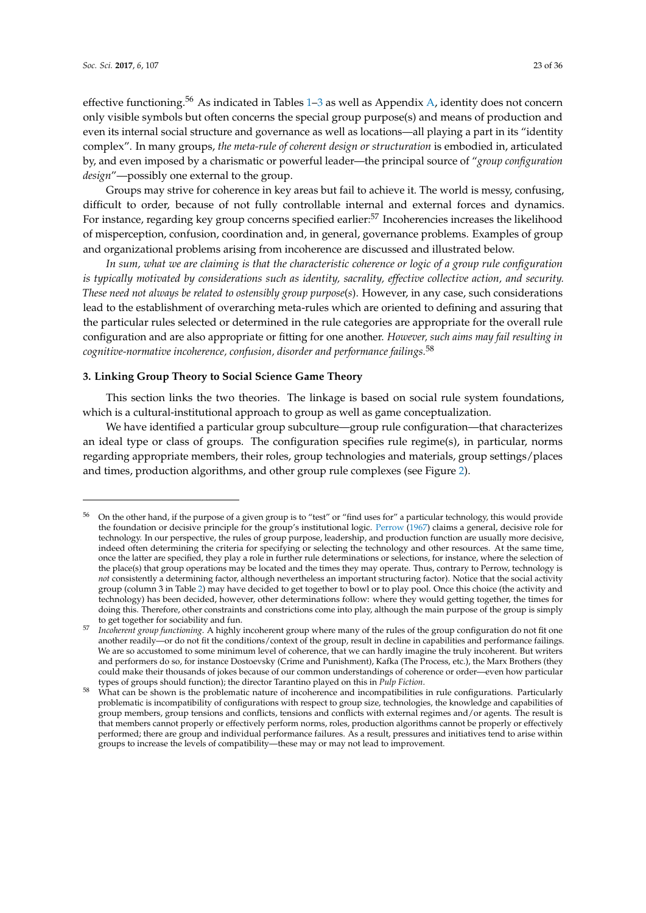effective functioning.[56] As indicated in Tables 1–3 as well as Appendix A, identity does not concern only visible symbols but often concerns the special group purpose(s) and means of production and even its internal social structure and governance as well as locations—all playing a part in its "identity complex". In many groups, *the meta-rule of coherent design or structuration* is embodied in, articulated by, and even imposed by a charismatic or powerful leader—the principal source of "*group configuration design*"—possibly one external to the group.

Groups may strive for coherence in key areas but fail to achieve it. The world is messy, confusing, difficult to order, because of not fully controllable internal and external forces and dynamics. For instance, regarding key group concerns specified earlier:[57] Incoherencies increases the likelihood of misperception, confusion, coordination and, in general, governance problems. Examples of group and organizational problems arising from incoherence are discussed and illustrated below.

*In sum, what we are claiming is that the characteristic coherence or logic of a group rule configuration is typically motivated by considerations such as identity, sacrality, effective collective action, and security. These need not always be related to ostensibly group purpose(s).* However, in any case, such considerations lead to the establishment of overarching meta-rules which are oriented to defining and assuring that the particular rules selected or determined in the rule categories are appropriate for the overall rule configuration and are also appropriate or fitting for one another. *However, such aims may fail resulting in cognitive-normative incoherence, confusion, disorder and performance failings.*[58]

## 3. Linking Group Theory to Social Science Game Theory

This section links the two theories. The linkage is based on social rule system foundations, which is a cultural-institutional approach to group as well as game conceptualization.

We have identified a particular group subculture—group rule configuration—that characterizes an ideal type or class of groups. The configuration specifies rule regime(s), in particular, norms regarding appropriate members, their roles, group technologies and materials, group settings/places and times, production algorithms, and other group rule complexes (see Figure 2).

---

[56] On the other hand, if the purpose of a given group is to "test" or "find uses for" a particular technology, this would provide the foundation or decisive principle for the group's institutional logic. Perrow (1967) claims a general, decisive role for technology. In our perspective, the rules of group purpose, leadership, and production function are usually more decisive, indeed often determining the criteria for specifying or selecting the technology and other resources. At the same time, once the latter are specified, they play a role in further rule determinations or selections, for instance, where the selection of the place(s) that group operations may be located and the times they may operate. Thus, contrary to Perrow, technology is *not* consistently a determining factor, although nevertheless an important structuring factor). Notice that the social activity group (column 3 in Table 2) may have decided to get together to bowl or to play pool. Once this choice (the activity and technology) has been decided, however, other determinations follow: where they would getting together, the times for doing this. Therefore, other constraints and constrictions come into play, although the main purpose of the group is simply to get together for sociability and fun.

[57] *Incoherent group functioning*. A highly incoherent group where many of the rules of the group configuration do not fit one another readily—or do not fit the conditions/context of the group, result in decline in capabilities and performance failings. We are so accustomed to some minimum level of coherence, that we can hardly imagine the truly incoherent. But writers and performers do so, for instance Dostoevsky (Crime and Punishment), Kafka (The Process, etc.), the Marx Brothers (they could make their thousands of jokes because of our common understandings of coherence or order—even how particular types of groups should function); the director Tarantino played on this in *Pulp Fiction*.

[58] What can be shown is the problematic nature of incoherence and incompatibilities in rule configurations. Particularly problematic is incompatibility of configurations with respect to group size, technologies, the knowledge and capabilities of group members, group tensions and conflicts, tensions and conflicts with external regimes and/or agents. The result is that members cannot properly or effectively perform norms, roles, production algorithms cannot be properly or effectively performed; there are group and individual performance failures. As a result, pressures and initiatives tend to arise within groups to increase the levels of compatibility—these may or may not lead to improvement.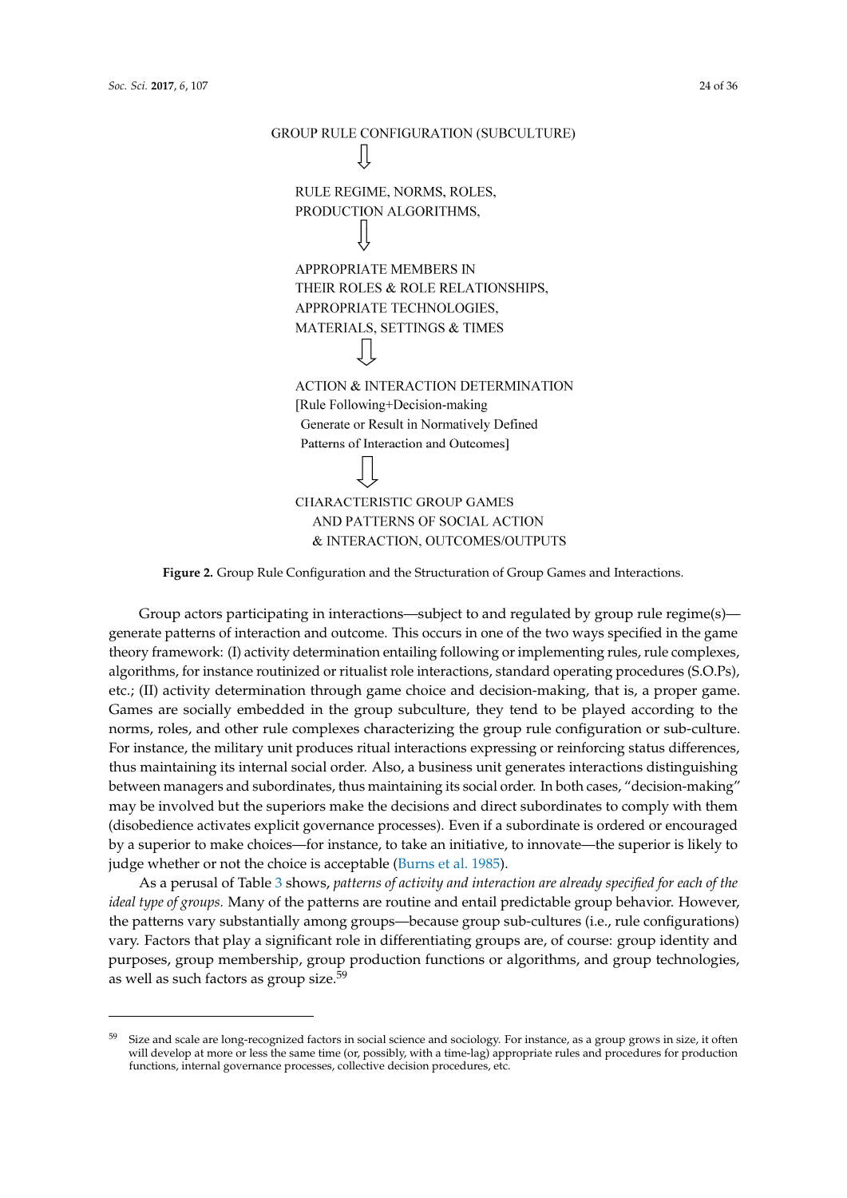GROUP RULE CONFIGURATION (SUBCULTURE)

⇩

RULE REGIME, NORMS, ROLES,
PRODUCTION ALGORITHMS,

⇩

APPROPRIATE MEMBERS IN
THEIR ROLES & ROLE RELATIONSHIPS,
APPROPRIATE TECHNOLOGIES,
MATERIALS, SETTINGS & TIMES

⇩

ACTION & INTERACTION DETERMINATION
[Rule Following+Decision-making
Generate or Result in Normatively Defined
Patterns of Interaction and Outcomes]

⇩

CHARACTERISTIC GROUP GAMES
AND PATTERNS OF SOCIAL ACTION
& INTERACTION, OUTCOMES/OUTPUTS

**Figure 2.** Group Rule Configuration and the Structuration of Group Games and Interactions.

Group actors participating in interactions—subject to and regulated by group rule regime(s)—generate patterns of interaction and outcome. This occurs in one of the two ways specified in the game theory framework: (I) activity determination entailing following or implementing rules, rule complexes, algorithms, for instance routinized or ritualist role interactions, standard operating procedures (S.O.Ps), etc.; (II) activity determination through game choice and decision-making, that is, a proper game. Games are socially embedded in the group subculture, they tend to be played according to the norms, roles, and other rule complexes characterizing the group rule configuration or sub-culture. For instance, the military unit produces ritual interactions expressing or reinforcing status differences, thus maintaining its internal social order. Also, a business unit generates interactions distinguishing between managers and subordinates, thus maintaining its social order. In both cases, "decision-making" may be involved but the superiors make the decisions and direct subordinates to comply with them (disobedience activates explicit governance processes). Even if a subordinate is ordered or encouraged by a superior to make choices—for instance, to take an initiative, to innovate—the superior is likely to judge whether or not the choice is acceptable (Burns et al. 1985).

As a perusal of Table 3 shows, *patterns of activity and interaction are already specified for each of the ideal type of groups.* Many of the patterns are routine and entail predictable group behavior. However, the patterns vary substantially among groups—because group sub-cultures (i.e., rule configurations) vary. Factors that play a significant role in differentiating groups are, of course: group identity and purposes, group membership, group production functions or algorithms, and group technologies, as well as such factors as group size.[59]

[59] Size and scale are long-recognized factors in social science and sociology. For instance, as a group grows in size, it often will develop at more or less the same time (or, possibly, with a time-lag) appropriate rules and procedures for production functions, internal governance processes, collective decision procedures, etc.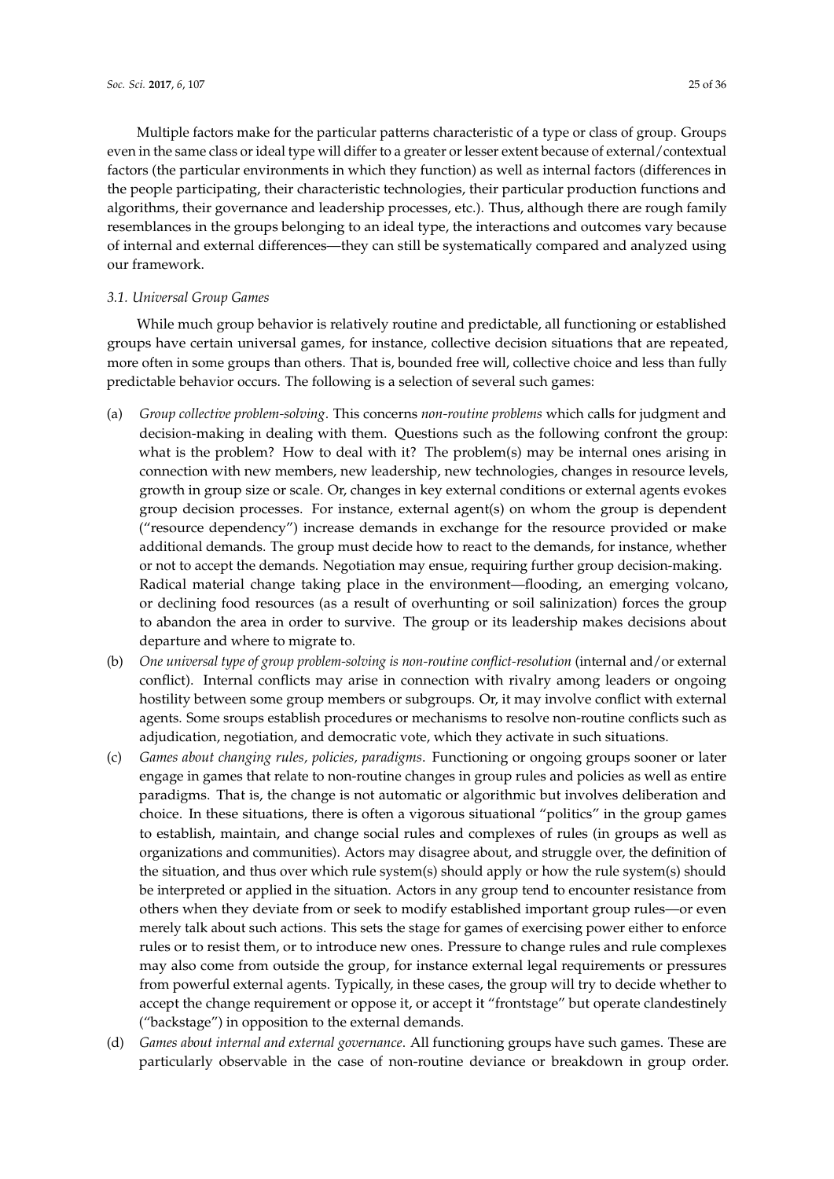Multiple factors make for the particular patterns characteristic of a type or class of group. Groups even in the same class or ideal type will differ to a greater or lesser extent because of external/contextual factors (the particular environments in which they function) as well as internal factors (differences in the people participating, their characteristic technologies, their particular production functions and algorithms, their governance and leadership processes, etc.). Thus, although there are rough family resemblances in the groups belonging to an ideal type, the interactions and outcomes vary because of internal and external differences—they can still be systematically compared and analyzed using our framework.

### *3.1. Universal Group Games*

While much group behavior is relatively routine and predictable, all functioning or established groups have certain universal games, for instance, collective decision situations that are repeated, more often in some groups than others. That is, bounded free will, collective choice and less than fully predictable behavior occurs. The following is a selection of several such games:

(a) *Group collective problem-solving*. This concerns *non-routine problems* which calls for judgment and decision-making in dealing with them. Questions such as the following confront the group: what is the problem? How to deal with it? The problem(s) may be internal ones arising in connection with new members, new leadership, new technologies, changes in resource levels, growth in group size or scale. Or, changes in key external conditions or external agents evokes group decision processes. For instance, external agent(s) on whom the group is dependent ("resource dependency") increase demands in exchange for the resource provided or make additional demands. The group must decide how to react to the demands, for instance, whether or not to accept the demands. Negotiation may ensue, requiring further group decision-making. Radical material change taking place in the environment—flooding, an emerging volcano, or declining food resources (as a result of overhunting or soil salinization) forces the group to abandon the area in order to survive. The group or its leadership makes decisions about departure and where to migrate to.

(b) *One universal type of group problem-solving is non-routine conflict-resolution* (internal and/or external conflict). Internal conflicts may arise in connection with rivalry among leaders or ongoing hostility between some group members or subgroups. Or, it may involve conflict with external agents. Some sroups establish procedures or mechanisms to resolve non-routine conflicts such as adjudication, negotiation, and democratic vote, which they activate in such situations.

(c) *Games about changing rules, policies, paradigms*. Functioning or ongoing groups sooner or later engage in games that relate to non-routine changes in group rules and policies as well as entire paradigms. That is, the change is not automatic or algorithmic but involves deliberation and choice. In these situations, there is often a vigorous situational "politics" in the group games to establish, maintain, and change social rules and complexes of rules (in groups as well as organizations and communities). Actors may disagree about, and struggle over, the definition of the situation, and thus over which rule system(s) should apply or how the rule system(s) should be interpreted or applied in the situation. Actors in any group tend to encounter resistance from others when they deviate from or seek to modify established important group rules—or even merely talk about such actions. This sets the stage for games of exercising power either to enforce rules or to resist them, or to introduce new ones. Pressure to change rules and rule complexes may also come from outside the group, for instance external legal requirements or pressures from powerful external agents. Typically, in these cases, the group will try to decide whether to accept the change requirement or oppose it, or accept it "frontstage" but operate clandestinely ("backstage") in opposition to the external demands.

(d) *Games about internal and external governance*. All functioning groups have such games. These are particularly observable in the case of non-routine deviance or breakdown in group order.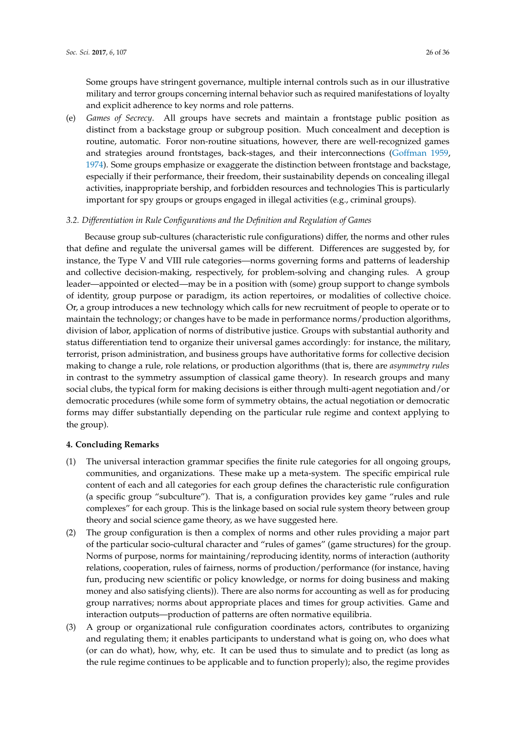Some groups have stringent governance, multiple internal controls such as in our illustrative military and terror groups concerning internal behavior such as required manifestations of loyalty and explicit adherence to key norms and role patterns.

(e) *Games of Secrecy*. All groups have secrets and maintain a frontstage public position as distinct from a backstage group or subgroup position. Much concealment and deception is routine, automatic. Foror non-routine situations, however, there are well-recognized games and strategies around frontstages, back-stages, and their interconnections (Goffman 1959, 1974). Some groups emphasize or exaggerate the distinction between frontstage and backstage, especially if their performance, their freedom, their sustainability depends on concealing illegal activities, inappropriate bership, and forbidden resources and technologies This is particularly important for spy groups or groups engaged in illegal activities (e.g., criminal groups).

### *3.2. Differentiation in Rule Configurations and the Definition and Regulation of Games*

Because group sub-cultures (characteristic rule configurations) differ, the norms and other rules that define and regulate the universal games will be different. Differences are suggested by, for instance, the Type V and VIII rule categories—norms governing forms and patterns of leadership and collective decision-making, respectively, for problem-solving and changing rules. A group leader—appointed or elected—may be in a position with (some) group support to change symbols of identity, group purpose or paradigm, its action repertoires, or modalities of collective choice. Or, a group introduces a new technology which calls for new recruitment of people to operate or to maintain the technology; or changes have to be made in performance norms/production algorithms, division of labor, application of norms of distributive justice. Groups with substantial authority and status differentiation tend to organize their universal games accordingly: for instance, the military, terrorist, prison administration, and business groups have authoritative forms for collective decision making to change a rule, role relations, or production algorithms (that is, there are *asymmetry rules* in contrast to the symmetry assumption of classical game theory). In research groups and many social clubs, the typical form for making decisions is either through multi-agent negotiation and/or democratic procedures (while some form of symmetry obtains, the actual negotiation or democratic forms may differ substantially depending on the particular rule regime and context applying to the group).

## **4. Concluding Remarks**

(1) The universal interaction grammar specifies the finite rule categories for all ongoing groups, communities, and organizations. These make up a meta-system. The specific empirical rule content of each and all categories for each group defines the characteristic rule configuration (a specific group "subculture"). That is, a configuration provides key game "rules and rule complexes" for each group. This is the linkage based on social rule system theory between group theory and social science game theory, as we have suggested here.

(2) The group configuration is then a complex of norms and other rules providing a major part of the particular socio-cultural character and "rules of games" (game structures) for the group. Norms of purpose, norms for maintaining/reproducing identity, norms of interaction (authority relations, cooperation, rules of fairness, norms of production/performance (for instance, having fun, producing new scientific or policy knowledge, or norms for doing business and making money and also satisfying clients)). There are also norms for accounting as well as for producing group narratives; norms about appropriate places and times for group activities. Game and interaction outputs—production of patterns are often normative equilibria.

(3) A group or organizational rule configuration coordinates actors, contributes to organizing and regulating them; it enables participants to understand what is going on, who does what (or can do what), how, why, etc. It can be used thus to simulate and to predict (as long as the rule regime continues to be applicable and to function properly); also, the regime provides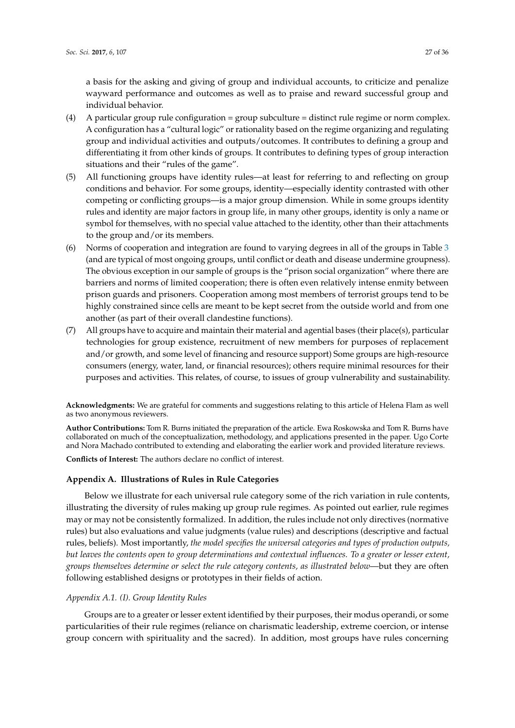a basis for the asking and giving of group and individual accounts, to criticize and penalize wayward performance and outcomes as well as to praise and reward successful group and individual behavior.

(4) A particular group rule configuration = group subculture = distinct rule regime or norm complex. A configuration has a "cultural logic" or rationality based on the regime organizing and regulating group and individual activities and outputs/outcomes. It contributes to defining a group and differentiating it from other kinds of groups. It contributes to defining types of group interaction situations and their "rules of the game".

(5) All functioning groups have identity rules—at least for referring to and reflecting on group conditions and behavior. For some groups, identity—especially identity contrasted with other competing or conflicting groups—is a major group dimension. While in some groups identity rules and identity are major factors in group life, in many other groups, identity is only a name or symbol for themselves, with no special value attached to the identity, other than their attachments to the group and/or its members.

(6) Norms of cooperation and integration are found to varying degrees in all of the groups in Table 3 (and are typical of most ongoing groups, until conflict or death and disease undermine groupness). The obvious exception in our sample of groups is the "prison social organization" where there are barriers and norms of limited cooperation; there is often even relatively intense enmity between prison guards and prisoners. Cooperation among most members of terrorist groups tend to be highly constrained since cells are meant to be kept secret from the outside world and from one another (as part of their overall clandestine functions).

(7) All groups have to acquire and maintain their material and agential bases (their place(s), particular technologies for group existence, recruitment of new members for purposes of replacement and/or growth, and some level of financing and resource support) Some groups are high-resource consumers (energy, water, land, or financial resources); others require minimal resources for their purposes and activities. This relates, of course, to issues of group vulnerability and sustainability.

**Acknowledgments:** We are grateful for comments and suggestions relating to this article of Helena Flam as well as two anonymous reviewers.

**Author Contributions:** Tom R. Burns initiated the preparation of the article. Ewa Roskowska and Tom R. Burns have collaborated on much of the conceptualization, methodology, and applications presented in the paper. Ugo Corte and Nora Machado contributed to extending and elaborating the earlier work and provided literature reviews.

**Conflicts of Interest:** The authors declare no conflict of interest.

## Appendix A. Illustrations of Rules in Rule Categories

Below we illustrate for each universal rule category some of the rich variation in rule contents, illustrating the diversity of rules making up group rule regimes. As pointed out earlier, rule regimes may or may not be consistently formalized. In addition, the rules include not only directives (normative rules) but also evaluations and value judgments (value rules) and descriptions (descriptive and factual rules, beliefs). Most importantly, *the model specifies the universal categories and types of production outputs, but leaves the contents open to group determinations and contextual influences. To a greater or lesser extent, groups themselves determine or select the rule category contents, as illustrated below*—but they are often following established designs or prototypes in their fields of action.

### *Appendix A.1. (I). Group Identity Rules*

Groups are to a greater or lesser extent identified by their purposes, their modus operandi, or some particularities of their rule regimes (reliance on charismatic leadership, extreme coercion, or intense group concern with spirituality and the sacred). In addition, most groups have rules concerning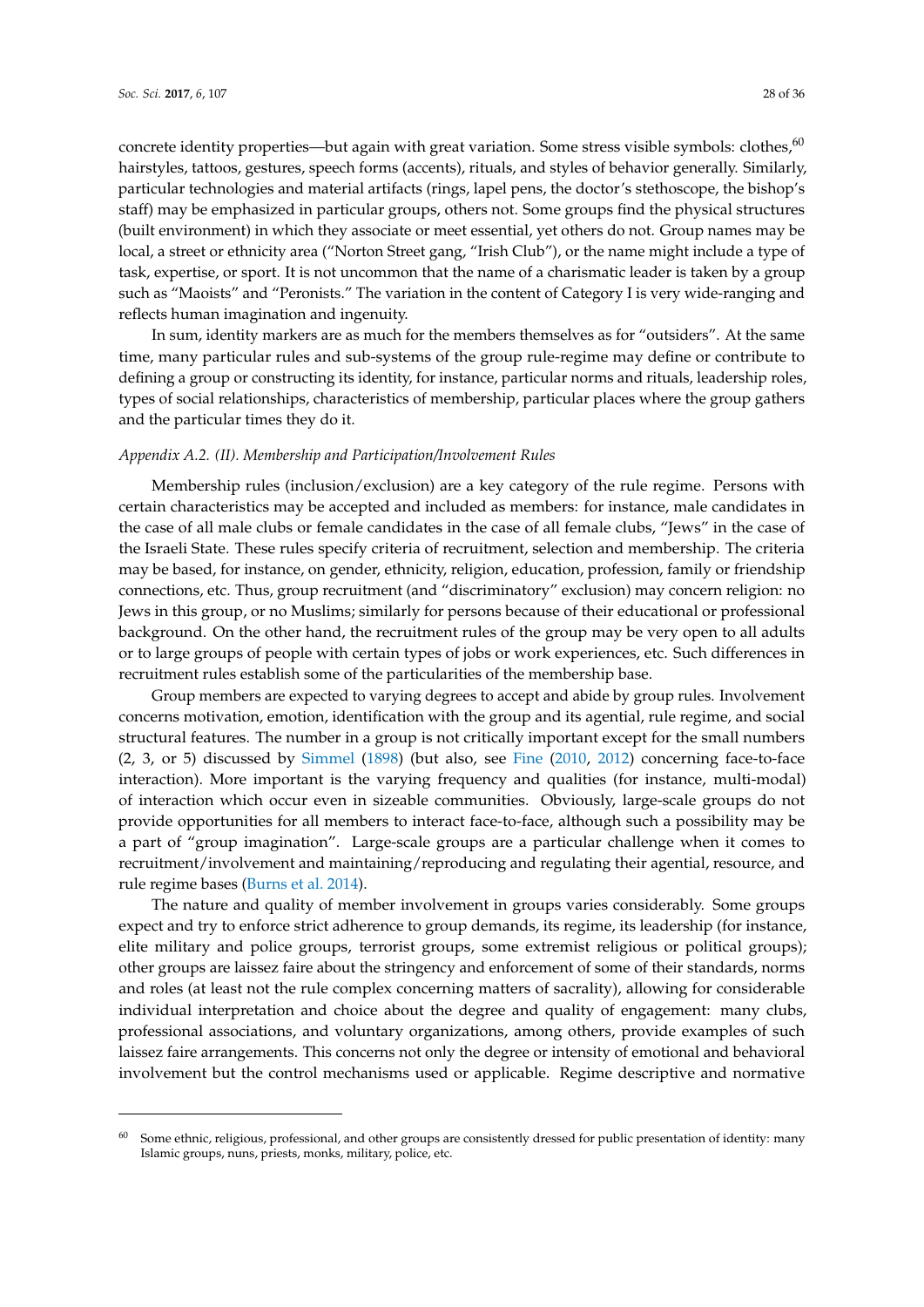concrete identity properties—but again with great variation. Some stress visible symbols: clothes,[60] hairstyles, tattoos, gestures, speech forms (accents), rituals, and styles of behavior generally. Similarly, particular technologies and material artifacts (rings, lapel pens, the doctor's stethoscope, the bishop's staff) may be emphasized in particular groups, others not. Some groups find the physical structures (built environment) in which they associate or meet essential, yet others do not. Group names may be local, a street or ethnicity area ("Norton Street gang, "Irish Club"), or the name might include a type of task, expertise, or sport. It is not uncommon that the name of a charismatic leader is taken by a group such as "Maoists" and "Peronists." The variation in the content of Category I is very wide-ranging and reflects human imagination and ingenuity.

In sum, identity markers are as much for the members themselves as for "outsiders". At the same time, many particular rules and sub-systems of the group rule-regime may define or contribute to defining a group or constructing its identity, for instance, particular norms and rituals, leadership roles, types of social relationships, characteristics of membership, particular places where the group gathers and the particular times they do it.

*Appendix A.2. (II). Membership and Participation/Involvement Rules*

Membership rules (inclusion/exclusion) are a key category of the rule regime. Persons with certain characteristics may be accepted and included as members: for instance, male candidates in the case of all male clubs or female candidates in the case of all female clubs, "Jews" in the case of the Israeli State. These rules specify criteria of recruitment, selection and membership. The criteria may be based, for instance, on gender, ethnicity, religion, education, profession, family or friendship connections, etc. Thus, group recruitment (and "discriminatory" exclusion) may concern religion: no Jews in this group, or no Muslims; similarly for persons because of their educational or professional background. On the other hand, the recruitment rules of the group may be very open to all adults or to large groups of people with certain types of jobs or work experiences, etc. Such differences in recruitment rules establish some of the particularities of the membership base.

Group members are expected to varying degrees to accept and abide by group rules. Involvement concerns motivation, emotion, identification with the group and its agential, rule regime, and social structural features. The number in a group is not critically important except for the small numbers (2, 3, or 5) discussed by Simmel (1898) (but also, see Fine (2010, 2012) concerning face-to-face interaction). More important is the varying frequency and qualities (for instance, multi-modal) of interaction which occur even in sizeable communities. Obviously, large-scale groups do not provide opportunities for all members to interact face-to-face, although such a possibility may be a part of "group imagination". Large-scale groups are a particular challenge when it comes to recruitment/involvement and maintaining/reproducing and regulating their agential, resource, and rule regime bases (Burns et al. 2014).

The nature and quality of member involvement in groups varies considerably. Some groups expect and try to enforce strict adherence to group demands, its regime, its leadership (for instance, elite military and police groups, terrorist groups, some extremist religious or political groups); other groups are laissez faire about the stringency and enforcement of some of their standards, norms and roles (at least not the rule complex concerning matters of sacrality), allowing for considerable individual interpretation and choice about the degree and quality of engagement: many clubs, professional associations, and voluntary organizations, among others, provide examples of such laissez faire arrangements. This concerns not only the degree or intensity of emotional and behavioral involvement but the control mechanisms used or applicable. Regime descriptive and normative

[60] Some ethnic, religious, professional, and other groups are consistently dressed for public presentation of identity: many Islamic groups, nuns, priests, monks, military, police, etc.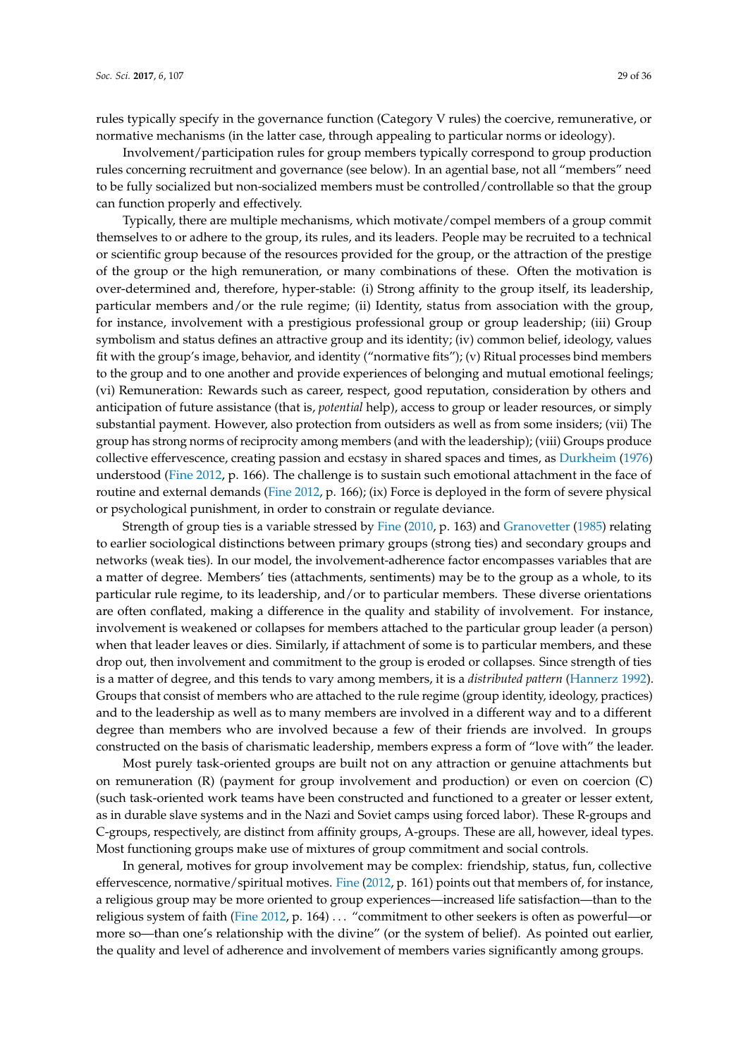rules typically specify in the governance function (Category V rules) the coercive, remunerative, or normative mechanisms (in the latter case, through appealing to particular norms or ideology).

Involvement/participation rules for group members typically correspond to group production rules concerning recruitment and governance (see below). In an agential base, not all "members" need to be fully socialized but non-socialized members must be controlled/controllable so that the group can function properly and effectively.

Typically, there are multiple mechanisms, which motivate/compel members of a group commit themselves to or adhere to the group, its rules, and its leaders. People may be recruited to a technical or scientific group because of the resources provided for the group, or the attraction of the prestige of the group or the high remuneration, or many combinations of these. Often the motivation is over-determined and, therefore, hyper-stable: (i) Strong affinity to the group itself, its leadership, particular members and/or the rule regime; (ii) Identity, status from association with the group, for instance, involvement with a prestigious professional group or group leadership; (iii) Group symbolism and status defines an attractive group and its identity; (iv) common belief, ideology, values fit with the group's image, behavior, and identity ("normative fits"); (v) Ritual processes bind members to the group and to one another and provide experiences of belonging and mutual emotional feelings; (vi) Remuneration: Rewards such as career, respect, good reputation, consideration by others and anticipation of future assistance (that is, *potential* help), access to group or leader resources, or simply substantial payment. However, also protection from outsiders as well as from some insiders; (vii) The group has strong norms of reciprocity among members (and with the leadership); (viii) Groups produce collective effervescence, creating passion and ecstasy in shared spaces and times, as Durkheim (1976) understood (Fine 2012, p. 166). The challenge is to sustain such emotional attachment in the face of routine and external demands (Fine 2012, p. 166); (ix) Force is deployed in the form of severe physical or psychological punishment, in order to constrain or regulate deviance.

Strength of group ties is a variable stressed by Fine (2010, p. 163) and Granovetter (1985) relating to earlier sociological distinctions between primary groups (strong ties) and secondary groups and networks (weak ties). In our model, the involvement-adherence factor encompasses variables that are a matter of degree. Members' ties (attachments, sentiments) may be to the group as a whole, to its particular rule regime, to its leadership, and/or to particular members. These diverse orientations are often conflated, making a difference in the quality and stability of involvement. For instance, involvement is weakened or collapses for members attached to the particular group leader (a person) when that leader leaves or dies. Similarly, if attachment of some is to particular members, and these drop out, then involvement and commitment to the group is eroded or collapses. Since strength of ties is a matter of degree, and this tends to vary among members, it is a *distributed pattern* (Hannerz 1992). Groups that consist of members who are attached to the rule regime (group identity, ideology, practices) and to the leadership as well as to many members are involved in a different way and to a different degree than members who are involved because a few of their friends are involved. In groups constructed on the basis of charismatic leadership, members express a form of "love with" the leader.

Most purely task-oriented groups are built not on any attraction or genuine attachments but on remuneration (R) (payment for group involvement and production) or even on coercion (C) (such task-oriented work teams have been constructed and functioned to a greater or lesser extent, as in durable slave systems and in the Nazi and Soviet camps using forced labor). These R-groups and C-groups, respectively, are distinct from affinity groups, A-groups. These are all, however, ideal types. Most functioning groups make use of mixtures of group commitment and social controls.

In general, motives for group involvement may be complex: friendship, status, fun, collective effervescence, normative/spiritual motives. Fine (2012, p. 161) points out that members of, for instance, a religious group may be more oriented to group experiences—increased life satisfaction—than to the religious system of faith (Fine 2012, p. 164) ... "commitment to other seekers is often as powerful—or more so—than one's relationship with the divine" (or the system of belief). As pointed out earlier, the quality and level of adherence and involvement of members varies significantly among groups.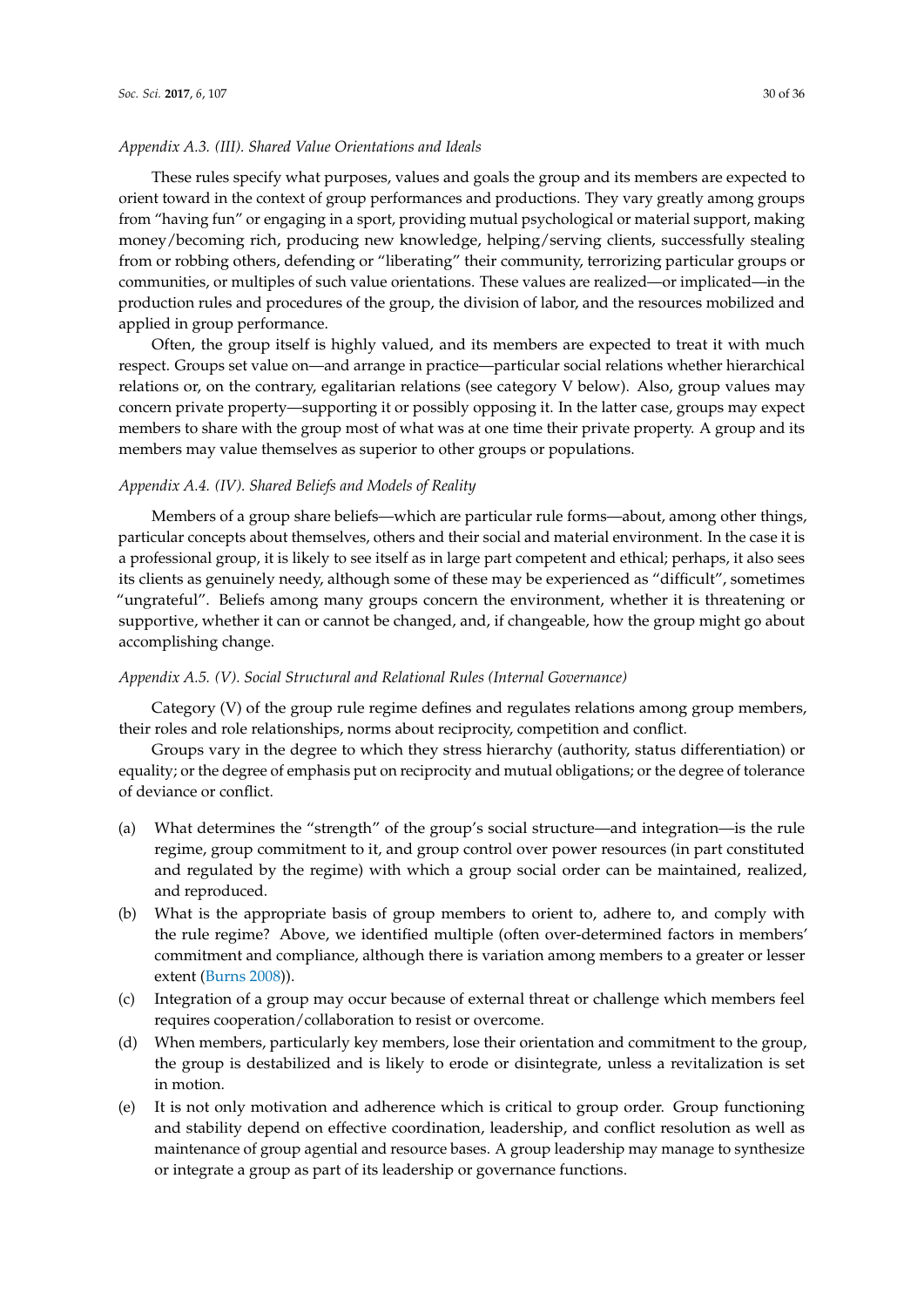### *Appendix A.3. (III). Shared Value Orientations and Ideals*

These rules specify what purposes, values and goals the group and its members are expected to orient toward in the context of group performances and productions. They vary greatly among groups from "having fun" or engaging in a sport, providing mutual psychological or material support, making money/becoming rich, producing new knowledge, helping/serving clients, successfully stealing from or robbing others, defending or "liberating" their community, terrorizing particular groups or communities, or multiples of such value orientations. These values are realized—or implicated—in the production rules and procedures of the group, the division of labor, and the resources mobilized and applied in group performance.

Often, the group itself is highly valued, and its members are expected to treat it with much respect. Groups set value on—and arrange in practice—particular social relations whether hierarchical relations or, on the contrary, egalitarian relations (see category V below). Also, group values may concern private property—supporting it or possibly opposing it. In the latter case, groups may expect members to share with the group most of what was at one time their private property. A group and its members may value themselves as superior to other groups or populations.

### *Appendix A.4. (IV). Shared Beliefs and Models of Reality*

Members of a group share beliefs—which are particular rule forms—about, among other things, particular concepts about themselves, others and their social and material environment. In the case it is a professional group, it is likely to see itself as in large part competent and ethical; perhaps, it also sees its clients as genuinely needy, although some of these may be experienced as "difficult", sometimes "ungrateful". Beliefs among many groups concern the environment, whether it is threatening or supportive, whether it can or cannot be changed, and, if changeable, how the group might go about accomplishing change.

### *Appendix A.5. (V). Social Structural and Relational Rules (Internal Governance)*

Category (V) of the group rule regime defines and regulates relations among group members, their roles and role relationships, norms about reciprocity, competition and conflict.

Groups vary in the degree to which they stress hierarchy (authority, status differentiation) or equality; or the degree of emphasis put on reciprocity and mutual obligations; or the degree of tolerance of deviance or conflict.

(a) What determines the "strength" of the group's social structure—and integration—is the rule regime, group commitment to it, and group control over power resources (in part constituted and regulated by the regime) with which a group social order can be maintained, realized, and reproduced.

(b) What is the appropriate basis of group members to orient to, adhere to, and comply with the rule regime? Above, we identified multiple (often over-determined factors in members' commitment and compliance, although there is variation among members to a greater or lesser extent (Burns 2008)).

(c) Integration of a group may occur because of external threat or challenge which members feel requires cooperation/collaboration to resist or overcome.

(d) When members, particularly key members, lose their orientation and commitment to the group, the group is destabilized and is likely to erode or disintegrate, unless a revitalization is set in motion.

(e) It is not only motivation and adherence which is critical to group order. Group functioning and stability depend on effective coordination, leadership, and conflict resolution as well as maintenance of group agential and resource bases. A group leadership may manage to synthesize or integrate a group as part of its leadership or governance functions.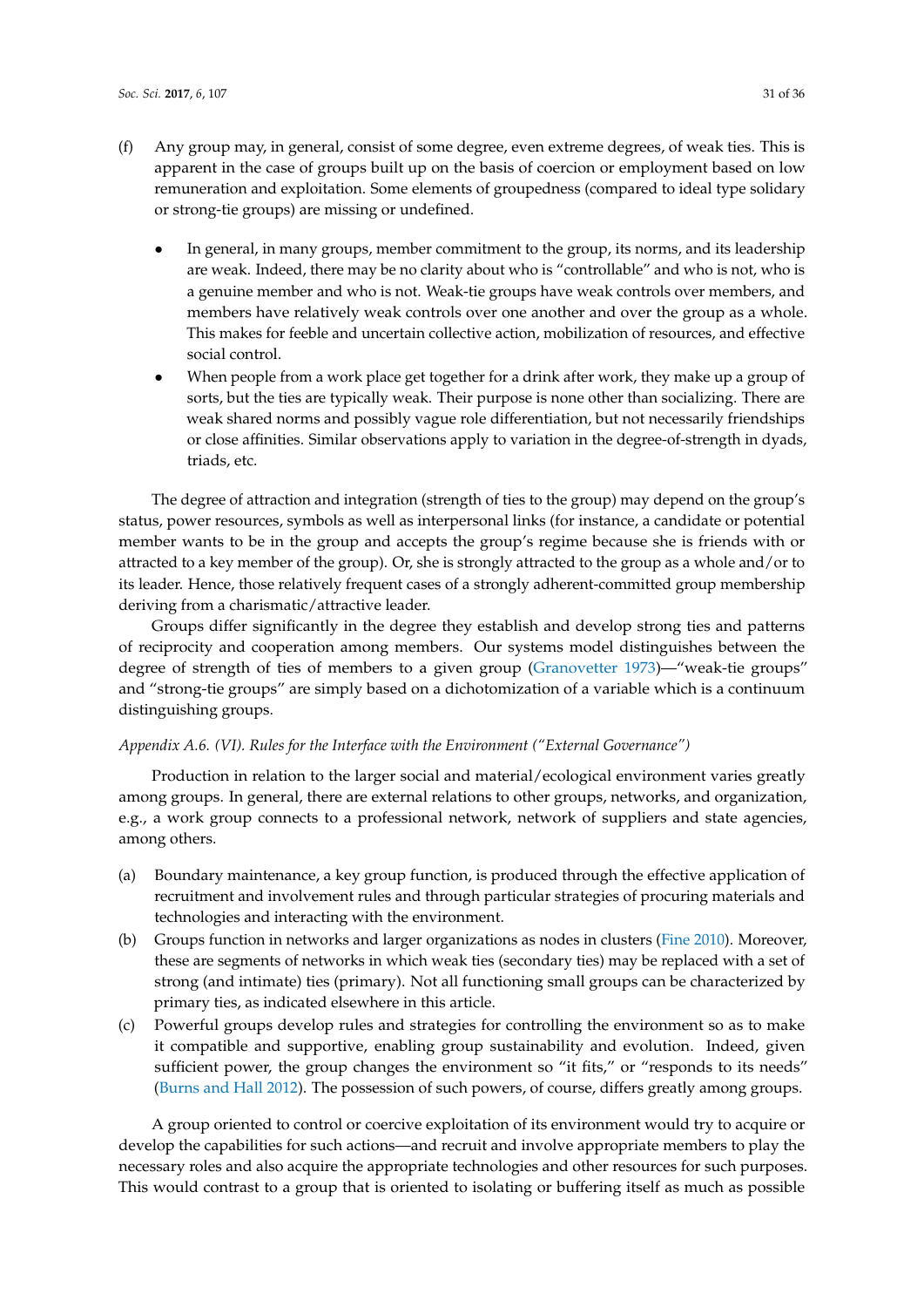(f) Any group may, in general, consist of some degree, even extreme degrees, of weak ties. This is apparent in the case of groups built up on the basis of coercion or employment based on low remuneration and exploitation. Some elements of groupedness (compared to ideal type solidary or strong-tie groups) are missing or undefined.

- In general, in many groups, member commitment to the group, its norms, and its leadership are weak. Indeed, there may be no clarity about who is "controllable" and who is not, who is a genuine member and who is not. Weak-tie groups have weak controls over members, and members have relatively weak controls over one another and over the group as a whole. This makes for feeble and uncertain collective action, mobilization of resources, and effective social control.
- When people from a work place get together for a drink after work, they make up a group of sorts, but the ties are typically weak. Their purpose is none other than socializing. There are weak shared norms and possibly vague role differentiation, but not necessarily friendships or close affinities. Similar observations apply to variation in the degree-of-strength in dyads, triads, etc.

The degree of attraction and integration (strength of ties to the group) may depend on the group's status, power resources, symbols as well as interpersonal links (for instance, a candidate or potential member wants to be in the group and accepts the group's regime because she is friends with or attracted to a key member of the group). Or, she is strongly attracted to the group as a whole and/or to its leader. Hence, those relatively frequent cases of a strongly adherent-committed group membership deriving from a charismatic/attractive leader.

Groups differ significantly in the degree they establish and develop strong ties and patterns of reciprocity and cooperation among members. Our systems model distinguishes between the degree of strength of ties of members to a given group (Granovetter 1973)—"weak-tie groups" and "strong-tie groups" are simply based on a dichotomization of a variable which is a continuum distinguishing groups.

*Appendix A.6. (VI). Rules for the Interface with the Environment ("External Governance")*

Production in relation to the larger social and material/ecological environment varies greatly among groups. In general, there are external relations to other groups, networks, and organization, e.g., a work group connects to a professional network, network of suppliers and state agencies, among others.

(a) Boundary maintenance, a key group function, is produced through the effective application of recruitment and involvement rules and through particular strategies of procuring materials and technologies and interacting with the environment.

(b) Groups function in networks and larger organizations as nodes in clusters (Fine 2010). Moreover, these are segments of networks in which weak ties (secondary ties) may be replaced with a set of strong (and intimate) ties (primary). Not all functioning small groups can be characterized by primary ties, as indicated elsewhere in this article.

(c) Powerful groups develop rules and strategies for controlling the environment so as to make it compatible and supportive, enabling group sustainability and evolution. Indeed, given sufficient power, the group changes the environment so "it fits," or "responds to its needs" (Burns and Hall 2012). The possession of such powers, of course, differs greatly among groups.

A group oriented to control or coercive exploitation of its environment would try to acquire or develop the capabilities for such actions—and recruit and involve appropriate members to play the necessary roles and also acquire the appropriate technologies and other resources for such purposes. This would contrast to a group that is oriented to isolating or buffering itself as much as possible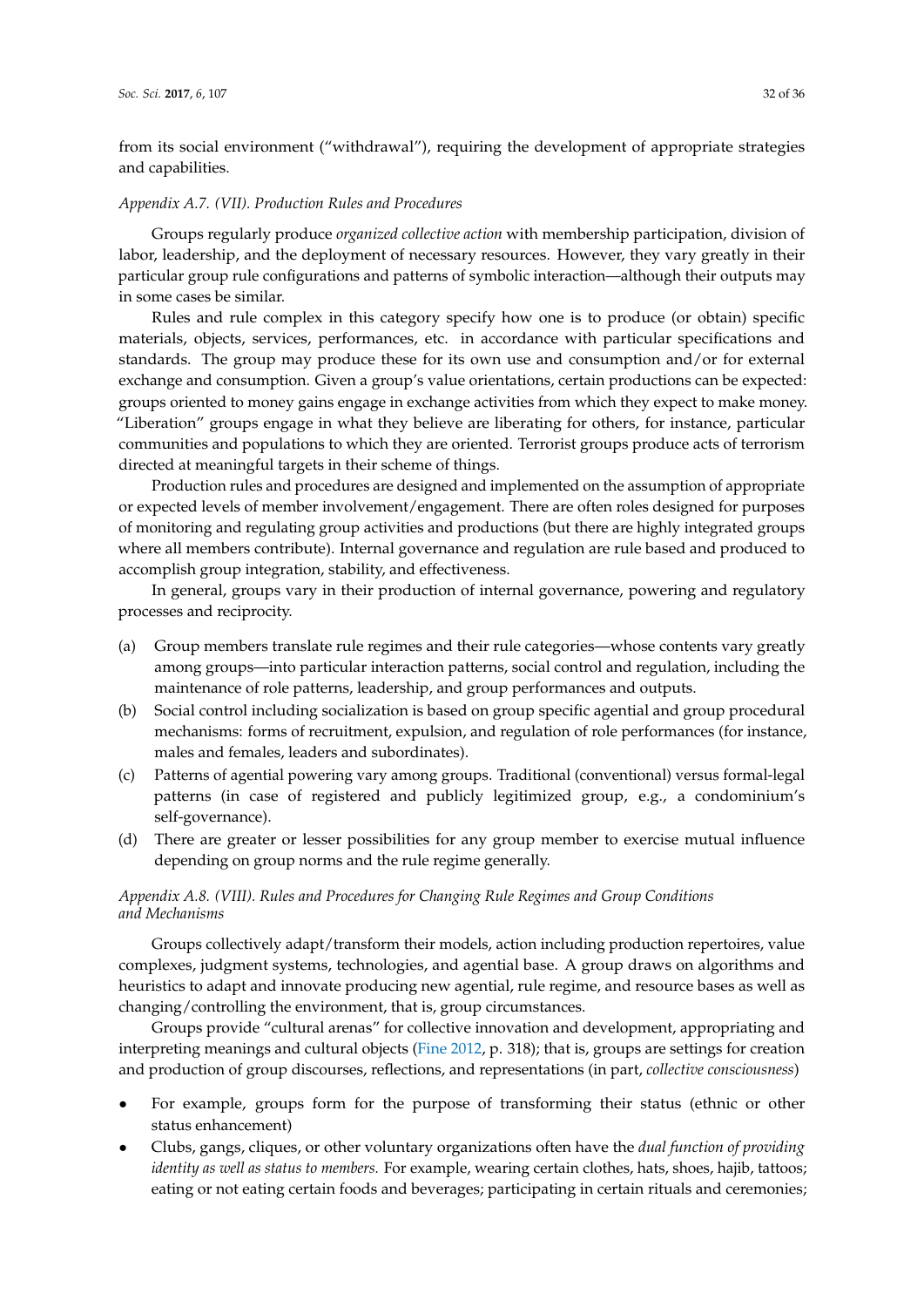from its social environment ("withdrawal"), requiring the development of appropriate strategies and capabilities.

*Appendix A.7. (VII). Production Rules and Procedures*

Groups regularly produce *organized collective action* with membership participation, division of labor, leadership, and the deployment of necessary resources. However, they vary greatly in their particular group rule configurations and patterns of symbolic interaction—although their outputs may in some cases be similar.

Rules and rule complex in this category specify how one is to produce (or obtain) specific materials, objects, services, performances, etc. in accordance with particular specifications and standards. The group may produce these for its own use and consumption and/or for external exchange and consumption. Given a group's value orientations, certain productions can be expected: groups oriented to money gains engage in exchange activities from which they expect to make money. "Liberation" groups engage in what they believe are liberating for others, for instance, particular communities and populations to which they are oriented. Terrorist groups produce acts of terrorism directed at meaningful targets in their scheme of things.

Production rules and procedures are designed and implemented on the assumption of appropriate or expected levels of member involvement/engagement. There are often roles designed for purposes of monitoring and regulating group activities and productions (but there are highly integrated groups where all members contribute). Internal governance and regulation are rule based and produced to accomplish group integration, stability, and effectiveness.

In general, groups vary in their production of internal governance, powering and regulatory processes and reciprocity.

(a) Group members translate rule regimes and their rule categories—whose contents vary greatly among groups—into particular interaction patterns, social control and regulation, including the maintenance of role patterns, leadership, and group performances and outputs.
(b) Social control including socialization is based on group specific agential and group procedural mechanisms: forms of recruitment, expulsion, and regulation of role performances (for instance, males and females, leaders and subordinates).
(c) Patterns of agential powering vary among groups. Traditional (conventional) versus formal-legal patterns (in case of registered and publicly legitimized group, e.g., a condominium's self-governance).
(d) There are greater or lesser possibilities for any group member to exercise mutual influence depending on group norms and the rule regime generally.

*Appendix A.8. (VIII). Rules and Procedures for Changing Rule Regimes and Group Conditions and Mechanisms*

Groups collectively adapt/transform their models, action including production repertoires, value complexes, judgment systems, technologies, and agential base. A group draws on algorithms and heuristics to adapt and innovate producing new agential, rule regime, and resource bases as well as changing/controlling the environment, that is, group circumstances.

Groups provide "cultural arenas" for collective innovation and development, appropriating and interpreting meanings and cultural objects (Fine 2012, p. 318); that is, groups are settings for creation and production of group discourses, reflections, and representations (in part, *collective consciousness*)

- For example, groups form for the purpose of transforming their status (ethnic or other status enhancement)
- Clubs, gangs, cliques, or other voluntary organizations often have the *dual function of providing identity as well as status to members.* For example, wearing certain clothes, hats, shoes, hajib, tattoos; eating or not eating certain foods and beverages; participating in certain rituals and ceremonies;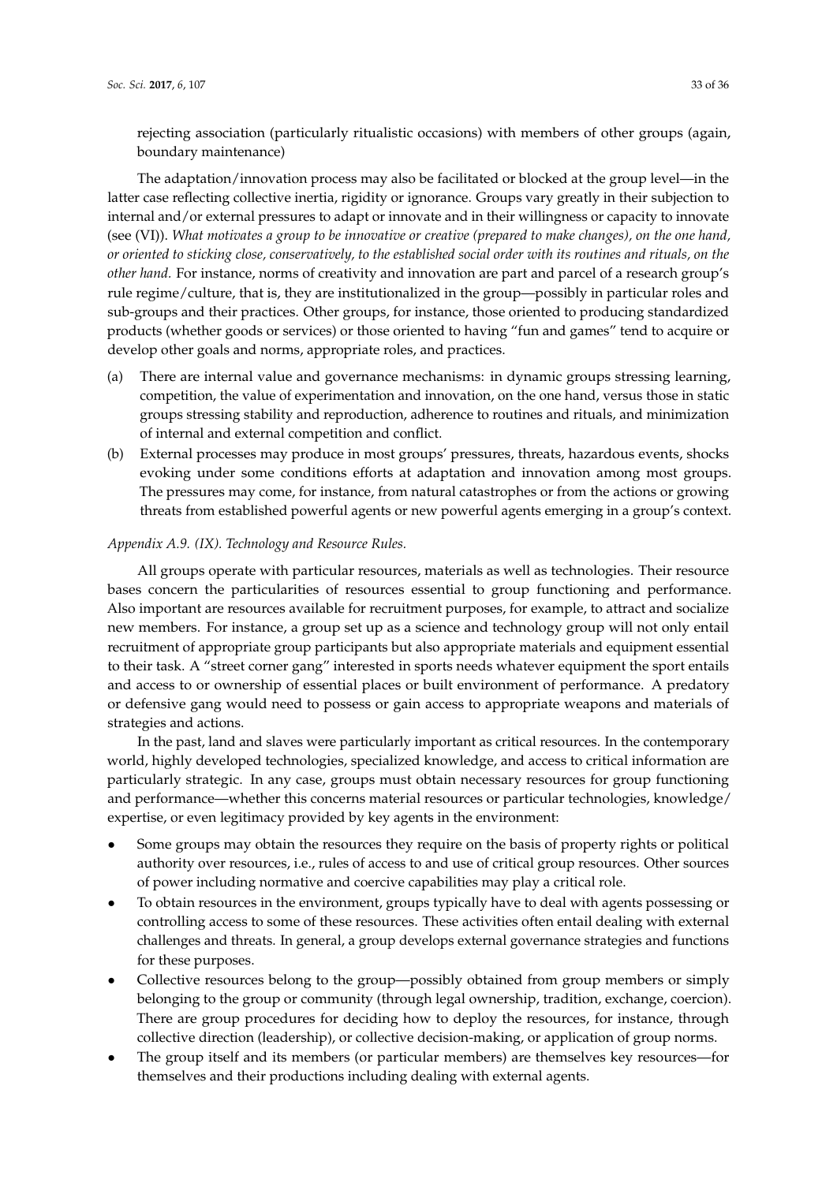rejecting association (particularly ritualistic occasions) with members of other groups (again, boundary maintenance)

The adaptation/innovation process may also be facilitated or blocked at the group level—in the latter case reflecting collective inertia, rigidity or ignorance. Groups vary greatly in their subjection to internal and/or external pressures to adapt or innovate and in their willingness or capacity to innovate (see (VI)). *What motivates a group to be innovative or creative (prepared to make changes), on the one hand, or oriented to sticking close, conservatively, to the established social order with its routines and rituals, on the other hand.* For instance, norms of creativity and innovation are part and parcel of a research group's rule regime/culture, that is, they are institutionalized in the group—possibly in particular roles and sub-groups and their practices. Other groups, for instance, those oriented to producing standardized products (whether goods or services) or those oriented to having "fun and games" tend to acquire or develop other goals and norms, appropriate roles, and practices.

(a) There are internal value and governance mechanisms: in dynamic groups stressing learning, competition, the value of experimentation and innovation, on the one hand, versus those in static groups stressing stability and reproduction, adherence to routines and rituals, and minimization of internal and external competition and conflict.

(b) External processes may produce in most groups' pressures, threats, hazardous events, shocks evoking under some conditions efforts at adaptation and innovation among most groups. The pressures may come, for instance, from natural catastrophes or from the actions or growing threats from established powerful agents or new powerful agents emerging in a group's context.

*Appendix A.9. (IX). Technology and Resource Rules.*

All groups operate with particular resources, materials as well as technologies. Their resource bases concern the particularities of resources essential to group functioning and performance. Also important are resources available for recruitment purposes, for example, to attract and socialize new members. For instance, a group set up as a science and technology group will not only entail recruitment of appropriate group participants but also appropriate materials and equipment essential to their task. A "street corner gang" interested in sports needs whatever equipment the sport entails and access to or ownership of essential places or built environment of performance. A predatory or defensive gang would need to possess or gain access to appropriate weapons and materials of strategies and actions.

In the past, land and slaves were particularly important as critical resources. In the contemporary world, highly developed technologies, specialized knowledge, and access to critical information are particularly strategic. In any case, groups must obtain necessary resources for group functioning and performance—whether this concerns material resources or particular technologies, knowledge/expertise, or even legitimacy provided by key agents in the environment:

- Some groups may obtain the resources they require on the basis of property rights or political authority over resources, i.e., rules of access to and use of critical group resources. Other sources of power including normative and coercive capabilities may play a critical role.
- To obtain resources in the environment, groups typically have to deal with agents possessing or controlling access to some of these resources. These activities often entail dealing with external challenges and threats. In general, a group develops external governance strategies and functions for these purposes.
- Collective resources belong to the group—possibly obtained from group members or simply belonging to the group or community (through legal ownership, tradition, exchange, coercion). There are group procedures for deciding how to deploy the resources, for instance, through collective direction (leadership), or collective decision-making, or application of group norms.
- The group itself and its members (or particular members) are themselves key resources—for themselves and their productions including dealing with external agents.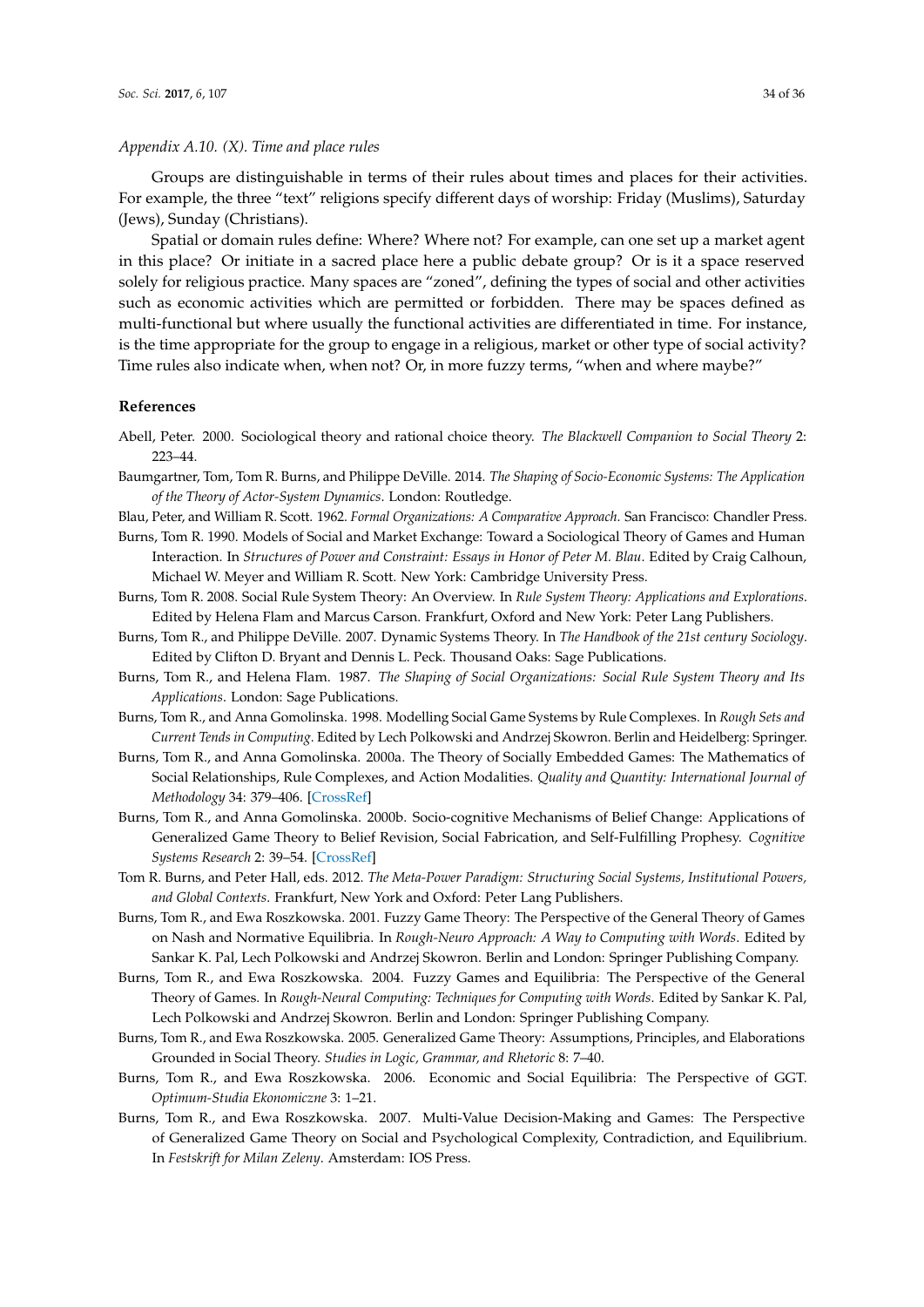*Appendix A.10. (X). Time and place rules*

Groups are distinguishable in terms of their rules about times and places for their activities. For example, the three "text" religions specify different days of worship: Friday (Muslims), Saturday (Jews), Sunday (Christians).

Spatial or domain rules define: Where? Where not? For example, can one set up a market agent in this place? Or initiate in a sacred place here a public debate group? Or is it a space reserved solely for religious practice. Many spaces are "zoned", defining the types of social and other activities such as economic activities which are permitted or forbidden. There may be spaces defined as multi-functional but where usually the functional activities are differentiated in time. For instance, is the time appropriate for the group to engage in a religious, market or other type of social activity? Time rules also indicate when, when not? Or, in more fuzzy terms, "when and where maybe?"

## References

Abell, Peter. 2000. Sociological theory and rational choice theory. *The Blackwell Companion to Social Theory* 2: 223–44.

Baumgartner, Tom, Tom R. Burns, and Philippe DeVille. 2014. *The Shaping of Socio-Economic Systems: The Application of the Theory of Actor-System Dynamics*. London: Routledge.

Blau, Peter, and William R. Scott. 1962. *Formal Organizations: A Comparative Approach.* San Francisco: Chandler Press.

Burns, Tom R. 1990. Models of Social and Market Exchange: Toward a Sociological Theory of Games and Human Interaction. In *Structures of Power and Constraint: Essays in Honor of Peter M. Blau*. Edited by Craig Calhoun, Michael W. Meyer and William R. Scott. New York: Cambridge University Press.

Burns, Tom R. 2008. Social Rule System Theory: An Overview. In *Rule System Theory: Applications and Explorations*. Edited by Helena Flam and Marcus Carson. Frankfurt, Oxford and New York: Peter Lang Publishers.

Burns, Tom R., and Philippe DeVille. 2007. Dynamic Systems Theory. In *The Handbook of the 21st century Sociology*. Edited by Clifton D. Bryant and Dennis L. Peck. Thousand Oaks: Sage Publications.

Burns, Tom R., and Helena Flam. 1987. *The Shaping of Social Organizations: Social Rule System Theory and Its Applications*. London: Sage Publications.

Burns, Tom R., and Anna Gomolinska. 1998. Modelling Social Game Systems by Rule Complexes. In *Rough Sets and Current Tends in Computing*. Edited by Lech Polkowski and Andrzej Skowron. Berlin and Heidelberg: Springer.

Burns, Tom R., and Anna Gomolinska. 2000a. The Theory of Socially Embedded Games: The Mathematics of Social Relationships, Rule Complexes, and Action Modalities. *Quality and Quantity: International Journal of Methodology* 34: 379–406. [CrossRef]

Burns, Tom R., and Anna Gomolinska. 2000b. Socio-cognitive Mechanisms of Belief Change: Applications of Generalized Game Theory to Belief Revision, Social Fabrication, and Self-Fulfilling Prophesy. *Cognitive Systems Research* 2: 39–54. [CrossRef]

Tom R. Burns, and Peter Hall, eds. 2012. *The Meta-Power Paradigm: Structuring Social Systems, Institutional Powers, and Global Contexts*. Frankfurt, New York and Oxford: Peter Lang Publishers.

Burns, Tom R., and Ewa Roszkowska. 2001. Fuzzy Game Theory: The Perspective of the General Theory of Games on Nash and Normative Equilibria. In *Rough-Neuro Approach: A Way to Computing with Words*. Edited by Sankar K. Pal, Lech Polkowski and Andrzej Skowron. Berlin and London: Springer Publishing Company.

Burns, Tom R., and Ewa Roszkowska. 2004. Fuzzy Games and Equilibria: The Perspective of the General Theory of Games. In *Rough-Neural Computing: Techniques for Computing with Words*. Edited by Sankar K. Pal, Lech Polkowski and Andrzej Skowron. Berlin and London: Springer Publishing Company.

Burns, Tom R., and Ewa Roszkowska. 2005. Generalized Game Theory: Assumptions, Principles, and Elaborations Grounded in Social Theory. *Studies in Logic, Grammar, and Rhetoric* 8: 7–40.

Burns, Tom R., and Ewa Roszkowska. 2006. Economic and Social Equilibria: The Perspective of GGT. *Optimum-Studia Ekonomiczne* 3: 1–21.

Burns, Tom R., and Ewa Roszkowska. 2007. Multi-Value Decision-Making and Games: The Perspective of Generalized Game Theory on Social and Psychological Complexity, Contradiction, and Equilibrium. In *Festskrift for Milan Zeleny*. Amsterdam: IOS Press.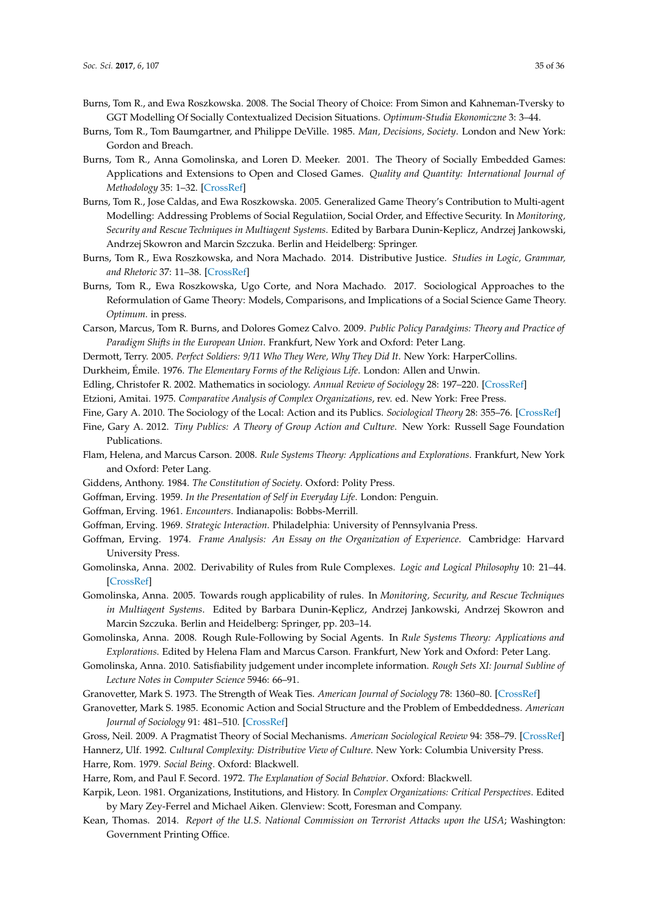Burns, Tom R., and Ewa Roszkowska. 2008. The Social Theory of Choice: From Simon and Kahneman-Tversky to GGT Modelling Of Socially Contextualized Decision Situations. *Optimum-Studia Ekonomiczne* 3: 3–44.

Burns, Tom R., Tom Baumgartner, and Philippe DeVille. 1985. *Man, Decisions, Society*. London and New York: Gordon and Breach.

Burns, Tom R., Anna Gomolinska, and Loren D. Meeker. 2001. The Theory of Socially Embedded Games: Applications and Extensions to Open and Closed Games. *Quality and Quantity: International Journal of Methodology* 35: 1–32. [CrossRef]

Burns, Tom R., Jose Caldas, and Ewa Roszkowska. 2005. Generalized Game Theory's Contribution to Multi-agent Modelling: Addressing Problems of Social Regulatiion, Social Order, and Effective Security. In *Monitoring, Security and Rescue Techniques in Multiagent Systems*. Edited by Barbara Dunin-Keplicz, Andrzej Jankowski, Andrzej Skowron and Marcin Szczuka. Berlin and Heidelberg: Springer.

Burns, Tom R., Ewa Roszkowska, and Nora Machado. 2014. Distributive Justice. *Studies in Logic, Grammar, and Rhetoric* 37: 11–38. [CrossRef]

Burns, Tom R., Ewa Roszkowska, Ugo Corte, and Nora Machado. 2017. Sociological Approaches to the Reformulation of Game Theory: Models, Comparisons, and Implications of a Social Science Game Theory. *Optimum*. in press.

Carson, Marcus, Tom R. Burns, and Dolores Gomez Calvo. 2009. *Public Policy Paradigms: Theory and Practice of Paradigm Shifts in the European Union*. Frankfurt, New York and Oxford: Peter Lang.

Dermott, Terry. 2005. *Perfect Soldiers: 9/11 Who They Were, Why They Did It*. New York: HarperCollins.

Durkheim, Émile. 1976. *The Elementary Forms of the Religious Life*. London: Allen and Unwin.

Edling, Christofer R. 2002. Mathematics in sociology. *Annual Review of Sociology* 28: 197–220. [CrossRef]

Etzioni, Amitai. 1975. *Comparative Analysis of Complex Organizations*, rev. ed. New York: Free Press.

Fine, Gary A. 2010. The Sociology of the Local: Action and its Publics. *Sociological Theory* 28: 355–76. [CrossRef]

Fine, Gary A. 2012. *Tiny Publics: A Theory of Group Action and Culture*. New York: Russell Sage Foundation Publications.

Flam, Helena, and Marcus Carson. 2008. *Rule Systems Theory: Applications and Explorations*. Frankfurt, New York and Oxford: Peter Lang.

Giddens, Anthony. 1984. *The Constitution of Society*. Oxford: Polity Press.

Goffman, Erving. 1959. *In the Presentation of Self in Everyday Life*. London: Penguin.

Goffman, Erving. 1961. *Encounters*. Indianapolis: Bobbs-Merrill.

Goffman, Erving. 1969. *Strategic Interaction*. Philadelphia: University of Pennsylvania Press.

Goffman, Erving. 1974. *Frame Analysis: An Essay on the Organization of Experience*. Cambridge: Harvard University Press.

Gomolinska, Anna. 2002. Derivability of Rules from Rule Complexes. *Logic and Logical Philosophy* 10: 21–44. [CrossRef]

Gomolinska, Anna. 2005. Towards rough applicability of rules. In *Monitoring, Security, and Rescue Techniques in Multiagent Systems*. Edited by Barbara Dunin-Kęplicz, Andrzej Jankowski, Andrzej Skowron and Marcin Szczuka. Berlin and Heidelberg: Springer, pp. 203–14.

Gomolinska, Anna. 2008. Rough Rule-Following by Social Agents. In *Rule Systems Theory: Applications and Explorations*. Edited by Helena Flam and Marcus Carson. Frankfurt, New York and Oxford: Peter Lang.

Gomolinska, Anna. 2010. Satisfiability judgement under incomplete information. *Rough Sets XI: Journal Subline of Lecture Notes in Computer Science* 5946: 66–91.

Granovetter, Mark S. 1973. The Strength of Weak Ties. *American Journal of Sociology* 78: 1360–80. [CrossRef]

Granovetter, Mark S. 1985. Economic Action and Social Structure and the Problem of Embeddedness. *American Journal of Sociology* 91: 481–510. [CrossRef]

Gross, Neil. 2009. A Pragmatist Theory of Social Mechanisms. *American Sociological Review* 94: 358–79. [CrossRef]

Hannerz, Ulf. 1992. *Cultural Complexity: Distributive View of Culture*. New York: Columbia University Press.

Harre, Rom. 1979. *Social Being*. Oxford: Blackwell.

Harre, Rom, and Paul F. Secord. 1972. *The Explanation of Social Behavior*. Oxford: Blackwell.

Karpik, Leon. 1981. Organizations, Institutions, and History. In *Complex Organizations: Critical Perspectives*. Edited by Mary Zey-Ferrel and Michael Aiken. Glenview: Scott, Foresman and Company.

Kean, Thomas. 2014. *Report of the U.S. National Commission on Terrorist Attacks upon the USA*; Washington: Government Printing Office.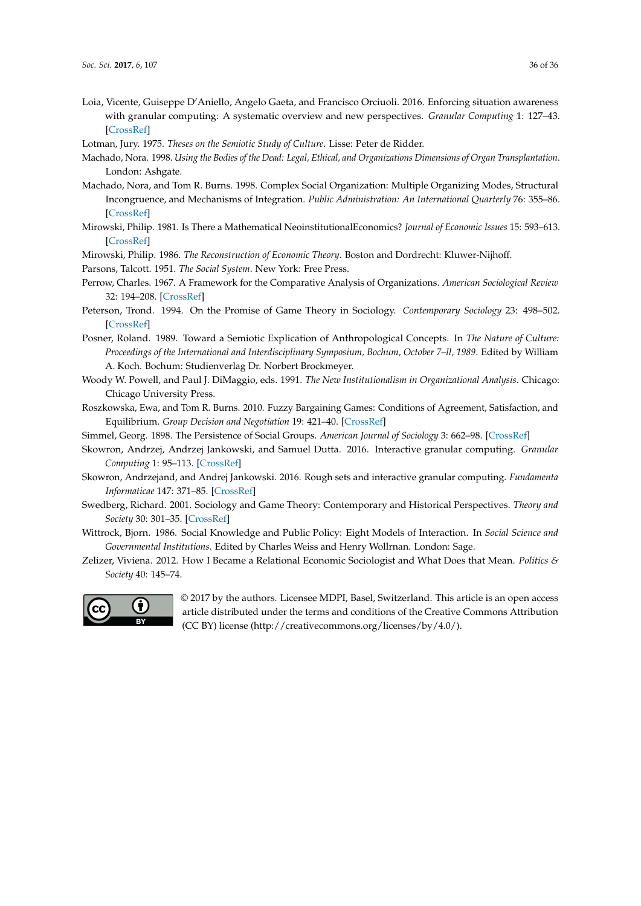Loia, Vicente, Guiseppe D'Aniello, Angelo Gaeta, and Francisco Orciuoli. 2016. Enforcing situation awareness with granular computing: A systematic overview and new perspectives. *Granular Computing* 1: 127–43. [CrossRef]

Lotman, Jury. 1975. *Theses on the Semiotic Study of Culture*. Lisse: Peter de Ridder.

Machado, Nora. 1998. *Using the Bodies of the Dead: Legal, Ethical, and Organizations Dimensions of Organ Transplantation*. London: Ashgate.

Machado, Nora, and Tom R. Burns. 1998. Complex Social Organization: Multiple Organizing Modes, Structural Incongruence, and Mechanisms of Integration. *Public Administration: An International Quarterly* 76: 355–86. [CrossRef]

Mirowski, Philip. 1981. Is There a Mathematical NeoinstitutionalEconomics? *Journal of Economic Issues* 15: 593–613. [CrossRef]

Mirowski, Philip. 1986. *The Reconstruction of Economic Theory*. Boston and Dordrecht: Kluwer-Nijhoff.

Parsons, Talcott. 1951. *The Social System*. New York: Free Press.

Perrow, Charles. 1967. A Framework for the Comparative Analysis of Organizations. *American Sociological Review* 32: 194–208. [CrossRef]

Peterson, Trond. 1994. On the Promise of Game Theory in Sociology. *Contemporary Sociology* 23: 498–502. [CrossRef]

Posner, Roland. 1989. Toward a Semiotic Explication of Anthropological Concepts. In *The Nature of Culture: Proceedings of the International and Interdisciplinary Symposium, Bochum, October 7–ll, 1989*. Edited by William A. Koch. Bochum: Studienverlag Dr. Norbert Brockmeyer.

Woody W. Powell, and Paul J. DiMaggio, eds. 1991. *The New Institutionalism in Organizational Analysis*. Chicago: Chicago University Press.

Roszkowska, Ewa, and Tom R. Burns. 2010. Fuzzy Bargaining Games: Conditions of Agreement, Satisfaction, and Equilibrium. *Group Decision and Negotiation* 19: 421–40. [CrossRef]

Simmel, Georg. 1898. The Persistence of Social Groups. *American Journal of Sociology* 3: 662–98. [CrossRef]

Skowron, Andrzej, Andrzej Jankowski, and Samuel Dutta. 2016. Interactive granular computing. *Granular Computing* 1: 95–113. [CrossRef]

Skowron, Andrzejand, and Andrzej Jankowski. 2016. Rough sets and interactive granular computing. *Fundamenta Informaticae* 147: 371–85. [CrossRef]

Swedberg, Richard. 2001. Sociology and Game Theory: Contemporary and Historical Perspectives. *Theory and Society* 30: 301–35. [CrossRef]

Wittrock, Bjorn. 1986. Social Knowledge and Public Policy: Eight Models of Interaction. In *Social Science and Governmental Institutions*. Edited by Charles Weiss and Henry Wollrnan. London: Sage.

Zelizer, Viviena. 2012. How I Became a Relational Economic Sociologist and What Does that Mean. *Politics & Society* 40: 145–74.

© 2017 by the authors. Licensee MDPI, Basel, Switzerland. This article is an open access article distributed under the terms and conditions of the Creative Commons Attribution (CC BY) license (http://creativecommons.org/licenses/by/4.0/).